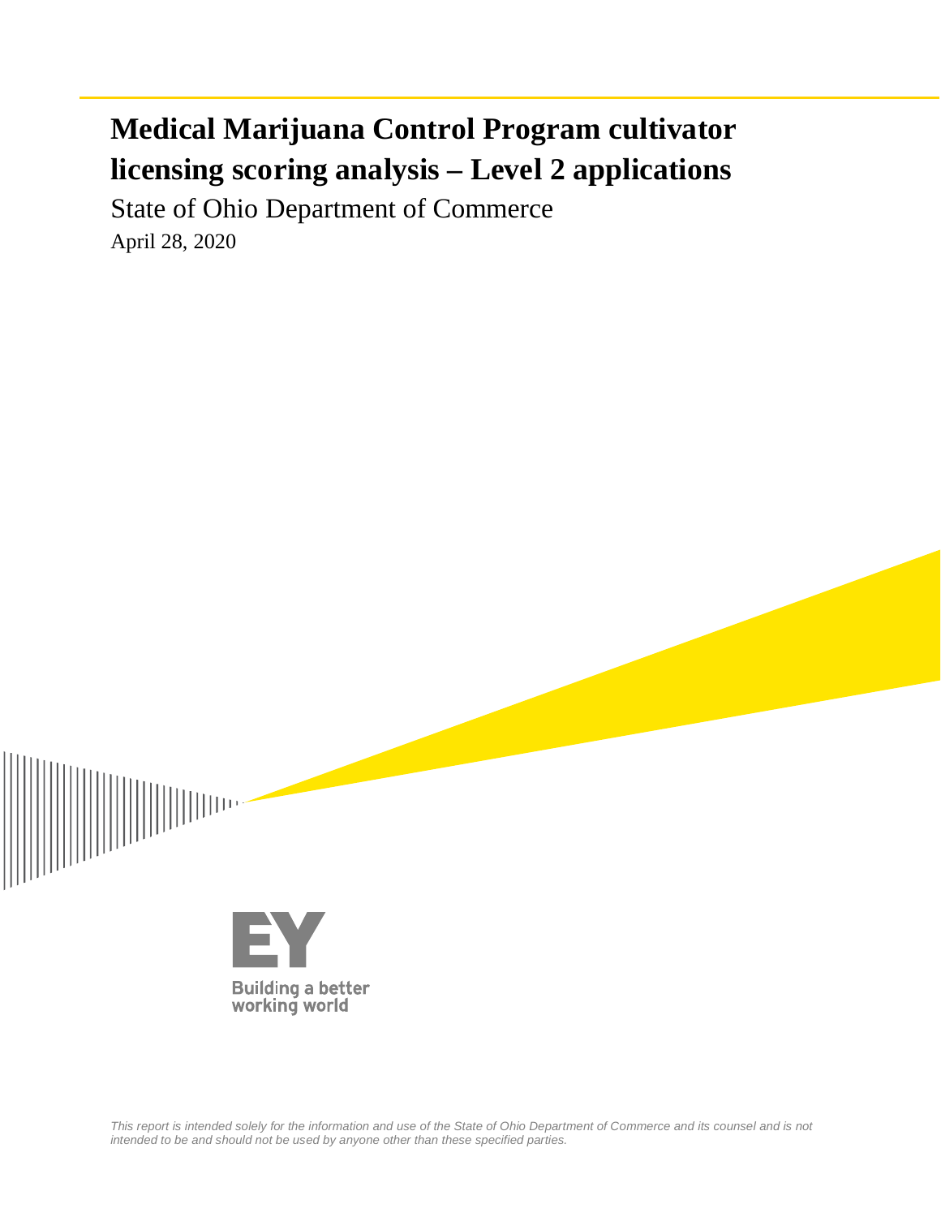# Medical Marijuana Control Program cultivator licensing scoring analysis – Level 2 applications

State of Ohio Department of Commerce

April 28, 2020

Building a better working world

*This report is intended solely for the information and use of the State of Ohio Department of Commerce and its counsel and is not intended to be and should not be used by anyone other than these specified parties.*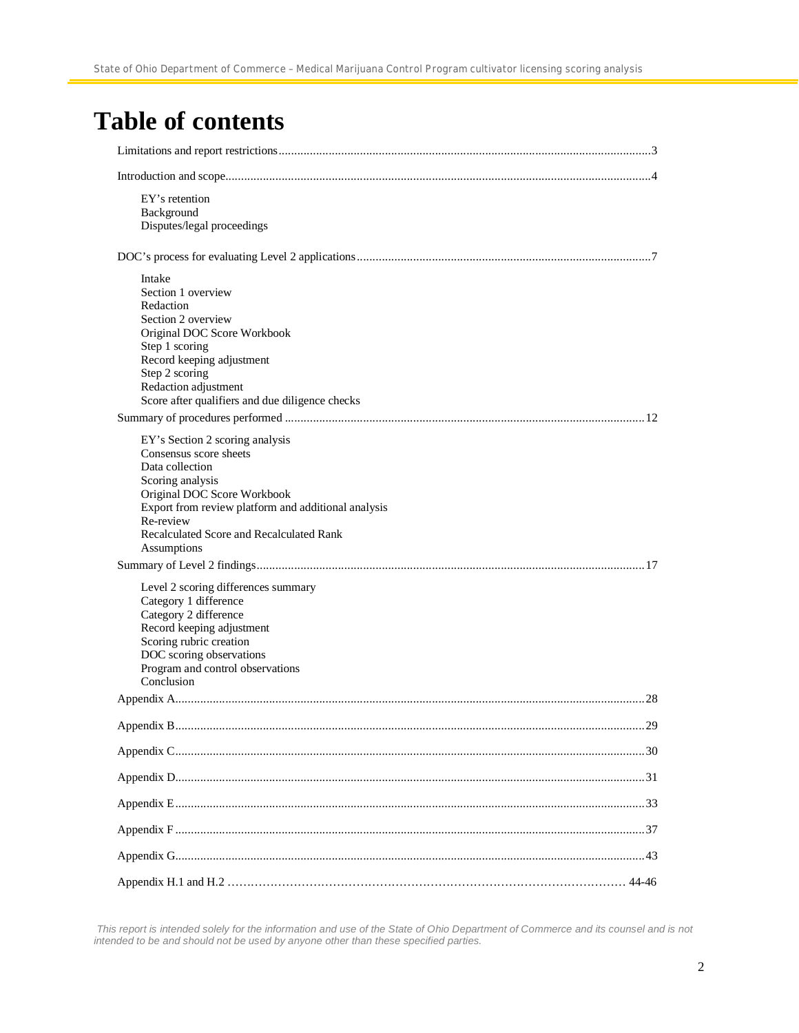# Table of contents

Limitations and report restrictions......3

Introduction and scope......4

- EY's retention
- Background
- Disputes/legal proceedings

DOC's process for evaluating Level 2 applications......7

- Intake
- Section 1 overview
- Redaction
- Section 2 overview
- Original DOC Score Workbook
- Step 1 scoring
- Record keeping adjustment
- Step 2 scoring
- Redaction adjustment
- Score after qualifiers and due diligence checks

Summary of procedures performed......12

- EY's Section 2 scoring analysis
- Consensus score sheets
- Data collection
- Scoring analysis
- Original DOC Score Workbook
- Export from review platform and additional analysis
- Re-review
- Recalculated Score and Recalculated Rank
- Assumptions

Summary of Level 2 findings......17

- Level 2 scoring differences summary
- Category 1 difference
- Category 2 difference
- Record keeping adjustment
- Scoring rubric creation
- DOC scoring observations
- Program and control observations
- Conclusion

Appendix A......28

Appendix B......29

Appendix C......30

Appendix D......31

Appendix E......33

Appendix F......37

Appendix G......43

Appendix H.1 and H.2 ...... 44-46

*This report is intended solely for the information and use of the State of Ohio Department of Commerce and its counsel and is not intended to be and should not be used by anyone other than these specified parties.*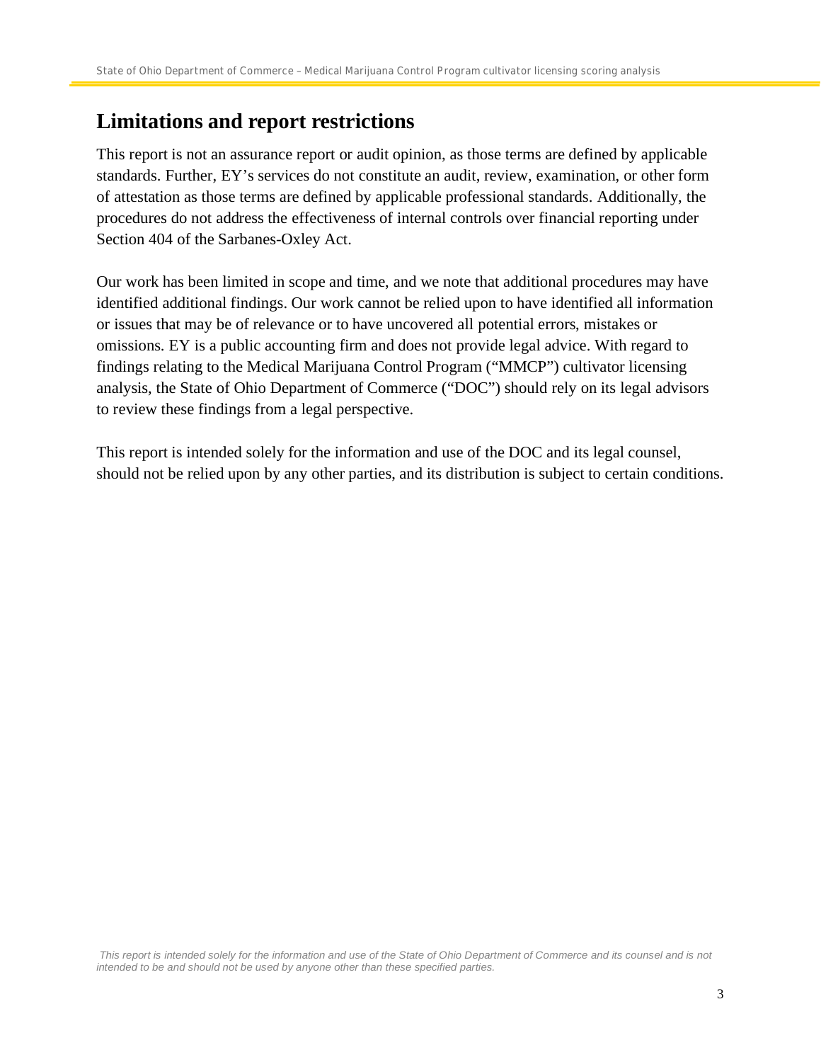## Limitations and report restrictions

This report is not an assurance report or audit opinion, as those terms are defined by applicable standards. Further, EY's services do not constitute an audit, review, examination, or other form of attestation as those terms are defined by applicable professional standards. Additionally, the procedures do not address the effectiveness of internal controls over financial reporting under Section 404 of the Sarbanes-Oxley Act.

Our work has been limited in scope and time, and we note that additional procedures may have identified additional findings. Our work cannot be relied upon to have identified all information or issues that may be of relevance or to have uncovered all potential errors, mistakes or omissions. EY is a public accounting firm and does not provide legal advice. With regard to findings relating to the Medical Marijuana Control Program ("MMCP") cultivator licensing analysis, the State of Ohio Department of Commerce ("DOC") should rely on its legal advisors to review these findings from a legal perspective.

This report is intended solely for the information and use of the DOC and its legal counsel, should not be relied upon by any other parties, and its distribution is subject to certain conditions.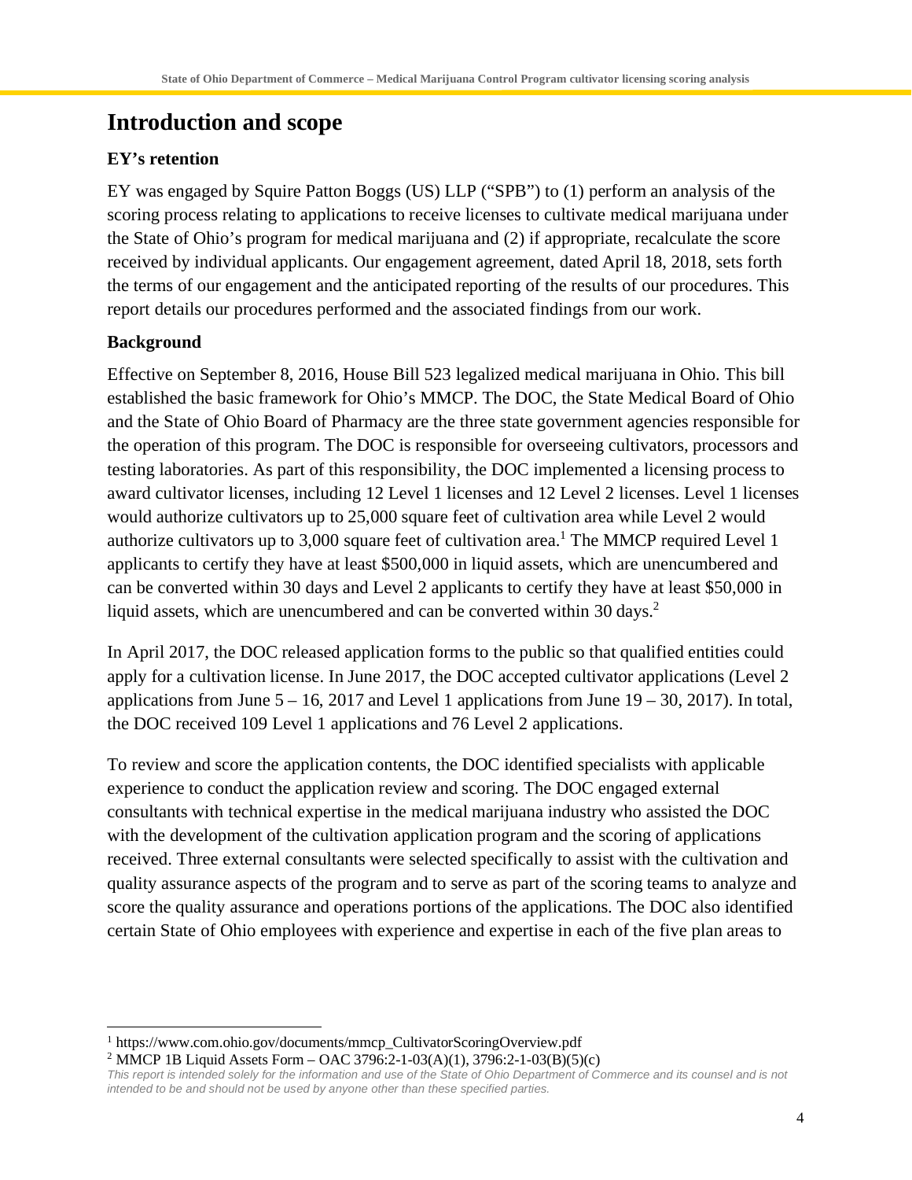# Introduction and scope

### EY's retention

EY was engaged by Squire Patton Boggs (US) LLP ("SPB") to (1) perform an analysis of the scoring process relating to applications to receive licenses to cultivate medical marijuana under the State of Ohio's program for medical marijuana and (2) if appropriate, recalculate the score received by individual applicants. Our engagement agreement, dated April 18, 2018, sets forth the terms of our engagement and the anticipated reporting of the results of our procedures. This report details our procedures performed and the associated findings from our work.

### Background

Effective on September 8, 2016, House Bill 523 legalized medical marijuana in Ohio. This bill established the basic framework for Ohio's MMCP. The DOC, the State Medical Board of Ohio and the State of Ohio Board of Pharmacy are the three state government agencies responsible for the operation of this program. The DOC is responsible for overseeing cultivators, processors and testing laboratories. As part of this responsibility, the DOC implemented a licensing process to award cultivator licenses, including 12 Level 1 licenses and 12 Level 2 licenses. Level 1 licenses would authorize cultivators up to 25,000 square feet of cultivation area while Level 2 would authorize cultivators up to 3,000 square feet of cultivation area.[1] The MMCP required Level 1 applicants to certify they have at least $500,000 in liquid assets, which are unencumbered and can be converted within 30 days and Level 2 applicants to certify they have at least $50,000 in liquid assets, which are unencumbered and can be converted within 30 days.[2]

In April 2017, the DOC released application forms to the public so that qualified entities could apply for a cultivation license. In June 2017, the DOC accepted cultivator applications (Level 2 applications from June 5 – 16, 2017 and Level 1 applications from June 19 – 30, 2017). In total, the DOC received 109 Level 1 applications and 76 Level 2 applications.

To review and score the application contents, the DOC identified specialists with applicable experience to conduct the application review and scoring. The DOC engaged external consultants with technical expertise in the medical marijuana industry who assisted the DOC with the development of the cultivation application program and the scoring of applications received. Three external consultants were selected specifically to assist with the cultivation and quality assurance aspects of the program and to serve as part of the scoring teams to analyze and score the quality assurance and operations portions of the applications. The DOC also identified certain State of Ohio employees with experience and expertise in each of the five plan areas to

---

[1] https://www.com.ohio.gov/documents/mmcp_CultivatorScoringOverview.pdf

[2] MMCP 1B Liquid Assets Form – OAC 3796:2-1-03(A)(1), 3796:2-1-03(B)(5)(c)

*This report is intended solely for the information and use of the State of Ohio Department of Commerce and its counsel and is not intended to be and should not be used by anyone other than these specified parties.*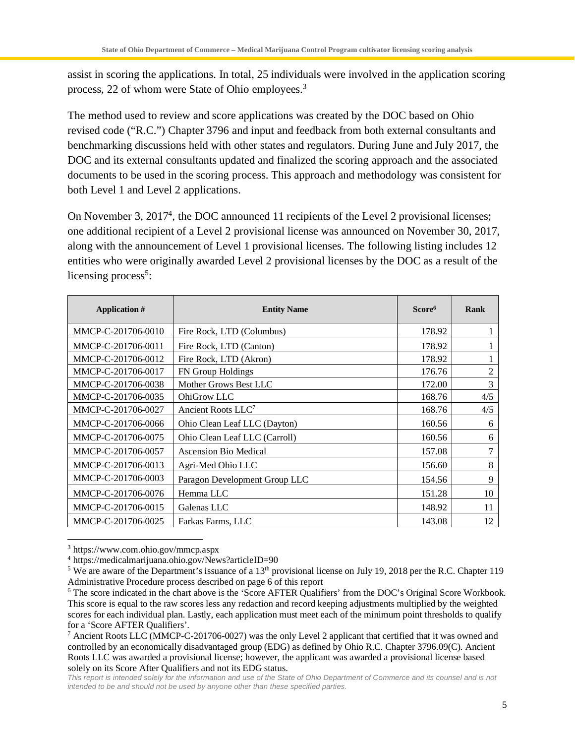assist in scoring the applications. In total, 25 individuals were involved in the application scoring process, 22 of whom were State of Ohio employees.[3]

The method used to review and score applications was created by the DOC based on Ohio revised code ("R.C.") Chapter 3796 and input and feedback from both external consultants and benchmarking discussions held with other states and regulators. During June and July 2017, the DOC and its external consultants updated and finalized the scoring approach and the associated documents to be used in the scoring process. This approach and methodology was consistent for both Level 1 and Level 2 applications.

On November 3, 2017[4], the DOC announced 11 recipients of the Level 2 provisional licenses; one additional recipient of a Level 2 provisional license was announced on November 30, 2017, along with the announcement of Level 1 provisional licenses. The following listing includes 12 entities who were originally awarded Level 2 provisional licenses by the DOC as a result of the licensing process[5]:

| Application # | Entity Name | Score[6] | Rank |
|---|---|---|---|
| MMCP-C-201706-0010 | Fire Rock, LTD (Columbus) | 178.92 | 1 |
| MMCP-C-201706-0011 | Fire Rock, LTD (Canton) | 178.92 | 1 |
| MMCP-C-201706-0012 | Fire Rock, LTD (Akron) | 178.92 | 1 |
| MMCP-C-201706-0017 | FN Group Holdings | 176.76 | 2 |
| MMCP-C-201706-0038 | Mother Grows Best LLC | 172.00 | 3 |
| MMCP-C-201706-0035 | OhiGrow LLC | 168.76 | 4/5 |
| MMCP-C-201706-0027 | Ancient Roots LLC[7] | 168.76 | 4/5 |
| MMCP-C-201706-0066 | Ohio Clean Leaf LLC (Dayton) | 160.56 | 6 |
| MMCP-C-201706-0075 | Ohio Clean Leaf LLC (Carroll) | 160.56 | 6 |
| MMCP-C-201706-0057 | Ascension Bio Medical | 157.08 | 7 |
| MMCP-C-201706-0013 | Agri-Med Ohio LLC | 156.60 | 8 |
| MMCP-C-201706-0003 | Paragon Development Group LLC | 154.56 | 9 |
| MMCP-C-201706-0076 | Hemma LLC | 151.28 | 10 |
| MMCP-C-201706-0015 | Galenas LLC | 148.92 | 11 |
| MMCP-C-201706-0025 | Farkas Farms, LLC | 143.08 | 12 |

---

[3] https://www.com.ohio.gov/mmcp.aspx

[4] https://medicalmarijuana.ohio.gov/News?articleID=90

[5] We are aware of the Department's issuance of a 13th provisional license on July 19, 2018 per the R.C. Chapter 119 Administrative Procedure process described on page 6 of this report

[6] The score indicated in the chart above is the 'Score AFTER Qualifiers' from the DOC's Original Score Workbook. This score is equal to the raw scores less any redaction and record keeping adjustments multiplied by the weighted scores for each individual plan. Lastly, each application must meet each of the minimum point thresholds to qualify for a 'Score AFTER Qualifiers'.

[7] Ancient Roots LLC (MMCP-C-201706-0027) was the only Level 2 applicant that certified that it was owned and controlled by an economically disadvantaged group (EDG) as defined by Ohio R.C. Chapter 3796.09(C). Ancient Roots LLC was awarded a provisional license; however, the applicant was awarded a provisional license based solely on its Score After Qualifiers and not its EDG status.

*This report is intended solely for the information and use of the State of Ohio Department of Commerce and its counsel and is not intended to be and should not be used by anyone other than these specified parties.*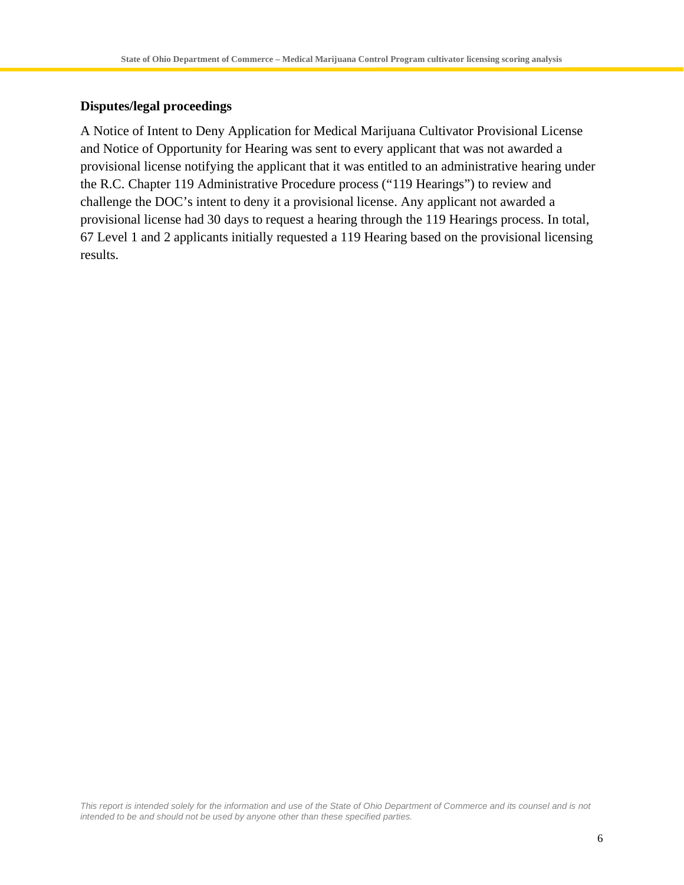### Disputes/legal proceedings

A Notice of Intent to Deny Application for Medical Marijuana Cultivator Provisional License and Notice of Opportunity for Hearing was sent to every applicant that was not awarded a provisional license notifying the applicant that it was entitled to an administrative hearing under the R.C. Chapter 119 Administrative Procedure process ("119 Hearings") to review and challenge the DOC's intent to deny it a provisional license. Any applicant not awarded a provisional license had 30 days to request a hearing through the 119 Hearings process. In total, 67 Level 1 and 2 applicants initially requested a 119 Hearing based on the provisional licensing results.

*This report is intended solely for the information and use of the State of Ohio Department of Commerce and its counsel and is not intended to be and should not be used by anyone other than these specified parties.*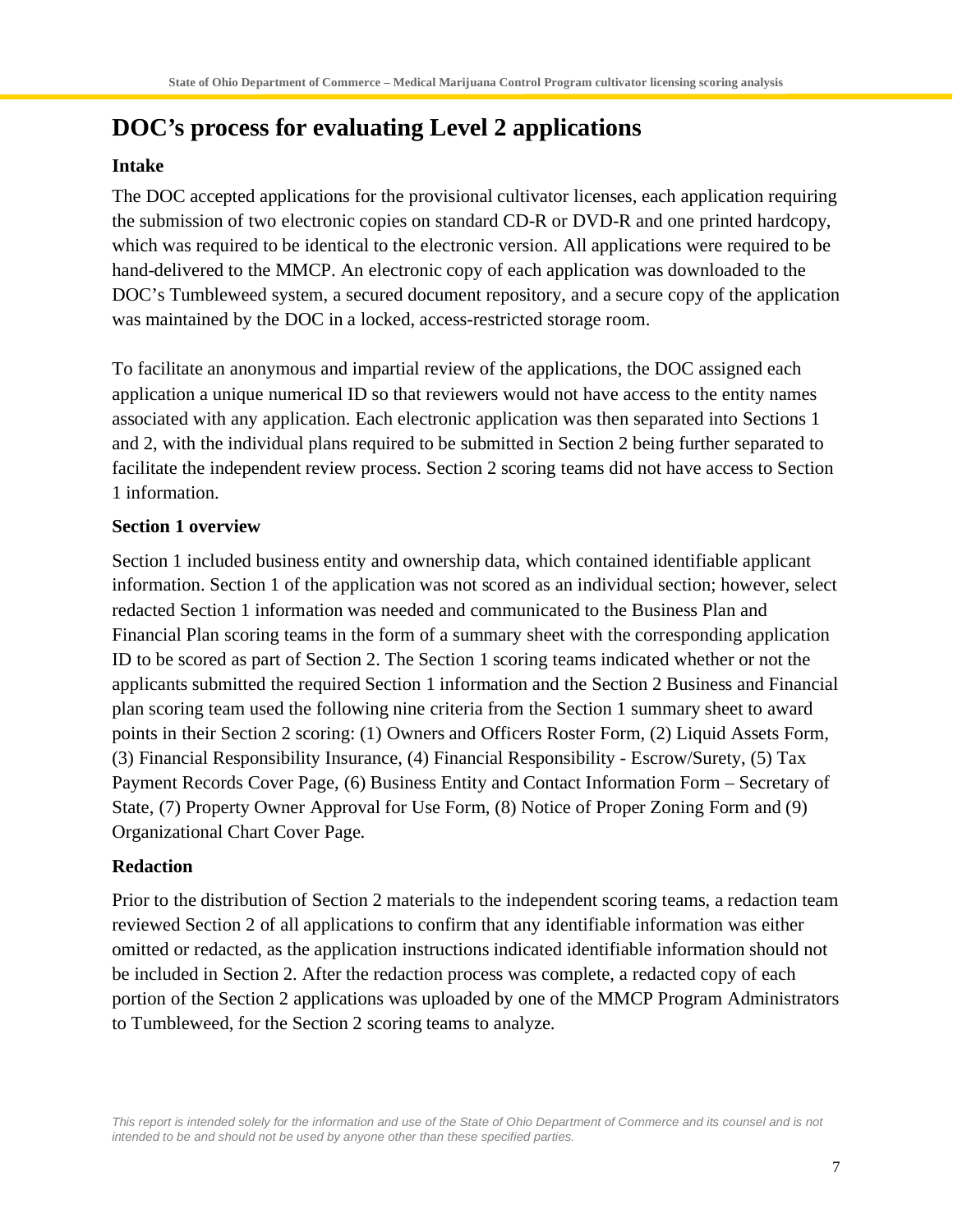# DOC's process for evaluating Level 2 applications

### Intake

The DOC accepted applications for the provisional cultivator licenses, each application requiring the submission of two electronic copies on standard CD-R or DVD-R and one printed hardcopy, which was required to be identical to the electronic version. All applications were required to be hand-delivered to the MMCP. An electronic copy of each application was downloaded to the DOC's Tumbleweed system, a secured document repository, and a secure copy of the application was maintained by the DOC in a locked, access-restricted storage room.

To facilitate an anonymous and impartial review of the applications, the DOC assigned each application a unique numerical ID so that reviewers would not have access to the entity names associated with any application. Each electronic application was then separated into Sections 1 and 2, with the individual plans required to be submitted in Section 2 being further separated to facilitate the independent review process. Section 2 scoring teams did not have access to Section 1 information.

### Section 1 overview

Section 1 included business entity and ownership data, which contained identifiable applicant information. Section 1 of the application was not scored as an individual section; however, select redacted Section 1 information was needed and communicated to the Business Plan and Financial Plan scoring teams in the form of a summary sheet with the corresponding application ID to be scored as part of Section 2. The Section 1 scoring teams indicated whether or not the applicants submitted the required Section 1 information and the Section 2 Business and Financial plan scoring team used the following nine criteria from the Section 1 summary sheet to award points in their Section 2 scoring: (1) Owners and Officers Roster Form, (2) Liquid Assets Form, (3) Financial Responsibility Insurance, (4) Financial Responsibility - Escrow/Surety, (5) Tax Payment Records Cover Page, (6) Business Entity and Contact Information Form – Secretary of State, (7) Property Owner Approval for Use Form, (8) Notice of Proper Zoning Form and (9) Organizational Chart Cover Page.

### Redaction

Prior to the distribution of Section 2 materials to the independent scoring teams, a redaction team reviewed Section 2 of all applications to confirm that any identifiable information was either omitted or redacted, as the application instructions indicated identifiable information should not be included in Section 2. After the redaction process was complete, a redacted copy of each portion of the Section 2 applications was uploaded by one of the MMCP Program Administrators to Tumbleweed, for the Section 2 scoring teams to analyze.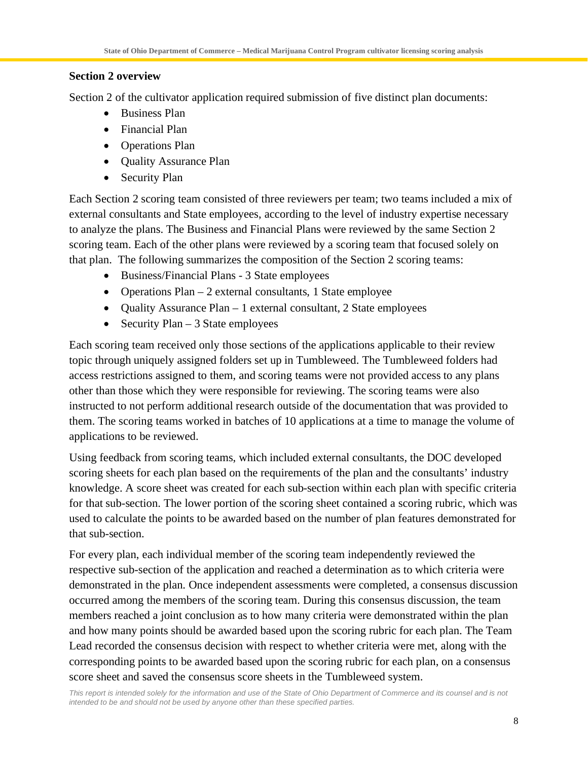**Section 2 overview**

Section 2 of the cultivator application required submission of five distinct plan documents:

- Business Plan
- Financial Plan
- Operations Plan
- Quality Assurance Plan
- Security Plan

Each Section 2 scoring team consisted of three reviewers per team; two teams included a mix of external consultants and State employees, according to the level of industry expertise necessary to analyze the plans. The Business and Financial Plans were reviewed by the same Section 2 scoring team. Each of the other plans were reviewed by a scoring team that focused solely on that plan. The following summarizes the composition of the Section 2 scoring teams:

- Business/Financial Plans - 3 State employees
- Operations Plan – 2 external consultants, 1 State employee
- Quality Assurance Plan – 1 external consultant, 2 State employees
- Security Plan – 3 State employees

Each scoring team received only those sections of the applications applicable to their review topic through uniquely assigned folders set up in Tumbleweed. The Tumbleweed folders had access restrictions assigned to them, and scoring teams were not provided access to any plans other than those which they were responsible for reviewing. The scoring teams were also instructed to not perform additional research outside of the documentation that was provided to them. The scoring teams worked in batches of 10 applications at a time to manage the volume of applications to be reviewed.

Using feedback from scoring teams, which included external consultants, the DOC developed scoring sheets for each plan based on the requirements of the plan and the consultants' industry knowledge. A score sheet was created for each sub-section within each plan with specific criteria for that sub-section. The lower portion of the scoring sheet contained a scoring rubric, which was used to calculate the points to be awarded based on the number of plan features demonstrated for that sub-section.

For every plan, each individual member of the scoring team independently reviewed the respective sub-section of the application and reached a determination as to which criteria were demonstrated in the plan. Once independent assessments were completed, a consensus discussion occurred among the members of the scoring team. During this consensus discussion, the team members reached a joint conclusion as to how many criteria were demonstrated within the plan and how many points should be awarded based upon the scoring rubric for each plan. The Team Lead recorded the consensus decision with respect to whether criteria were met, along with the corresponding points to be awarded based upon the scoring rubric for each plan, on a consensus score sheet and saved the consensus score sheets in the Tumbleweed system.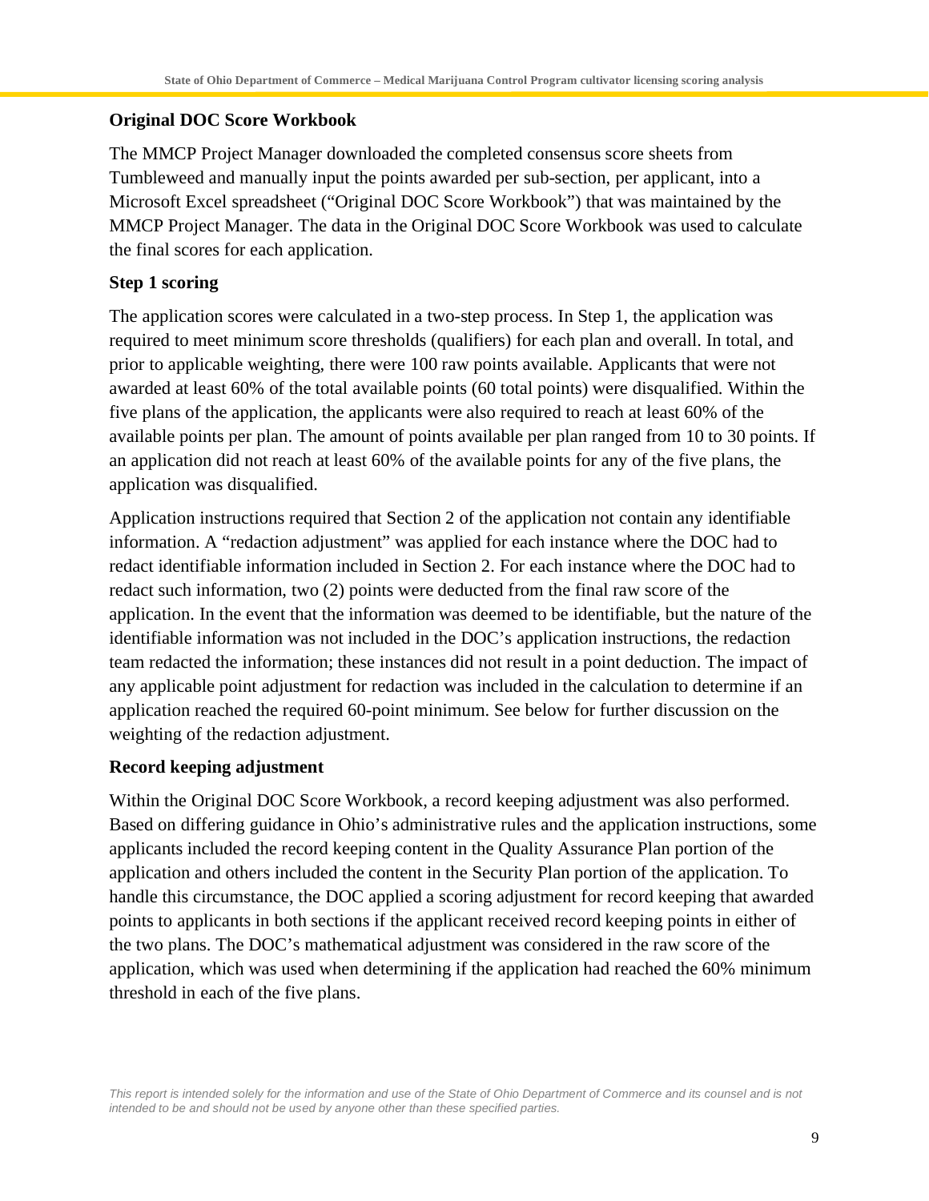**Original DOC Score Workbook**

The MMCP Project Manager downloaded the completed consensus score sheets from Tumbleweed and manually input the points awarded per sub-section, per applicant, into a Microsoft Excel spreadsheet ("Original DOC Score Workbook") that was maintained by the MMCP Project Manager. The data in the Original DOC Score Workbook was used to calculate the final scores for each application.

**Step 1 scoring**

The application scores were calculated in a two-step process. In Step 1, the application was required to meet minimum score thresholds (qualifiers) for each plan and overall. In total, and prior to applicable weighting, there were 100 raw points available. Applicants that were not awarded at least 60% of the total available points (60 total points) were disqualified. Within the five plans of the application, the applicants were also required to reach at least 60% of the available points per plan. The amount of points available per plan ranged from 10 to 30 points. If an application did not reach at least 60% of the available points for any of the five plans, the application was disqualified.

Application instructions required that Section 2 of the application not contain any identifiable information. A "redaction adjustment" was applied for each instance where the DOC had to redact identifiable information included in Section 2. For each instance where the DOC had to redact such information, two (2) points were deducted from the final raw score of the application. In the event that the information was deemed to be identifiable, but the nature of the identifiable information was not included in the DOC's application instructions, the redaction team redacted the information; these instances did not result in a point deduction. The impact of any applicable point adjustment for redaction was included in the calculation to determine if an application reached the required 60-point minimum. See below for further discussion on the weighting of the redaction adjustment.

**Record keeping adjustment**

Within the Original DOC Score Workbook, a record keeping adjustment was also performed. Based on differing guidance in Ohio's administrative rules and the application instructions, some applicants included the record keeping content in the Quality Assurance Plan portion of the application and others included the content in the Security Plan portion of the application. To handle this circumstance, the DOC applied a scoring adjustment for record keeping that awarded points to applicants in both sections if the applicant received record keeping points in either of the two plans. The DOC's mathematical adjustment was considered in the raw score of the application, which was used when determining if the application had reached the 60% minimum threshold in each of the five plans.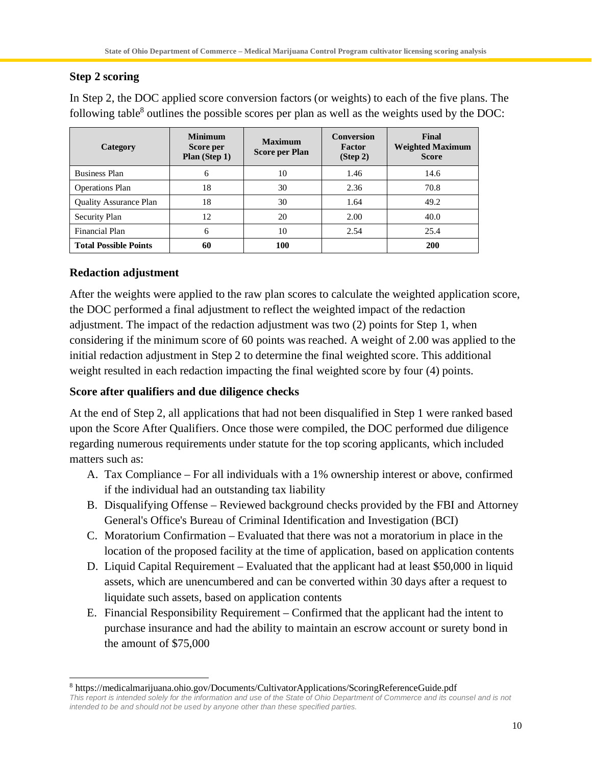### Step 2 scoring

In Step 2, the DOC applied score conversion factors (or weights) to each of the five plans. The following table[8] outlines the possible scores per plan as well as the weights used by the DOC:

| Category | Minimum Score per Plan (Step 1) | Maximum Score per Plan | Conversion Factor (Step 2) | Final Weighted Maximum Score |
|---|---|---|---|---|
| Business Plan | 6 | 10 | 1.46 | 14.6 |
| Operations Plan | 18 | 30 | 2.36 | 70.8 |
| Quality Assurance Plan | 18 | 30 | 1.64 | 49.2 |
| Security Plan | 12 | 20 | 2.00 | 40.0 |
| Financial Plan | 6 | 10 | 2.54 | 25.4 |
| **Total Possible Points** | **60** | **100** | | **200** |

### Redaction adjustment

After the weights were applied to the raw plan scores to calculate the weighted application score, the DOC performed a final adjustment to reflect the weighted impact of the redaction adjustment. The impact of the redaction adjustment was two (2) points for Step 1, when considering if the minimum score of 60 points was reached. A weight of 2.00 was applied to the initial redaction adjustment in Step 2 to determine the final weighted score. This additional weight resulted in each redaction impacting the final weighted score by four (4) points.

### Score after qualifiers and due diligence checks

At the end of Step 2, all applications that had not been disqualified in Step 1 were ranked based upon the Score After Qualifiers. Once those were compiled, the DOC performed due diligence regarding numerous requirements under statute for the top scoring applicants, which included matters such as:

A. Tax Compliance – For all individuals with a 1% ownership interest or above, confirmed if the individual had an outstanding tax liability
B. Disqualifying Offense – Reviewed background checks provided by the FBI and Attorney General's Office's Bureau of Criminal Identification and Investigation (BCI)
C. Moratorium Confirmation – Evaluated that there was not a moratorium in place in the location of the proposed facility at the time of application, based on application contents
D. Liquid Capital Requirement – Evaluated that the applicant had at least $50,000 in liquid assets, which are unencumbered and can be converted within 30 days after a request to liquidate such assets, based on application contents
E. Financial Responsibility Requirement – Confirmed that the applicant had the intent to purchase insurance and had the ability to maintain an escrow account or surety bond in the amount of $75,000

[8] https://medicalmarijuana.ohio.gov/Documents/CultivatorApplications/ScoringReferenceGuide.pdf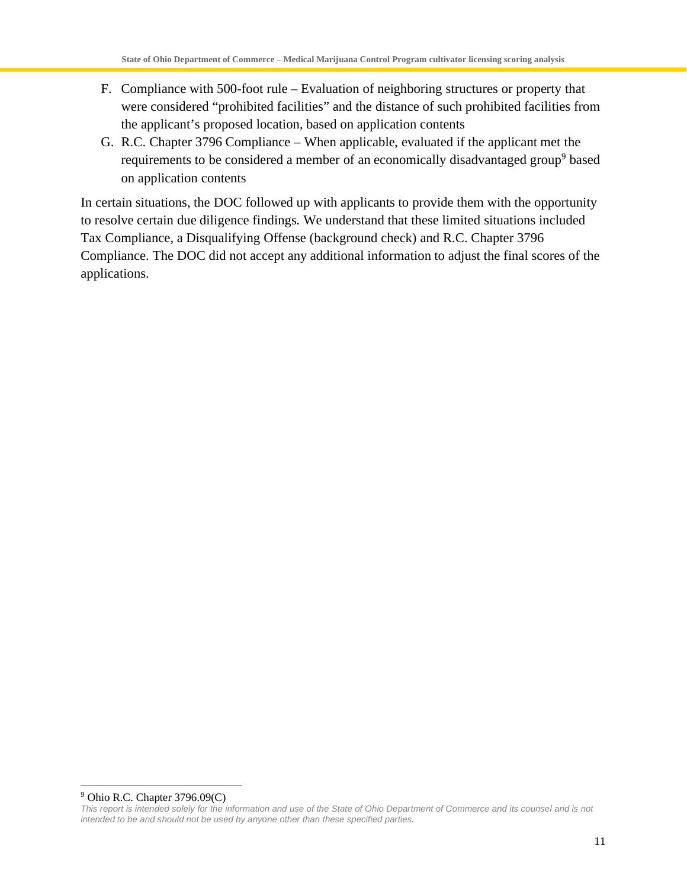F. Compliance with 500-foot rule – Evaluation of neighboring structures or property that were considered "prohibited facilities" and the distance of such prohibited facilities from the applicant's proposed location, based on application contents

G. R.C. Chapter 3796 Compliance – When applicable, evaluated if the applicant met the requirements to be considered a member of an economically disadvantaged group[9] based on application contents

In certain situations, the DOC followed up with applicants to provide them with the opportunity to resolve certain due diligence findings. We understand that these limited situations included Tax Compliance, a Disqualifying Offense (background check) and R.C. Chapter 3796 Compliance. The DOC did not accept any additional information to adjust the final scores of the applications.

[9] Ohio R.C. Chapter 3796.09(C)

*This report is intended solely for the information and use of the State of Ohio Department of Commerce and its counsel and is not intended to be and should not be used by anyone other than these specified parties.*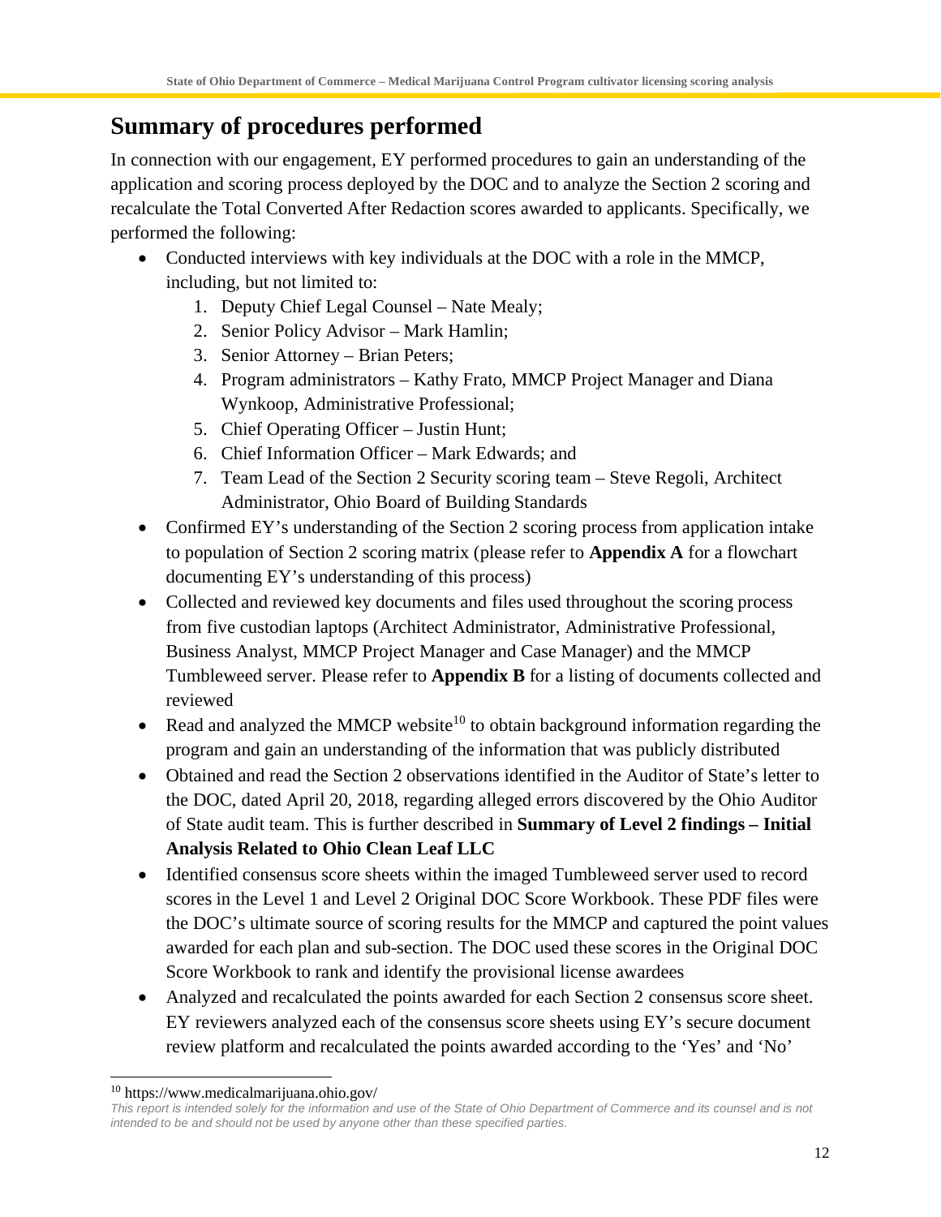## Summary of procedures performed

In connection with our engagement, EY performed procedures to gain an understanding of the application and scoring process deployed by the DOC and to analyze the Section 2 scoring and recalculate the Total Converted After Redaction scores awarded to applicants. Specifically, we performed the following:

- Conducted interviews with key individuals at the DOC with a role in the MMCP, including, but not limited to:
  1. Deputy Chief Legal Counsel – Nate Mealy;
  2. Senior Policy Advisor – Mark Hamlin;
  3. Senior Attorney – Brian Peters;
  4. Program administrators – Kathy Frato, MMCP Project Manager and Diana Wynkoop, Administrative Professional;
  5. Chief Operating Officer – Justin Hunt;
  6. Chief Information Officer – Mark Edwards; and
  7. Team Lead of the Section 2 Security scoring team – Steve Regoli, Architect Administrator, Ohio Board of Building Standards
- Confirmed EY's understanding of the Section 2 scoring process from application intake to population of Section 2 scoring matrix (please refer to **Appendix A** for a flowchart documenting EY's understanding of this process)
- Collected and reviewed key documents and files used throughout the scoring process from five custodian laptops (Architect Administrator, Administrative Professional, Business Analyst, MMCP Project Manager and Case Manager) and the MMCP Tumbleweed server. Please refer to **Appendix B** for a listing of documents collected and reviewed
- Read and analyzed the MMCP website[10] to obtain background information regarding the program and gain an understanding of the information that was publicly distributed
- Obtained and read the Section 2 observations identified in the Auditor of State's letter to the DOC, dated April 20, 2018, regarding alleged errors discovered by the Ohio Auditor of State audit team. This is further described in **Summary of Level 2 findings – Initial Analysis Related to Ohio Clean Leaf LLC**
- Identified consensus score sheets within the imaged Tumbleweed server used to record scores in the Level 1 and Level 2 Original DOC Score Workbook. These PDF files were the DOC's ultimate source of scoring results for the MMCP and captured the point values awarded for each plan and sub-section. The DOC used these scores in the Original DOC Score Workbook to rank and identify the provisional license awardees
- Analyzed and recalculated the points awarded for each Section 2 consensus score sheet. EY reviewers analyzed each of the consensus score sheets using EY's secure document review platform and recalculated the points awarded according to the 'Yes' and 'No'

[10] https://www.medicalmarijuana.ohio.gov/

*This report is intended solely for the information and use of the State of Ohio Department of Commerce and its counsel and is not intended to be and should not be used by anyone other than these specified parties.*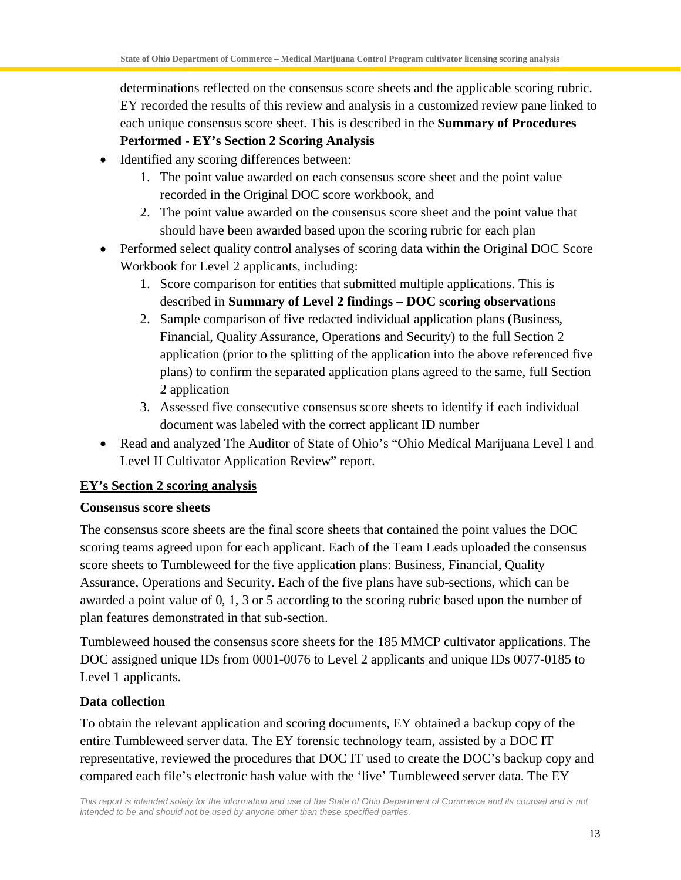determinations reflected on the consensus score sheets and the applicable scoring rubric. EY recorded the results of this review and analysis in a customized review pane linked to each unique consensus score sheet. This is described in the **Summary of Procedures Performed - EY's Section 2 Scoring Analysis**

- Identified any scoring differences between:
  1. The point value awarded on each consensus score sheet and the point value recorded in the Original DOC score workbook, and
  2. The point value awarded on the consensus score sheet and the point value that should have been awarded based upon the scoring rubric for each plan
- Performed select quality control analyses of scoring data within the Original DOC Score Workbook for Level 2 applicants, including:
  1. Score comparison for entities that submitted multiple applications. This is described in **Summary of Level 2 findings – DOC scoring observations**
  2. Sample comparison of five redacted individual application plans (Business, Financial, Quality Assurance, Operations and Security) to the full Section 2 application (prior to the splitting of the application into the above referenced five plans) to confirm the separated application plans agreed to the same, full Section 2 application
  3. Assessed five consecutive consensus score sheets to identify if each individual document was labeled with the correct applicant ID number
- Read and analyzed The Auditor of State of Ohio's "Ohio Medical Marijuana Level I and Level II Cultivator Application Review" report.

## <u>EY's Section 2 scoring analysis</u>

### Consensus score sheets

The consensus score sheets are the final score sheets that contained the point values the DOC scoring teams agreed upon for each applicant. Each of the Team Leads uploaded the consensus score sheets to Tumbleweed for the five application plans: Business, Financial, Quality Assurance, Operations and Security. Each of the five plans have sub-sections, which can be awarded a point value of 0, 1, 3 or 5 according to the scoring rubric based upon the number of plan features demonstrated in that sub-section.

Tumbleweed housed the consensus score sheets for the 185 MMCP cultivator applications. The DOC assigned unique IDs from 0001-0076 to Level 2 applicants and unique IDs 0077-0185 to Level 1 applicants.

### Data collection

To obtain the relevant application and scoring documents, EY obtained a backup copy of the entire Tumbleweed server data. The EY forensic technology team, assisted by a DOC IT representative, reviewed the procedures that DOC IT used to create the DOC's backup copy and compared each file's electronic hash value with the 'live' Tumbleweed server data. The EY

*This report is intended solely for the information and use of the State of Ohio Department of Commerce and its counsel and is not intended to be and should not be used by anyone other than these specified parties.*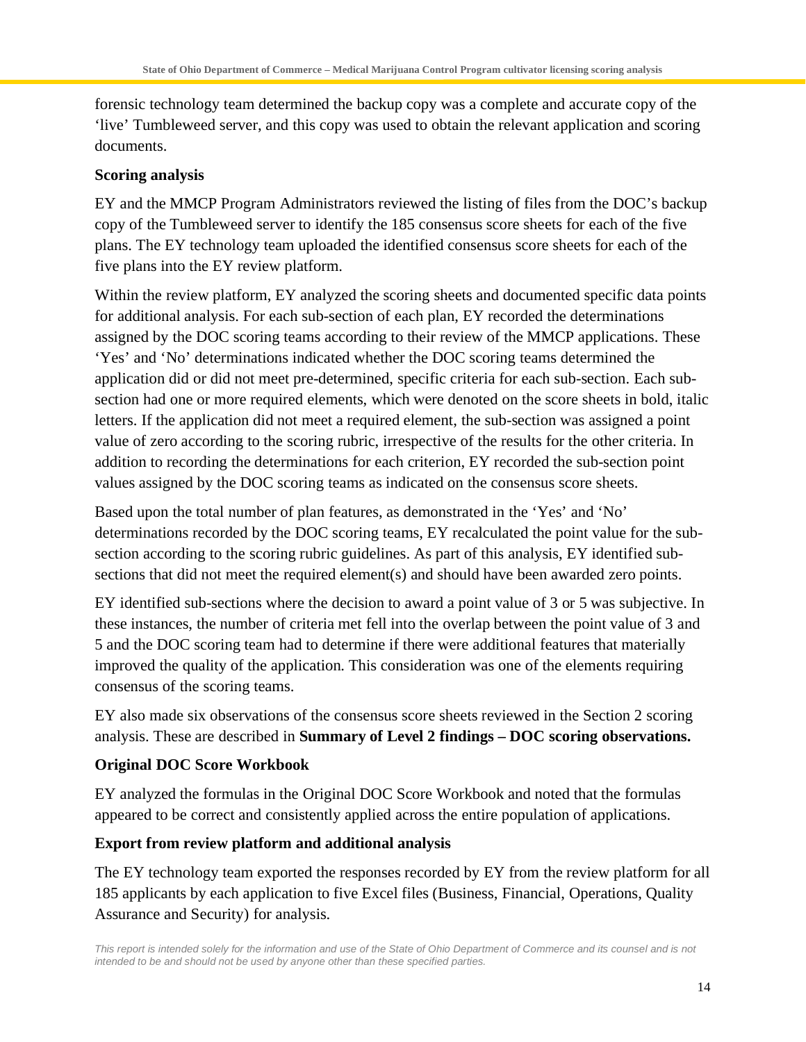forensic technology team determined the backup copy was a complete and accurate copy of the 'live' Tumbleweed server, and this copy was used to obtain the relevant application and scoring documents.

**Scoring analysis**

EY and the MMCP Program Administrators reviewed the listing of files from the DOC's backup copy of the Tumbleweed server to identify the 185 consensus score sheets for each of the five plans. The EY technology team uploaded the identified consensus score sheets for each of the five plans into the EY review platform.

Within the review platform, EY analyzed the scoring sheets and documented specific data points for additional analysis. For each sub-section of each plan, EY recorded the determinations assigned by the DOC scoring teams according to their review of the MMCP applications. These 'Yes' and 'No' determinations indicated whether the DOC scoring teams determined the application did or did not meet pre-determined, specific criteria for each sub-section. Each sub-section had one or more required elements, which were denoted on the score sheets in bold, italic letters. If the application did not meet a required element, the sub-section was assigned a point value of zero according to the scoring rubric, irrespective of the results for the other criteria. In addition to recording the determinations for each criterion, EY recorded the sub-section point values assigned by the DOC scoring teams as indicated on the consensus score sheets.

Based upon the total number of plan features, as demonstrated in the 'Yes' and 'No' determinations recorded by the DOC scoring teams, EY recalculated the point value for the sub-section according to the scoring rubric guidelines. As part of this analysis, EY identified sub-sections that did not meet the required element(s) and should have been awarded zero points.

EY identified sub-sections where the decision to award a point value of 3 or 5 was subjective. In these instances, the number of criteria met fell into the overlap between the point value of 3 and 5 and the DOC scoring team had to determine if there were additional features that materially improved the quality of the application. This consideration was one of the elements requiring consensus of the scoring teams.

EY also made six observations of the consensus score sheets reviewed in the Section 2 scoring analysis. These are described in **Summary of Level 2 findings – DOC scoring observations.**

**Original DOC Score Workbook**

EY analyzed the formulas in the Original DOC Score Workbook and noted that the formulas appeared to be correct and consistently applied across the entire population of applications.

**Export from review platform and additional analysis**

The EY technology team exported the responses recorded by EY from the review platform for all 185 applicants by each application to five Excel files (Business, Financial, Operations, Quality Assurance and Security) for analysis.

*This report is intended solely for the information and use of the State of Ohio Department of Commerce and its counsel and is not intended to be and should not be used by anyone other than these specified parties.*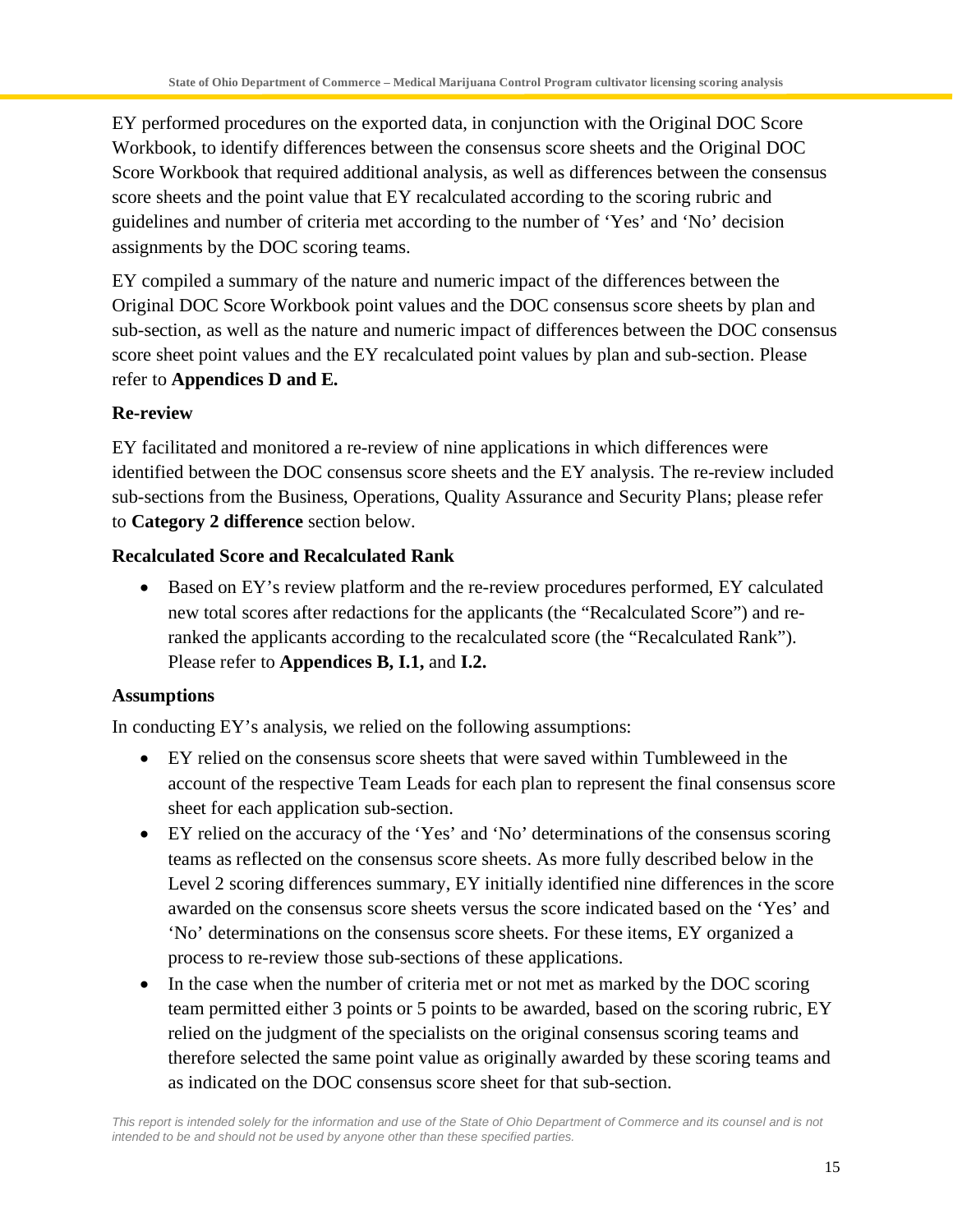EY performed procedures on the exported data, in conjunction with the Original DOC Score Workbook, to identify differences between the consensus score sheets and the Original DOC Score Workbook that required additional analysis, as well as differences between the consensus score sheets and the point value that EY recalculated according to the scoring rubric and guidelines and number of criteria met according to the number of 'Yes' and 'No' decision assignments by the DOC scoring teams.

EY compiled a summary of the nature and numeric impact of the differences between the Original DOC Score Workbook point values and the DOC consensus score sheets by plan and sub-section, as well as the nature and numeric impact of differences between the DOC consensus score sheet point values and the EY recalculated point values by plan and sub-section. Please refer to **Appendices D and E.**

### Re-review

EY facilitated and monitored a re-review of nine applications in which differences were identified between the DOC consensus score sheets and the EY analysis. The re-review included sub-sections from the Business, Operations, Quality Assurance and Security Plans; please refer to **Category 2 difference** section below.

### Recalculated Score and Recalculated Rank

- Based on EY's review platform and the re-review procedures performed, EY calculated new total scores after redactions for the applicants (the "Recalculated Score") and re-ranked the applicants according to the recalculated score (the "Recalculated Rank"). Please refer to **Appendices B, I.1,** and **I.2.**

### Assumptions

In conducting EY's analysis, we relied on the following assumptions:

- EY relied on the consensus score sheets that were saved within Tumbleweed in the account of the respective Team Leads for each plan to represent the final consensus score sheet for each application sub-section.
- EY relied on the accuracy of the 'Yes' and 'No' determinations of the consensus scoring teams as reflected on the consensus score sheets. As more fully described below in the Level 2 scoring differences summary, EY initially identified nine differences in the score awarded on the consensus score sheets versus the score indicated based on the 'Yes' and 'No' determinations on the consensus score sheets. For these items, EY organized a process to re-review those sub-sections of these applications.
- In the case when the number of criteria met or not met as marked by the DOC scoring team permitted either 3 points or 5 points to be awarded, based on the scoring rubric, EY relied on the judgment of the specialists on the original consensus scoring teams and therefore selected the same point value as originally awarded by these scoring teams and as indicated on the DOC consensus score sheet for that sub-section.

*This report is intended solely for the information and use of the State of Ohio Department of Commerce and its counsel and is not intended to be and should not be used by anyone other than these specified parties.*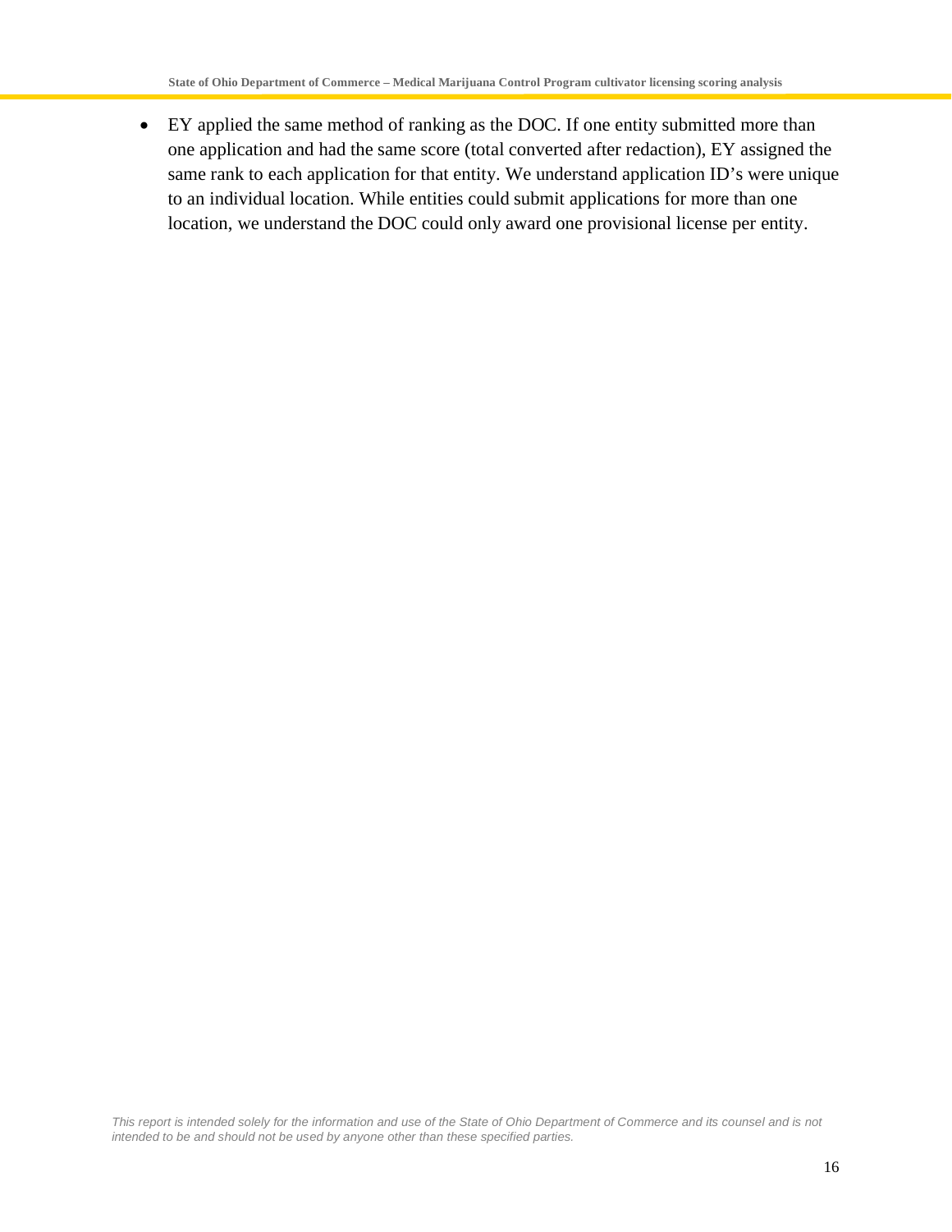- EY applied the same method of ranking as the DOC. If one entity submitted more than one application and had the same score (total converted after redaction), EY assigned the same rank to each application for that entity. We understand application ID's were unique to an individual location. While entities could submit applications for more than one location, we understand the DOC could only award one provisional license per entity.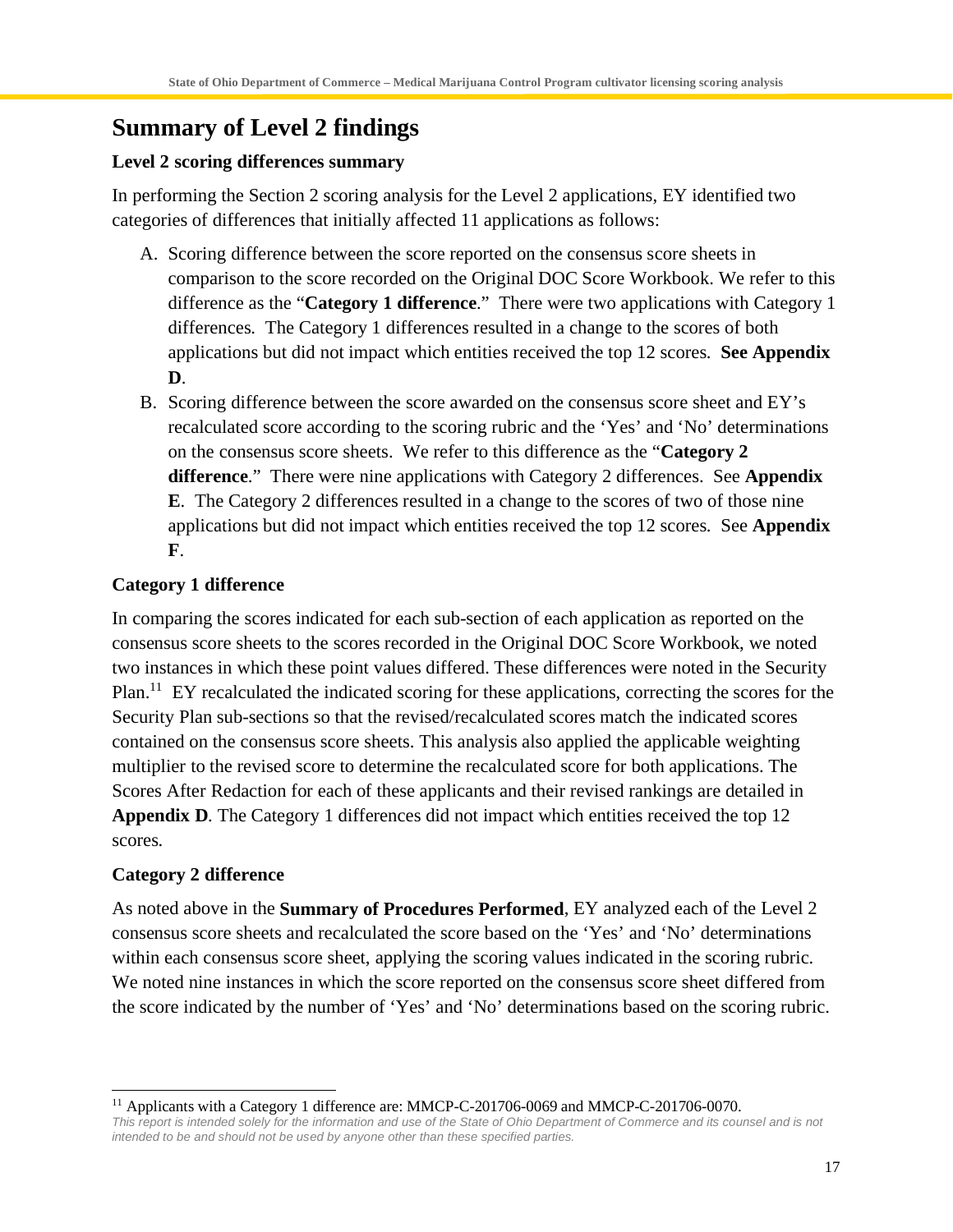# Summary of Level 2 findings

**Level 2 scoring differences summary**

In performing the Section 2 scoring analysis for the Level 2 applications, EY identified two categories of differences that initially affected 11 applications as follows:

A. Scoring difference between the score reported on the consensus score sheets in comparison to the score recorded on the Original DOC Score Workbook. We refer to this difference as the "**Category 1 difference**." There were two applications with Category 1 differences. The Category 1 differences resulted in a change to the scores of both applications but did not impact which entities received the top 12 scores. **See Appendix D**.

B. Scoring difference between the score awarded on the consensus score sheet and EY's recalculated score according to the scoring rubric and the 'Yes' and 'No' determinations on the consensus score sheets. We refer to this difference as the "**Category 2 difference**." There were nine applications with Category 2 differences. See **Appendix E**. The Category 2 differences resulted in a change to the scores of two of those nine applications but did not impact which entities received the top 12 scores. See **Appendix F**.

**Category 1 difference**

In comparing the scores indicated for each sub-section of each application as reported on the consensus score sheets to the scores recorded in the Original DOC Score Workbook, we noted two instances in which these point values differed. These differences were noted in the Security Plan.[11] EY recalculated the indicated scoring for these applications, correcting the scores for the Security Plan sub-sections so that the revised/recalculated scores match the indicated scores contained on the consensus score sheets. This analysis also applied the applicable weighting multiplier to the revised score to determine the recalculated score for both applications. The Scores After Redaction for each of these applicants and their revised rankings are detailed in **Appendix D**. The Category 1 differences did not impact which entities received the top 12 scores.

**Category 2 difference**

As noted above in the **Summary of Procedures Performed**, EY analyzed each of the Level 2 consensus score sheets and recalculated the score based on the 'Yes' and 'No' determinations within each consensus score sheet, applying the scoring values indicated in the scoring rubric. We noted nine instances in which the score reported on the consensus score sheet differed from the score indicated by the number of 'Yes' and 'No' determinations based on the scoring rubric.

---

[11] Applicants with a Category 1 difference are: MMCP-C-201706-0069 and MMCP-C-201706-0070.

*This report is intended solely for the information and use of the State of Ohio Department of Commerce and its counsel and is not intended to be and should not be used by anyone other than these specified parties.*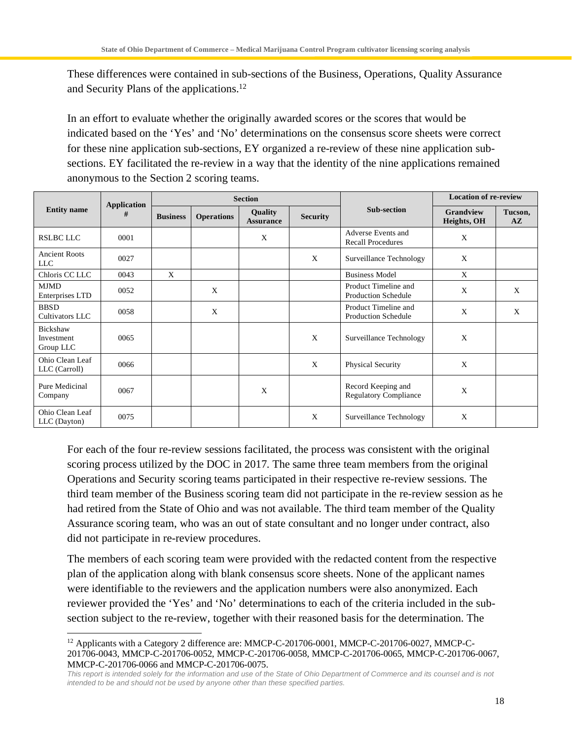These differences were contained in sub-sections of the Business, Operations, Quality Assurance and Security Plans of the applications.[12]

In an effort to evaluate whether the originally awarded scores or the scores that would be indicated based on the 'Yes' and 'No' determinations on the consensus score sheets were correct for these nine application sub-sections, EY organized a re-review of these nine application sub-sections. EY facilitated the re-review in a way that the identity of the nine applications remained anonymous to the Section 2 scoring teams.

| Entity name | Application # | Section | | | | Sub-section | Location of re-review | |
|---|---|---|---|---|---|---|---|---|
| | | Business | Operations | Quality Assurance | Security | | Grandview Heights, OH | Tucson, AZ |
| RSLBC LLC | 0001 | | | X | | Adverse Events and Recall Procedures | X | |
| Ancient Roots LLC | 0027 | | | | X | Surveillance Technology | X | |
| Chloris CC LLC | 0043 | X | | | | Business Model | X | |
| MJMD Enterprises LTD | 0052 | | X | | | Product Timeline and Production Schedule | X | X |
| BBSD Cultivators LLC | 0058 | | X | | | Product Timeline and Production Schedule | X | X |
| Bickshaw Investment Group LLC | 0065 | | | | X | Surveillance Technology | X | |
| Ohio Clean Leaf LLC (Carroll) | 0066 | | | | X | Physical Security | X | |
| Pure Medicinal Company | 0067 | | | X | | Record Keeping and Regulatory Compliance | X | |
| Ohio Clean Leaf LLC (Dayton) | 0075 | | | | X | Surveillance Technology | X | |

For each of the four re-review sessions facilitated, the process was consistent with the original scoring process utilized by the DOC in 2017. The same three team members from the original Operations and Security scoring teams participated in their respective re-review sessions. The third team member of the Business scoring team did not participate in the re-review session as he had retired from the State of Ohio and was not available. The third team member of the Quality Assurance scoring team, who was an out of state consultant and no longer under contract, also did not participate in re-review procedures.

The members of each scoring team were provided with the redacted content from the respective plan of the application along with blank consensus score sheets. None of the applicant names were identifiable to the reviewers and the application numbers were also anonymized. Each reviewer provided the 'Yes' and 'No' determinations to each of the criteria included in the sub-section subject to the re-review, together with their reasoned basis for the determination. The

[12] Applicants with a Category 2 difference are: MMCP-C-201706-0001, MMCP-C-201706-0027, MMCP-C-201706-0043, MMCP-C-201706-0052, MMCP-C-201706-0058, MMCP-C-201706-0065, MMCP-C-201706-0067, MMCP-C-201706-0066 and MMCP-C-201706-0075.

*This report is intended solely for the information and use of the State of Ohio Department of Commerce and its counsel and is not intended to be and should not be used by anyone other than these specified parties.*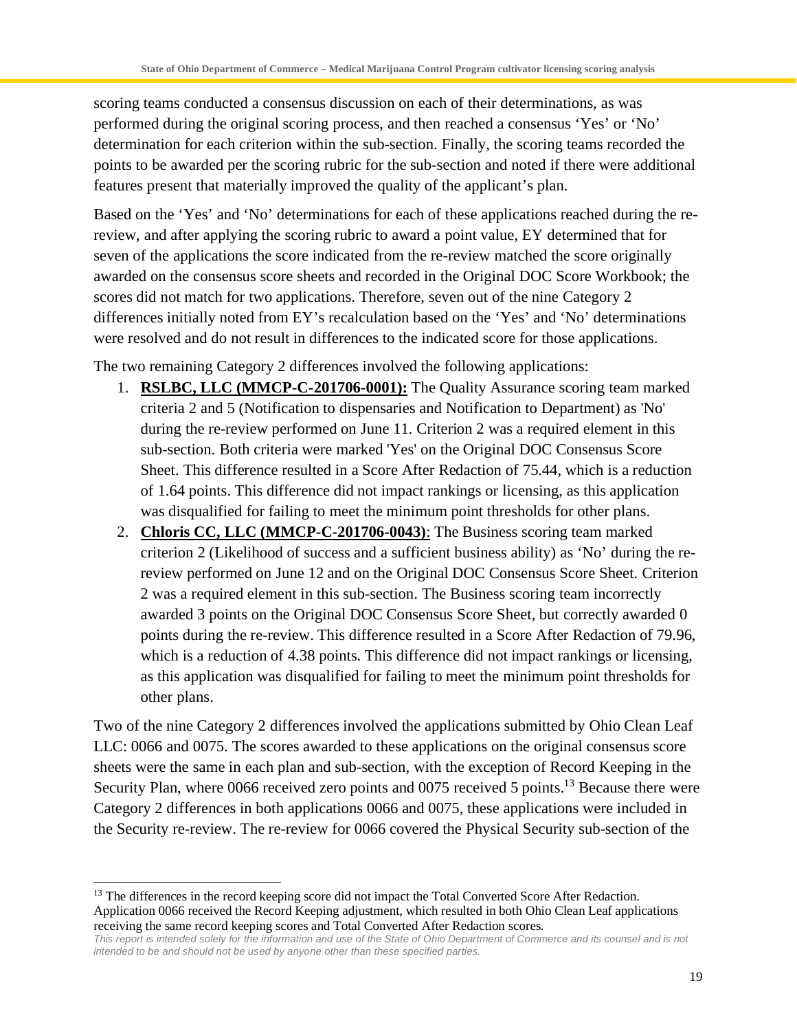scoring teams conducted a consensus discussion on each of their determinations, as was performed during the original scoring process, and then reached a consensus 'Yes' or 'No' determination for each criterion within the sub-section. Finally, the scoring teams recorded the points to be awarded per the scoring rubric for the sub-section and noted if there were additional features present that materially improved the quality of the applicant's plan.

Based on the 'Yes' and 'No' determinations for each of these applications reached during the re-review, and after applying the scoring rubric to award a point value, EY determined that for seven of the applications the score indicated from the re-review matched the score originally awarded on the consensus score sheets and recorded in the Original DOC Score Workbook; the scores did not match for two applications. Therefore, seven out of the nine Category 2 differences initially noted from EY's recalculation based on the 'Yes' and 'No' determinations were resolved and do not result in differences to the indicated score for those applications.

The two remaining Category 2 differences involved the following applications:

1. **RSLBC, LLC (MMCP-C-201706-0001):** The Quality Assurance scoring team marked criteria 2 and 5 (Notification to dispensaries and Notification to Department) as 'No' during the re-review performed on June 11. Criterion 2 was a required element in this sub-section. Both criteria were marked 'Yes' on the Original DOC Consensus Score Sheet. This difference resulted in a Score After Redaction of 75.44, which is a reduction of 1.64 points. This difference did not impact rankings or licensing, as this application was disqualified for failing to meet the minimum point thresholds for other plans.
2. **Chloris CC, LLC (MMCP-C-201706-0043)**: The Business scoring team marked criterion 2 (Likelihood of success and a sufficient business ability) as 'No' during the re-review performed on June 12 and on the Original DOC Consensus Score Sheet. Criterion 2 was a required element in this sub-section. The Business scoring team incorrectly awarded 3 points on the Original DOC Consensus Score Sheet, but correctly awarded 0 points during the re-review. This difference resulted in a Score After Redaction of 79.96, which is a reduction of 4.38 points. This difference did not impact rankings or licensing, as this application was disqualified for failing to meet the minimum point thresholds for other plans.

Two of the nine Category 2 differences involved the applications submitted by Ohio Clean Leaf LLC: 0066 and 0075. The scores awarded to these applications on the original consensus score sheets were the same in each plan and sub-section, with the exception of Record Keeping in the Security Plan, where 0066 received zero points and 0075 received 5 points.[13] Because there were Category 2 differences in both applications 0066 and 0075, these applications were included in the Security re-review. The re-review for 0066 covered the Physical Security sub-section of the

[13] The differences in the record keeping score did not impact the Total Converted Score After Redaction. Application 0066 received the Record Keeping adjustment, which resulted in both Ohio Clean Leaf applications receiving the same record keeping scores and Total Converted After Redaction scores.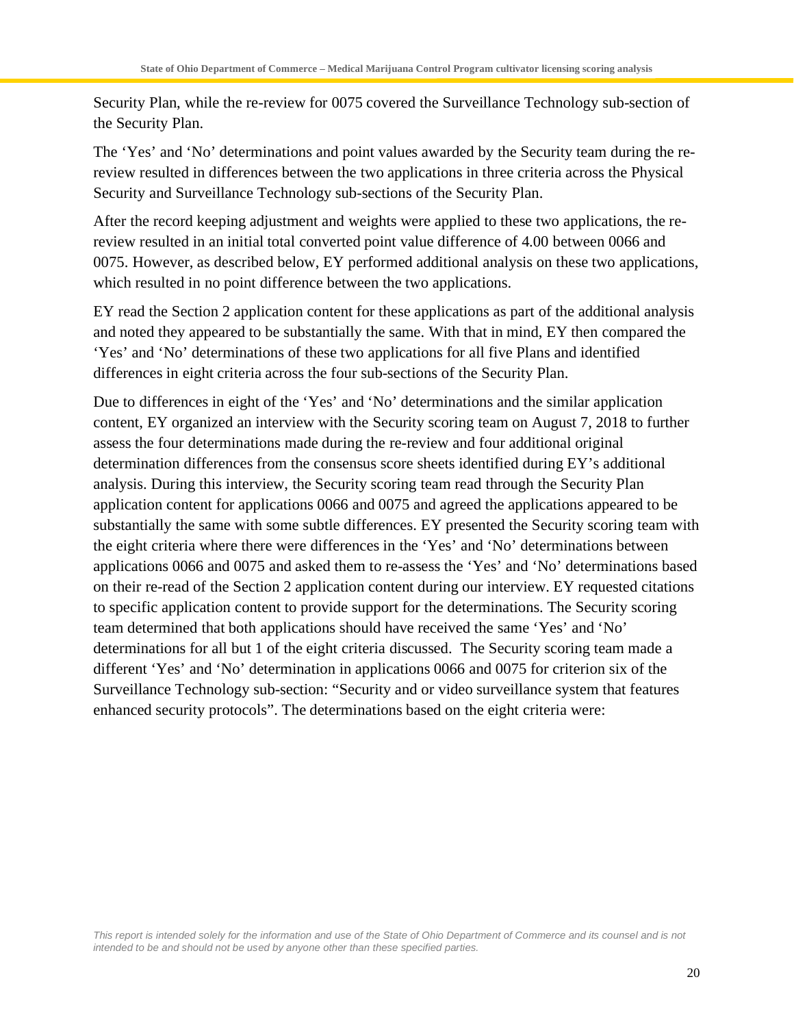Security Plan, while the re-review for 0075 covered the Surveillance Technology sub-section of the Security Plan.

The 'Yes' and 'No' determinations and point values awarded by the Security team during the re-review resulted in differences between the two applications in three criteria across the Physical Security and Surveillance Technology sub-sections of the Security Plan.

After the record keeping adjustment and weights were applied to these two applications, the re-review resulted in an initial total converted point value difference of 4.00 between 0066 and 0075. However, as described below, EY performed additional analysis on these two applications, which resulted in no point difference between the two applications.

EY read the Section 2 application content for these applications as part of the additional analysis and noted they appeared to be substantially the same. With that in mind, EY then compared the 'Yes' and 'No' determinations of these two applications for all five Plans and identified differences in eight criteria across the four sub-sections of the Security Plan.

Due to differences in eight of the 'Yes' and 'No' determinations and the similar application content, EY organized an interview with the Security scoring team on August 7, 2018 to further assess the four determinations made during the re-review and four additional original determination differences from the consensus score sheets identified during EY's additional analysis. During this interview, the Security scoring team read through the Security Plan application content for applications 0066 and 0075 and agreed the applications appeared to be substantially the same with some subtle differences. EY presented the Security scoring team with the eight criteria where there were differences in the 'Yes' and 'No' determinations between applications 0066 and 0075 and asked them to re-assess the 'Yes' and 'No' determinations based on their re-read of the Section 2 application content during our interview. EY requested citations to specific application content to provide support for the determinations. The Security scoring team determined that both applications should have received the same 'Yes' and 'No' determinations for all but 1 of the eight criteria discussed. The Security scoring team made a different 'Yes' and 'No' determination in applications 0066 and 0075 for criterion six of the Surveillance Technology sub-section: "Security and or video surveillance system that features enhanced security protocols". The determinations based on the eight criteria were: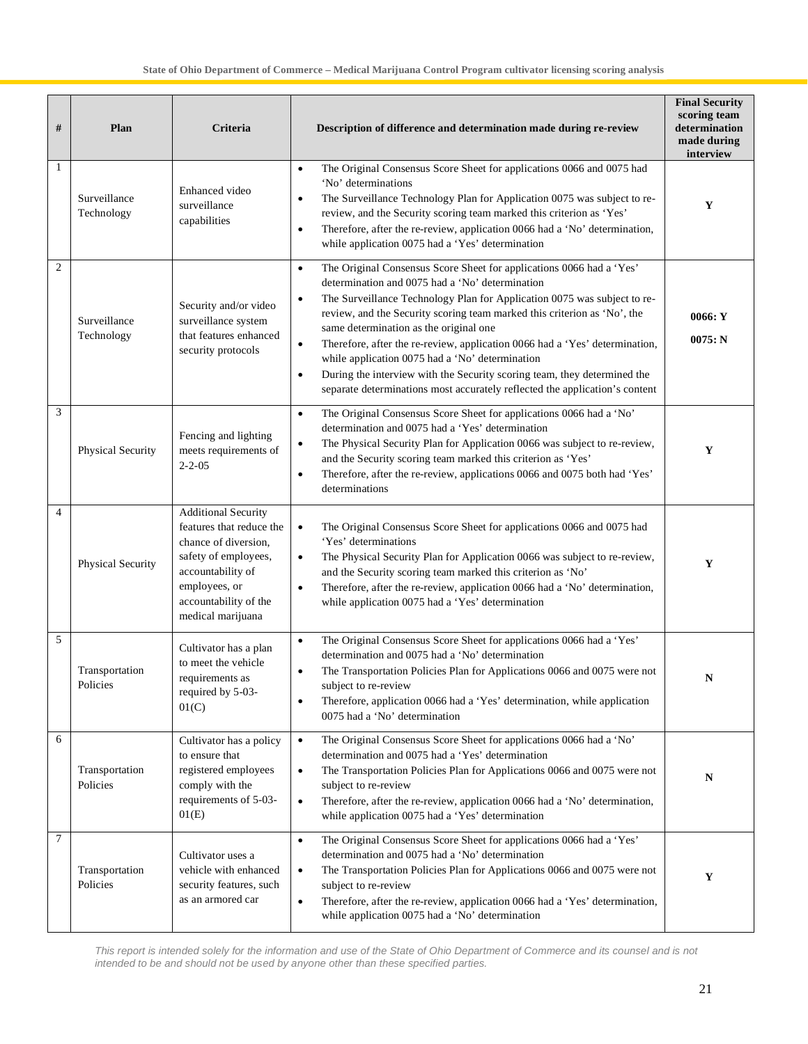| # | Plan | Criteria | Description of difference and determination made during re-review | Final Security scoring team determination made during interview |
|---|---|---|---|---|
| 1 | Surveillance Technology | Enhanced video surveillance capabilities | • The Original Consensus Score Sheet for applications 0066 and 0075 had 'No' determinations<br>• The Surveillance Technology Plan for Application 0075 was subject to re-review, and the Security scoring team marked this criterion as 'Yes'<br>• Therefore, after the re-review, application 0066 had a 'No' determination, while application 0075 had a 'Yes' determination | **Y** |
| 2 | Surveillance Technology | Security and/or video surveillance system that features enhanced security protocols | • The Original Consensus Score Sheet for applications 0066 had a 'Yes' determination and 0075 had a 'No' determination<br>• The Surveillance Technology Plan for Application 0075 was subject to re-review, and the Security scoring team marked this criterion as 'No', the same determination as the original one<br>• Therefore, after the re-review, application 0066 had a 'Yes' determination, while application 0075 had a 'No' determination<br>• During the interview with the Security scoring team, they determined the separate determinations most accurately reflected the application's content | **0066: Y**<br>**0075: N** |
| 3 | Physical Security | Fencing and lighting meets requirements of 2-2-05 | • The Original Consensus Score Sheet for applications 0066 had a 'No' determination and 0075 had a 'Yes' determination<br>• The Physical Security Plan for Application 0066 was subject to re-review, and the Security scoring team marked this criterion as 'Yes'<br>• Therefore, after the re-review, applications 0066 and 0075 both had 'Yes' determinations | **Y** |
| 4 | Physical Security | Additional Security features that reduce the chance of diversion, safety of employees, accountability of employees, or accountability of the medical marijuana | • The Original Consensus Score Sheet for applications 0066 and 0075 had 'Yes' determinations<br>• The Physical Security Plan for Application 0066 was subject to re-review, and the Security scoring team marked this criterion as 'No'<br>• Therefore, after the re-review, application 0066 had a 'No' determination, while application 0075 had a 'Yes' determination | **Y** |
| 5 | Transportation Policies | Cultivator has a plan to meet the vehicle requirements as required by 5-03-01(C) | • The Original Consensus Score Sheet for applications 0066 had a 'Yes' determination and 0075 had a 'No' determination<br>• The Transportation Policies Plan for Applications 0066 and 0075 were not subject to re-review<br>• Therefore, application 0066 had a 'Yes' determination, while application 0075 had a 'No' determination | **N** |
| 6 | Transportation Policies | Cultivator has a policy to ensure that registered employees comply with the requirements of 5-03-01(E) | • The Original Consensus Score Sheet for applications 0066 had a 'No' determination and 0075 had a 'Yes' determination<br>• The Transportation Policies Plan for Applications 0066 and 0075 were not subject to re-review<br>• Therefore, after the re-review, application 0066 had a 'No' determination, while application 0075 had a 'Yes' determination | **N** |
| 7 | Transportation Policies | Cultivator uses a vehicle with enhanced security features, such as an armored car | • The Original Consensus Score Sheet for applications 0066 had a 'Yes' determination and 0075 had a 'No' determination<br>• The Transportation Policies Plan for Applications 0066 and 0075 were not subject to re-review<br>• Therefore, after the re-review, application 0066 had a 'Yes' determination, while application 0075 had a 'No' determination | **Y** |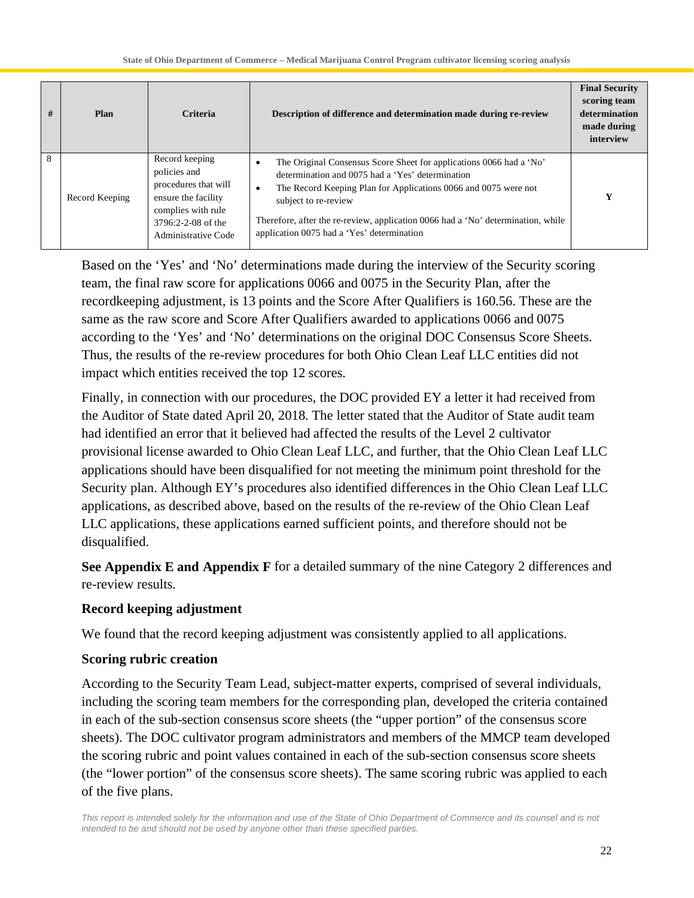| # | Plan | Criteria | Description of difference and determination made during re-review | Final Security scoring team determination made during interview |
|---|---|---|---|---|
| 8 | Record Keeping | Record keeping policies and procedures that will ensure the facility complies with rule 3796:2-2-08 of the Administrative Code | • The Original Consensus Score Sheet for applications 0066 had a 'No' determination and 0075 had a 'Yes' determination<br>• The Record Keeping Plan for Applications 0066 and 0075 were not subject to re-review<br><br>Therefore, after the re-review, application 0066 had a 'No' determination, while application 0075 had a 'Yes' determination | Y |

Based on the 'Yes' and 'No' determinations made during the interview of the Security scoring team, the final raw score for applications 0066 and 0075 in the Security Plan, after the recordkeeping adjustment, is 13 points and the Score After Qualifiers is 160.56. These are the same as the raw score and Score After Qualifiers awarded to applications 0066 and 0075 according to the 'Yes' and 'No' determinations on the original DOC Consensus Score Sheets. Thus, the results of the re-review procedures for both Ohio Clean Leaf LLC entities did not impact which entities received the top 12 scores.

Finally, in connection with our procedures, the DOC provided EY a letter it had received from the Auditor of State dated April 20, 2018. The letter stated that the Auditor of State audit team had identified an error that it believed had affected the results of the Level 2 cultivator provisional license awarded to Ohio Clean Leaf LLC, and further, that the Ohio Clean Leaf LLC applications should have been disqualified for not meeting the minimum point threshold for the Security plan. Although EY's procedures also identified differences in the Ohio Clean Leaf LLC applications, as described above, based on the results of the re-review of the Ohio Clean Leaf LLC applications, these applications earned sufficient points, and therefore should not be disqualified.

**See Appendix E and Appendix F** for a detailed summary of the nine Category 2 differences and re-review results.

### Record keeping adjustment

We found that the record keeping adjustment was consistently applied to all applications.

### Scoring rubric creation

According to the Security Team Lead, subject-matter experts, comprised of several individuals, including the scoring team members for the corresponding plan, developed the criteria contained in each of the sub-section consensus score sheets (the "upper portion" of the consensus score sheets). The DOC cultivator program administrators and members of the MMCP team developed the scoring rubric and point values contained in each of the sub-section consensus score sheets (the "lower portion" of the consensus score sheets). The same scoring rubric was applied to each of the five plans.

*This report is intended solely for the information and use of the State of Ohio Department of Commerce and its counsel and is not intended to be and should not be used by anyone other than these specified parties.*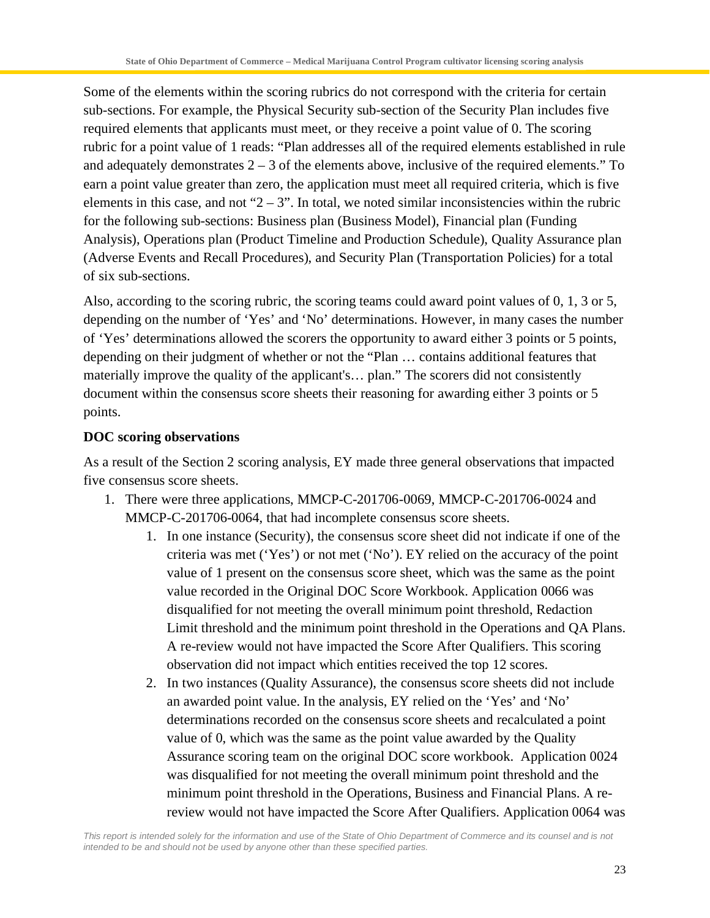Some of the elements within the scoring rubrics do not correspond with the criteria for certain sub-sections. For example, the Physical Security sub-section of the Security Plan includes five required elements that applicants must meet, or they receive a point value of 0. The scoring rubric for a point value of 1 reads: "Plan addresses all of the required elements established in rule and adequately demonstrates 2 – 3 of the elements above, inclusive of the required elements." To earn a point value greater than zero, the application must meet all required criteria, which is five elements in this case, and not "2 – 3". In total, we noted similar inconsistencies within the rubric for the following sub-sections: Business plan (Business Model), Financial plan (Funding Analysis), Operations plan (Product Timeline and Production Schedule), Quality Assurance plan (Adverse Events and Recall Procedures), and Security Plan (Transportation Policies) for a total of six sub-sections.

Also, according to the scoring rubric, the scoring teams could award point values of 0, 1, 3 or 5, depending on the number of 'Yes' and 'No' determinations. However, in many cases the number of 'Yes' determinations allowed the scorers the opportunity to award either 3 points or 5 points, depending on their judgment of whether or not the "Plan … contains additional features that materially improve the quality of the applicant's… plan." The scorers did not consistently document within the consensus score sheets their reasoning for awarding either 3 points or 5 points.

**DOC scoring observations**

As a result of the Section 2 scoring analysis, EY made three general observations that impacted five consensus score sheets.

1. There were three applications, MMCP-C-201706-0069, MMCP-C-201706-0024 and MMCP-C-201706-0064, that had incomplete consensus score sheets.
    1. In one instance (Security), the consensus score sheet did not indicate if one of the criteria was met ('Yes') or not met ('No'). EY relied on the accuracy of the point value of 1 present on the consensus score sheet, which was the same as the point value recorded in the Original DOC Score Workbook. Application 0066 was disqualified for not meeting the overall minimum point threshold, Redaction Limit threshold and the minimum point threshold in the Operations and QA Plans. A re-review would not have impacted the Score After Qualifiers. This scoring observation did not impact which entities received the top 12 scores.
    2. In two instances (Quality Assurance), the consensus score sheets did not include an awarded point value. In the analysis, EY relied on the 'Yes' and 'No' determinations recorded on the consensus score sheets and recalculated a point value of 0, which was the same as the point value awarded by the Quality Assurance scoring team on the original DOC score workbook. Application 0024 was disqualified for not meeting the overall minimum point threshold and the minimum point threshold in the Operations, Business and Financial Plans. A re-review would not have impacted the Score After Qualifiers. Application 0064 was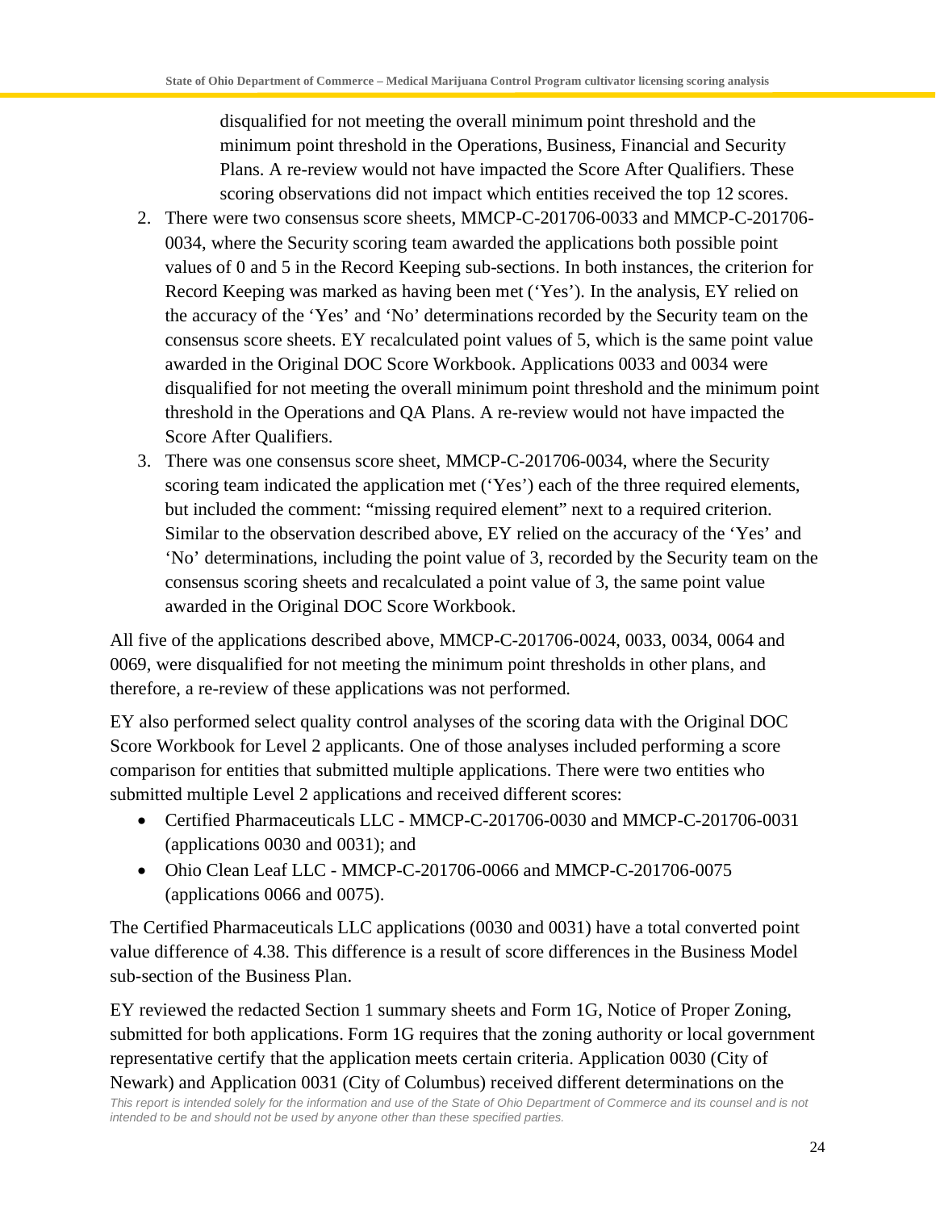disqualified for not meeting the overall minimum point threshold and the minimum point threshold in the Operations, Business, Financial and Security Plans. A re-review would not have impacted the Score After Qualifiers. These scoring observations did not impact which entities received the top 12 scores.

2. There were two consensus score sheets, MMCP-C-201706-0033 and MMCP-C-201706-0034, where the Security scoring team awarded the applications both possible point values of 0 and 5 in the Record Keeping sub-sections. In both instances, the criterion for Record Keeping was marked as having been met ('Yes'). In the analysis, EY relied on the accuracy of the 'Yes' and 'No' determinations recorded by the Security team on the consensus score sheets. EY recalculated point values of 5, which is the same point value awarded in the Original DOC Score Workbook. Applications 0033 and 0034 were disqualified for not meeting the overall minimum point threshold and the minimum point threshold in the Operations and QA Plans. A re-review would not have impacted the Score After Qualifiers.
3. There was one consensus score sheet, MMCP-C-201706-0034, where the Security scoring team indicated the application met ('Yes') each of the three required elements, but included the comment: "missing required element" next to a required criterion. Similar to the observation described above, EY relied on the accuracy of the 'Yes' and 'No' determinations, including the point value of 3, recorded by the Security team on the consensus scoring sheets and recalculated a point value of 3, the same point value awarded in the Original DOC Score Workbook.

All five of the applications described above, MMCP-C-201706-0024, 0033, 0034, 0064 and 0069, were disqualified for not meeting the minimum point thresholds in other plans, and therefore, a re-review of these applications was not performed.

EY also performed select quality control analyses of the scoring data with the Original DOC Score Workbook for Level 2 applicants. One of those analyses included performing a score comparison for entities that submitted multiple applications. There were two entities who submitted multiple Level 2 applications and received different scores:

- Certified Pharmaceuticals LLC - MMCP-C-201706-0030 and MMCP-C-201706-0031 (applications 0030 and 0031); and
- Ohio Clean Leaf LLC - MMCP-C-201706-0066 and MMCP-C-201706-0075 (applications 0066 and 0075).

The Certified Pharmaceuticals LLC applications (0030 and 0031) have a total converted point value difference of 4.38. This difference is a result of score differences in the Business Model sub-section of the Business Plan.

EY reviewed the redacted Section 1 summary sheets and Form 1G, Notice of Proper Zoning, submitted for both applications. Form 1G requires that the zoning authority or local government representative certify that the application meets certain criteria. Application 0030 (City of Newark) and Application 0031 (City of Columbus) received different determinations on the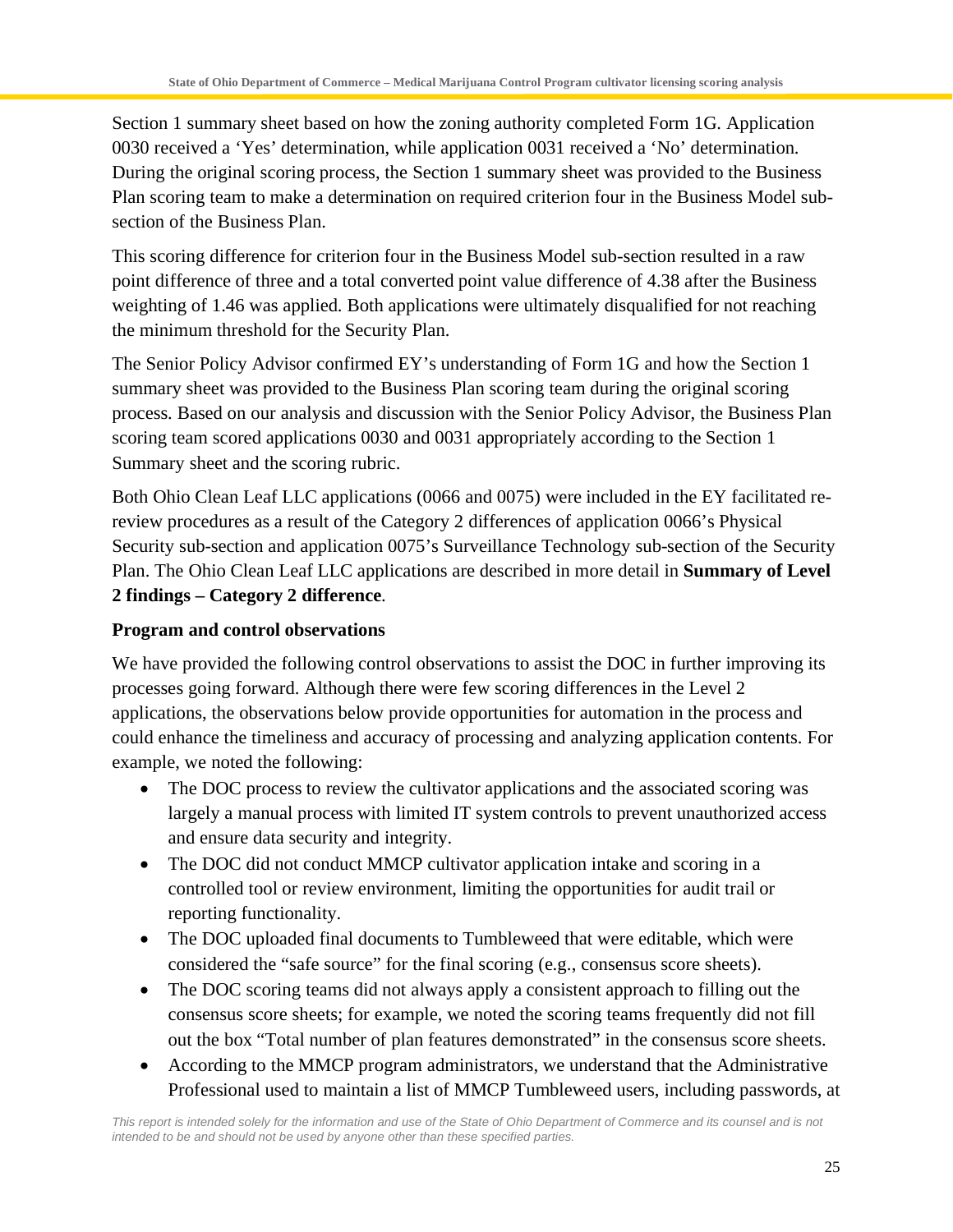Section 1 summary sheet based on how the zoning authority completed Form 1G. Application 0030 received a 'Yes' determination, while application 0031 received a 'No' determination. During the original scoring process, the Section 1 summary sheet was provided to the Business Plan scoring team to make a determination on required criterion four in the Business Model sub-section of the Business Plan.

This scoring difference for criterion four in the Business Model sub-section resulted in a raw point difference of three and a total converted point value difference of 4.38 after the Business weighting of 1.46 was applied. Both applications were ultimately disqualified for not reaching the minimum threshold for the Security Plan.

The Senior Policy Advisor confirmed EY's understanding of Form 1G and how the Section 1 summary sheet was provided to the Business Plan scoring team during the original scoring process. Based on our analysis and discussion with the Senior Policy Advisor, the Business Plan scoring team scored applications 0030 and 0031 appropriately according to the Section 1 Summary sheet and the scoring rubric.

Both Ohio Clean Leaf LLC applications (0066 and 0075) were included in the EY facilitated re-review procedures as a result of the Category 2 differences of application 0066's Physical Security sub-section and application 0075's Surveillance Technology sub-section of the Security Plan. The Ohio Clean Leaf LLC applications are described in more detail in **Summary of Level 2 findings – Category 2 difference**.

**Program and control observations**

We have provided the following control observations to assist the DOC in further improving its processes going forward. Although there were few scoring differences in the Level 2 applications, the observations below provide opportunities for automation in the process and could enhance the timeliness and accuracy of processing and analyzing application contents. For example, we noted the following:

- The DOC process to review the cultivator applications and the associated scoring was largely a manual process with limited IT system controls to prevent unauthorized access and ensure data security and integrity.
- The DOC did not conduct MMCP cultivator application intake and scoring in a controlled tool or review environment, limiting the opportunities for audit trail or reporting functionality.
- The DOC uploaded final documents to Tumbleweed that were editable, which were considered the "safe source" for the final scoring (e.g., consensus score sheets).
- The DOC scoring teams did not always apply a consistent approach to filling out the consensus score sheets; for example, we noted the scoring teams frequently did not fill out the box "Total number of plan features demonstrated" in the consensus score sheets.
- According to the MMCP program administrators, we understand that the Administrative Professional used to maintain a list of MMCP Tumbleweed users, including passwords, at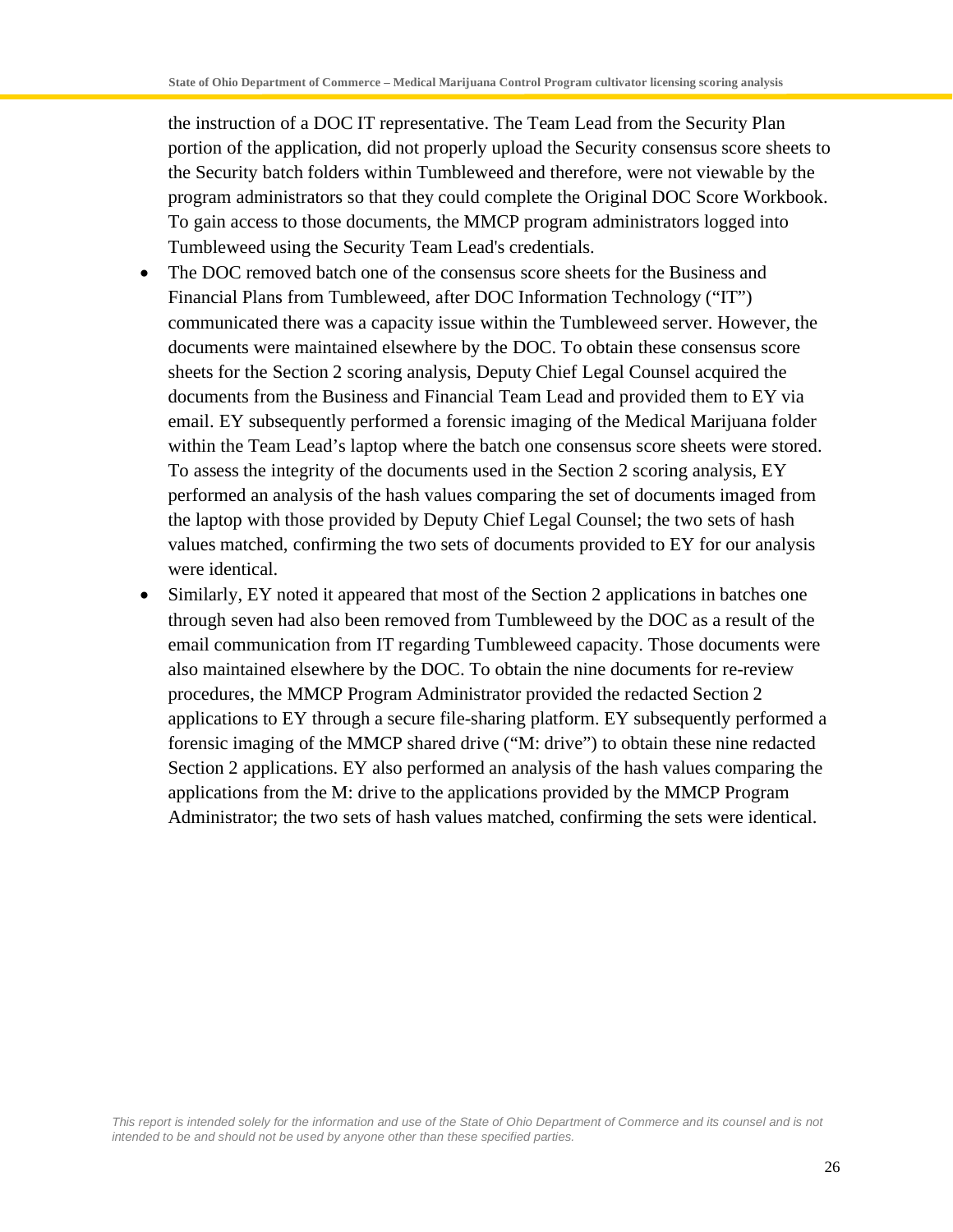the instruction of a DOC IT representative. The Team Lead from the Security Plan portion of the application, did not properly upload the Security consensus score sheets to the Security batch folders within Tumbleweed and therefore, were not viewable by the program administrators so that they could complete the Original DOC Score Workbook. To gain access to those documents, the MMCP program administrators logged into Tumbleweed using the Security Team Lead's credentials.

- The DOC removed batch one of the consensus score sheets for the Business and Financial Plans from Tumbleweed, after DOC Information Technology ("IT") communicated there was a capacity issue within the Tumbleweed server. However, the documents were maintained elsewhere by the DOC. To obtain these consensus score sheets for the Section 2 scoring analysis, Deputy Chief Legal Counsel acquired the documents from the Business and Financial Team Lead and provided them to EY via email. EY subsequently performed a forensic imaging of the Medical Marijuana folder within the Team Lead's laptop where the batch one consensus score sheets were stored. To assess the integrity of the documents used in the Section 2 scoring analysis, EY performed an analysis of the hash values comparing the set of documents imaged from the laptop with those provided by Deputy Chief Legal Counsel; the two sets of hash values matched, confirming the two sets of documents provided to EY for our analysis were identical.
- Similarly, EY noted it appeared that most of the Section 2 applications in batches one through seven had also been removed from Tumbleweed by the DOC as a result of the email communication from IT regarding Tumbleweed capacity. Those documents were also maintained elsewhere by the DOC. To obtain the nine documents for re-review procedures, the MMCP Program Administrator provided the redacted Section 2 applications to EY through a secure file-sharing platform. EY subsequently performed a forensic imaging of the MMCP shared drive ("M: drive") to obtain these nine redacted Section 2 applications. EY also performed an analysis of the hash values comparing the applications from the M: drive to the applications provided by the MMCP Program Administrator; the two sets of hash values matched, confirming the sets were identical.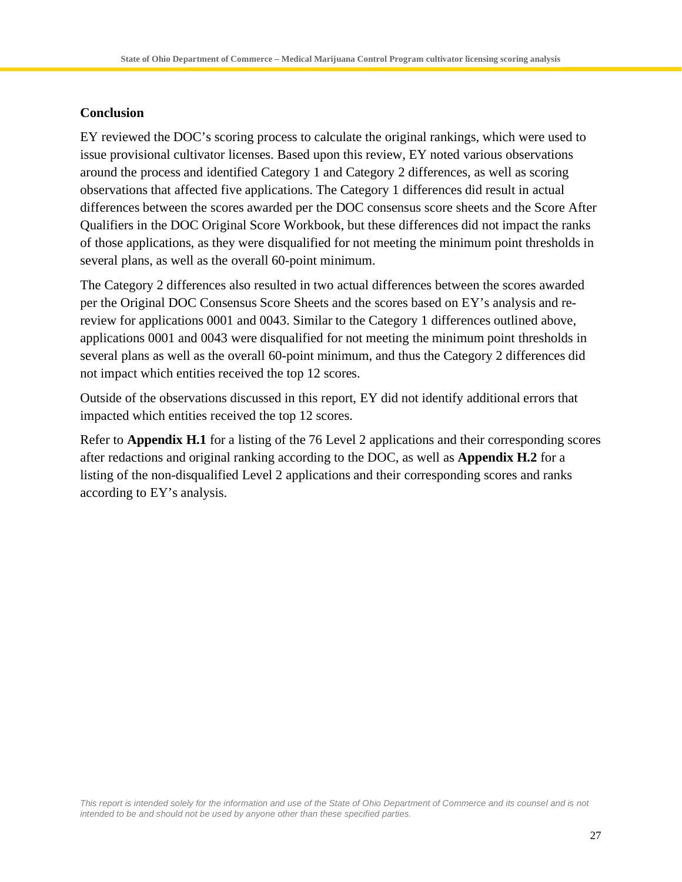## Conclusion

EY reviewed the DOC's scoring process to calculate the original rankings, which were used to issue provisional cultivator licenses. Based upon this review, EY noted various observations around the process and identified Category 1 and Category 2 differences, as well as scoring observations that affected five applications. The Category 1 differences did result in actual differences between the scores awarded per the DOC consensus score sheets and the Score After Qualifiers in the DOC Original Score Workbook, but these differences did not impact the ranks of those applications, as they were disqualified for not meeting the minimum point thresholds in several plans, as well as the overall 60-point minimum.

The Category 2 differences also resulted in two actual differences between the scores awarded per the Original DOC Consensus Score Sheets and the scores based on EY's analysis and re-review for applications 0001 and 0043. Similar to the Category 1 differences outlined above, applications 0001 and 0043 were disqualified for not meeting the minimum point thresholds in several plans as well as the overall 60-point minimum, and thus the Category 2 differences did not impact which entities received the top 12 scores.

Outside of the observations discussed in this report, EY did not identify additional errors that impacted which entities received the top 12 scores.

Refer to **Appendix H.1** for a listing of the 76 Level 2 applications and their corresponding scores after redactions and original ranking according to the DOC, as well as **Appendix H.2** for a listing of the non-disqualified Level 2 applications and their corresponding scores and ranks according to EY's analysis.

*This report is intended solely for the information and use of the State of Ohio Department of Commerce and its counsel and is not intended to be and should not be used by anyone other than these specified parties.*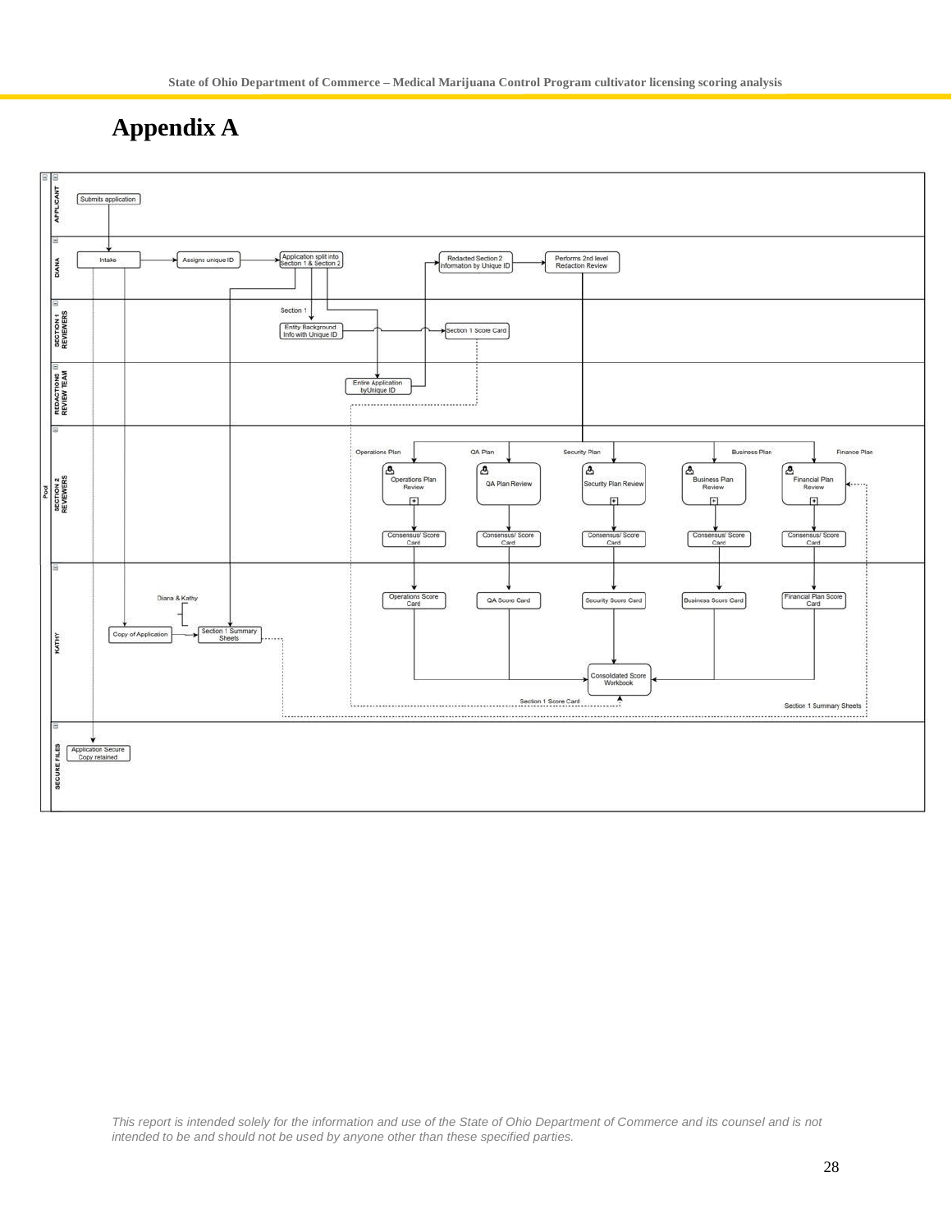# Appendix A

| Lane | Steps |
|---|---|
| APPLICANT | Submits application |
| DIANA | Intake → Assigns unique ID → Application split into Section 1 & Section 2; Redacted Section 2 information by Unique ID → Performs 2nd level Redaction Review |
| SECTION 1 REVIEWERS | Section 1: Entity Background Info with Unique ID → Section 1 Score Card |
| REDACTIONS REVIEW TEAM | Entire Application by Unique ID |
| SECTION 2 REVIEWERS | Operations Plan: Operations Plan Review → Consensus/ Score Card; QA Plan: QA Plan Review → Consensus/ Score Card; Security Plan: Security Plan Review → Consensus/ Score Card; Business Plan: Business Plan Review → Consensus/ Score Card; Finance Plan: Financial Plan Review → Consensus/ Score Card |
| KATHY | Copy of Application → Section 1 Summary Sheets (Diana & Kathy); Operations Score Card, QA Score Card, Security Score Card, Business Score Card, Financial Plan Score Card → Consolidated Score Workbook (Section 1 Score Card; Section 1 Summary Sheets) |
| SECURE FILES | Application Secure Copy retained |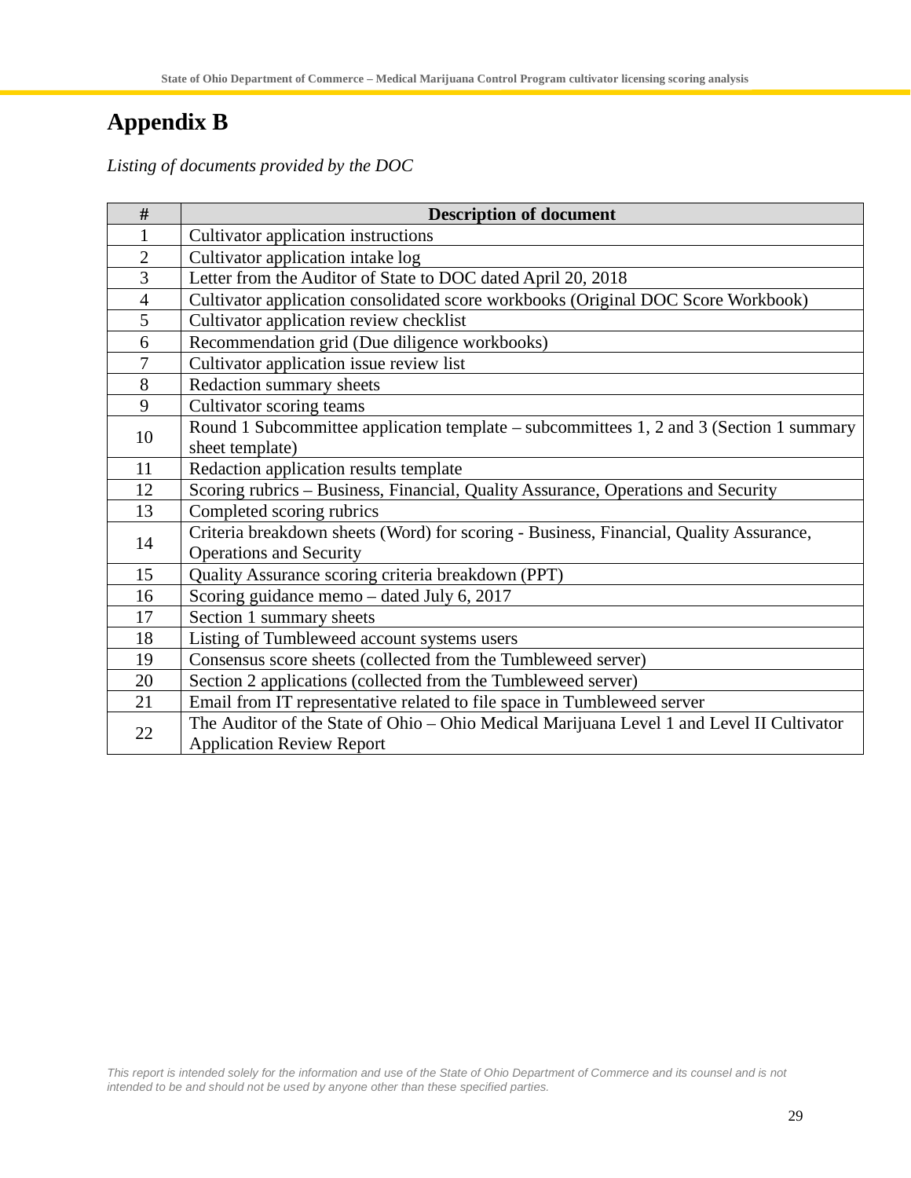# Appendix B

*Listing of documents provided by the DOC*

| # | Description of document |
|---|---|
| 1 | Cultivator application instructions |
| 2 | Cultivator application intake log |
| 3 | Letter from the Auditor of State to DOC dated April 20, 2018 |
| 4 | Cultivator application consolidated score workbooks (Original DOC Score Workbook) |
| 5 | Cultivator application review checklist |
| 6 | Recommendation grid (Due diligence workbooks) |
| 7 | Cultivator application issue review list |
| 8 | Redaction summary sheets |
| 9 | Cultivator scoring teams |
| 10 | Round 1 Subcommittee application template – subcommittees 1, 2 and 3 (Section 1 summary sheet template) |
| 11 | Redaction application results template |
| 12 | Scoring rubrics – Business, Financial, Quality Assurance, Operations and Security |
| 13 | Completed scoring rubrics |
| 14 | Criteria breakdown sheets (Word) for scoring - Business, Financial, Quality Assurance, Operations and Security |
| 15 | Quality Assurance scoring criteria breakdown (PPT) |
| 16 | Scoring guidance memo – dated July 6, 2017 |
| 17 | Section 1 summary sheets |
| 18 | Listing of Tumbleweed account systems users |
| 19 | Consensus score sheets (collected from the Tumbleweed server) |
| 20 | Section 2 applications (collected from the Tumbleweed server) |
| 21 | Email from IT representative related to file space in Tumbleweed server |
| 22 | The Auditor of the State of Ohio – Ohio Medical Marijuana Level 1 and Level II Cultivator Application Review Report |

*This report is intended solely for the information and use of the State of Ohio Department of Commerce and its counsel and is not intended to be and should not be used by anyone other than these specified parties.*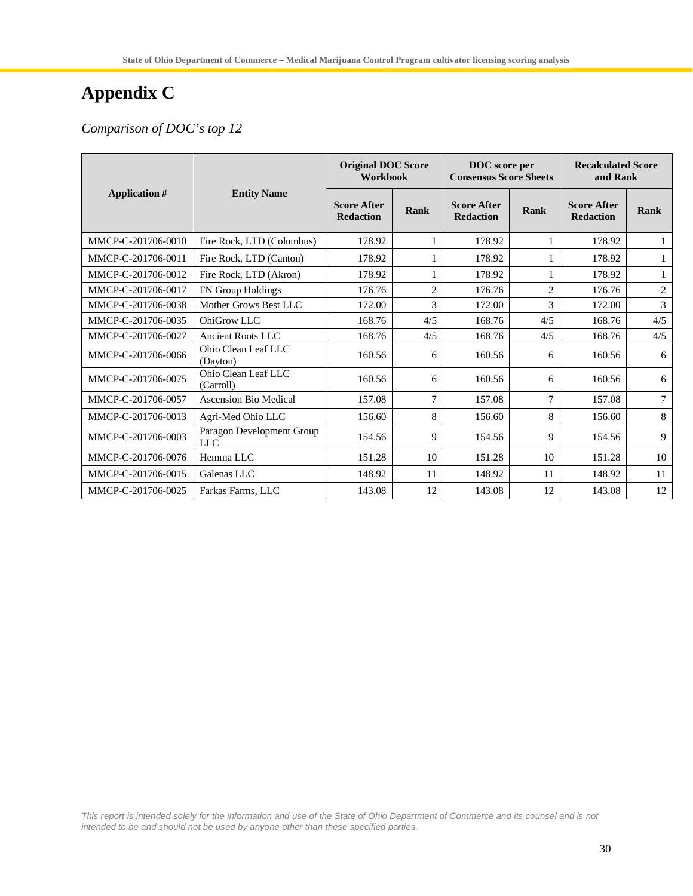# Appendix C

*Comparison of DOC's top 12*

| Application # | Entity Name | Original DOC Score Workbook | | DOC score per Consensus Score Sheets | | Recalculated Score and Rank | |
|---|---|---|---|---|---|---|---|
| | | Score After Redaction | Rank | Score After Redaction | Rank | Score After Redaction | Rank |
| MMCP-C-201706-0010 | Fire Rock, LTD (Columbus) | 178.92 | 1 | 178.92 | 1 | 178.92 | 1 |
| MMCP-C-201706-0011 | Fire Rock, LTD (Canton) | 178.92 | 1 | 178.92 | 1 | 178.92 | 1 |
| MMCP-C-201706-0012 | Fire Rock, LTD (Akron) | 178.92 | 1 | 178.92 | 1 | 178.92 | 1 |
| MMCP-C-201706-0017 | FN Group Holdings | 176.76 | 2 | 176.76 | 2 | 176.76 | 2 |
| MMCP-C-201706-0038 | Mother Grows Best LLC | 172.00 | 3 | 172.00 | 3 | 172.00 | 3 |
| MMCP-C-201706-0035 | OhiGrow LLC | 168.76 | 4/5 | 168.76 | 4/5 | 168.76 | 4/5 |
| MMCP-C-201706-0027 | Ancient Roots LLC | 168.76 | 4/5 | 168.76 | 4/5 | 168.76 | 4/5 |
| MMCP-C-201706-0066 | Ohio Clean Leaf LLC (Dayton) | 160.56 | 6 | 160.56 | 6 | 160.56 | 6 |
| MMCP-C-201706-0075 | Ohio Clean Leaf LLC (Carroll) | 160.56 | 6 | 160.56 | 6 | 160.56 | 6 |
| MMCP-C-201706-0057 | Ascension Bio Medical | 157.08 | 7 | 157.08 | 7 | 157.08 | 7 |
| MMCP-C-201706-0013 | Agri-Med Ohio LLC | 156.60 | 8 | 156.60 | 8 | 156.60 | 8 |
| MMCP-C-201706-0003 | Paragon Development Group LLC | 154.56 | 9 | 154.56 | 9 | 154.56 | 9 |
| MMCP-C-201706-0076 | Hemma LLC | 151.28 | 10 | 151.28 | 10 | 151.28 | 10 |
| MMCP-C-201706-0015 | Galenas LLC | 148.92 | 11 | 148.92 | 11 | 148.92 | 11 |
| MMCP-C-201706-0025 | Farkas Farms, LLC | 143.08 | 12 | 143.08 | 12 | 143.08 | 12 |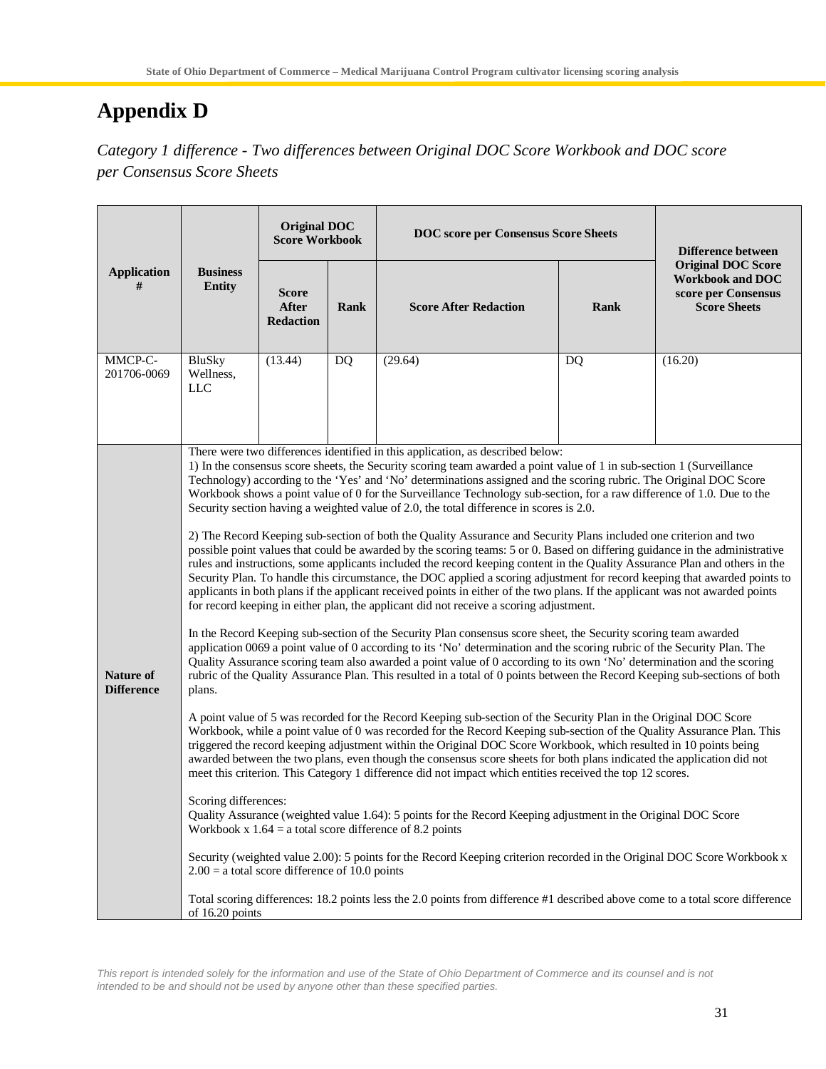# Appendix D

*Category 1 difference - Two differences between Original DOC Score Workbook and DOC score per Consensus Score Sheets*

| Application # | Business Entity | Original DOC Score Workbook | | DOC score per Consensus Score Sheets | | Difference between Original DOC Score Workbook and DOC score per Consensus Score Sheets |
|---|---|---|---|---|---|---|
| | | Score After Redaction | Rank | Score After Redaction | Rank | |
| MMCP-C-201706-0069 | BluSky Wellness, LLC | (13.44) | DQ | (29.64) | DQ | (16.20) |

**Nature of Difference**

There were two differences identified in this application, as described below:
1) In the consensus score sheets, the Security scoring team awarded a point value of 1 in sub-section 1 (Surveillance Technology) according to the 'Yes' and 'No' determinations assigned and the scoring rubric. The Original DOC Score Workbook shows a point value of 0 for the Surveillance Technology sub-section, for a raw difference of 1.0. Due to the Security section having a weighted value of 2.0, the total difference in scores is 2.0.

2) The Record Keeping sub-section of both the Quality Assurance and Security Plans included one criterion and two possible point values that could be awarded by the scoring teams: 5 or 0. Based on differing guidance in the administrative rules and instructions, some applicants included the record keeping content in the Quality Assurance Plan and others in the Security Plan. To handle this circumstance, the DOC applied a scoring adjustment for record keeping that awarded points to applicants in both plans if the applicant received points in either of the two plans. If the applicant was not awarded points for record keeping in either plan, the applicant did not receive a scoring adjustment.

In the Record Keeping sub-section of the Security Plan consensus score sheet, the Security scoring team awarded application 0069 a point value of 0 according to its 'No' determination and the scoring rubric of the Security Plan. The Quality Assurance scoring team also awarded a point value of 0 according to its own 'No' determination and the scoring rubric of the Quality Assurance Plan. This resulted in a total of 0 points between the Record Keeping sub-sections of both plans.

A point value of 5 was recorded for the Record Keeping sub-section of the Security Plan in the Original DOC Score Workbook, while a point value of 0 was recorded for the Record Keeping sub-section of the Quality Assurance Plan. This triggered the record keeping adjustment within the Original DOC Score Workbook, which resulted in 10 points being awarded between the two plans, even though the consensus score sheets for both plans indicated the application did not meet this criterion. This Category 1 difference did not impact which entities received the top 12 scores.

Scoring differences:
Quality Assurance (weighted value 1.64): 5 points for the Record Keeping adjustment in the Original DOC Score Workbook x 1.64 = a total score difference of 8.2 points

Security (weighted value 2.00): 5 points for the Record Keeping criterion recorded in the Original DOC Score Workbook x 2.00 = a total score difference of 10.0 points

Total scoring differences: 18.2 points less the 2.0 points from difference #1 described above come to a total score difference of 16.20 points

*This report is intended solely for the information and use of the State of Ohio Department of Commerce and its counsel and is not intended to be and should not be used by anyone other than these specified parties.*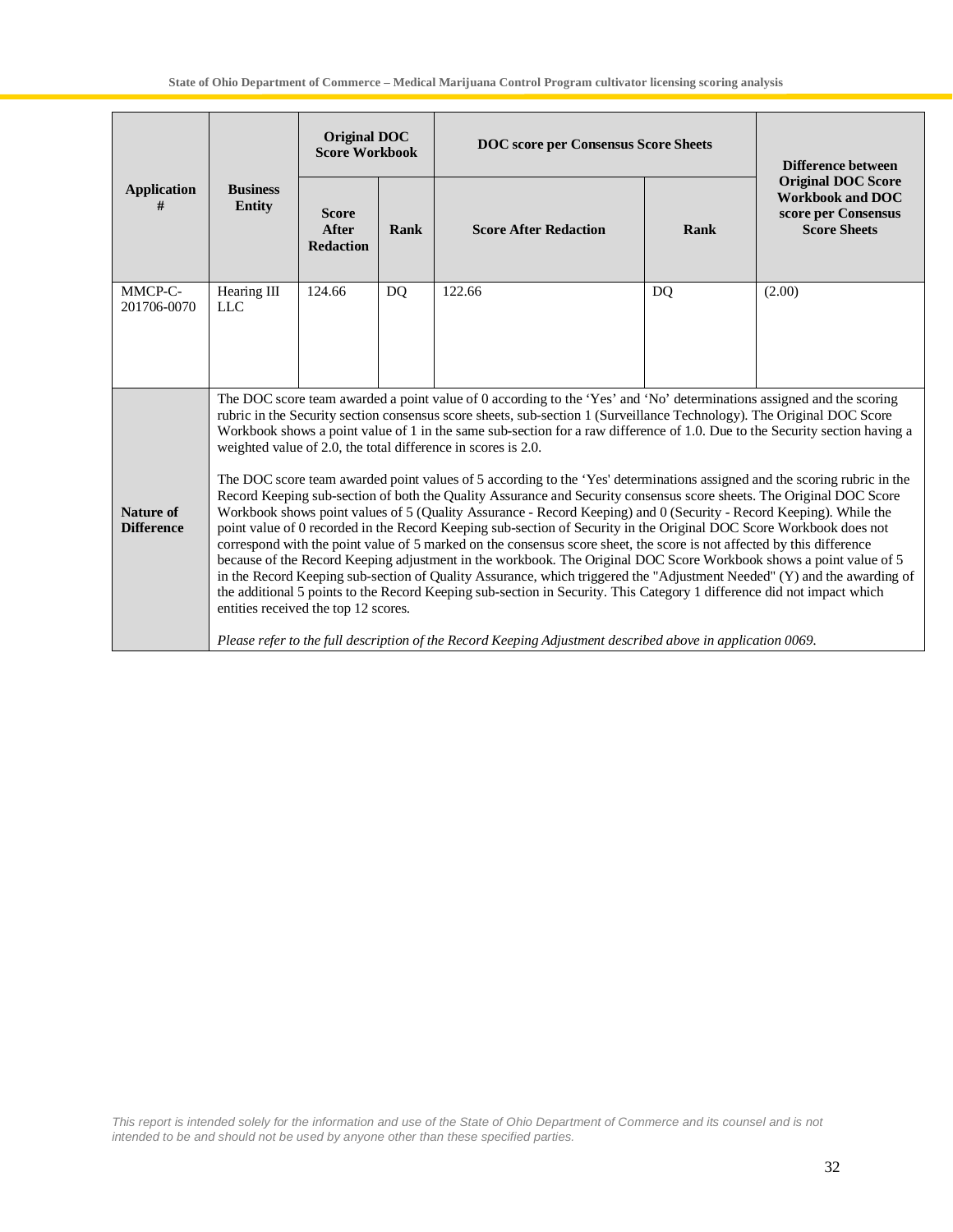| Application # | Business Entity | Original DOC Score Workbook | | DOC score per Consensus Score Sheets | | Difference between Original DOC Score Workbook and DOC score per Consensus Score Sheets |
|---|---|---|---|---|---|---|
| | | Score After Redaction | Rank | Score After Redaction | Rank | |
| MMCP-C-201706-0070 | Hearing III LLC | 124.66 | DQ | 122.66 | DQ | (2.00) |
| Nature of Difference | The DOC score team awarded a point value of 0 according to the 'Yes' and 'No' determinations assigned and the scoring rubric in the Security section consensus score sheets, sub-section 1 (Surveillance Technology). The Original DOC Score Workbook shows a point value of 1 in the same sub-section for a raw difference of 1.0. Due to the Security section having a weighted value of 2.0, the total difference in scores is 2.0.<br><br>The DOC score team awarded point values of 5 according to the 'Yes' determinations assigned and the scoring rubric in the Record Keeping sub-section of both the Quality Assurance and Security consensus score sheets. The Original DOC Score Workbook shows point values of 5 (Quality Assurance - Record Keeping) and 0 (Security - Record Keeping). While the point value of 0 recorded in the Record Keeping sub-section of Security in the Original DOC Score Workbook does not correspond with the point value of 5 marked on the consensus score sheet, the score is not affected by this difference because of the Record Keeping adjustment in the workbook. The Original DOC Score Workbook shows a point value of 5 in the Record Keeping sub-section of Quality Assurance, which triggered the "Adjustment Needed" (Y) and the awarding of the additional 5 points to the Record Keeping sub-section in Security. This Category 1 difference did not impact which entities received the top 12 scores.<br><br>*Please refer to the full description of the Record Keeping Adjustment described above in application 0069.* | | | | | |

*This report is intended solely for the information and use of the State of Ohio Department of Commerce and its counsel and is not intended to be and should not be used by anyone other than these specified parties.*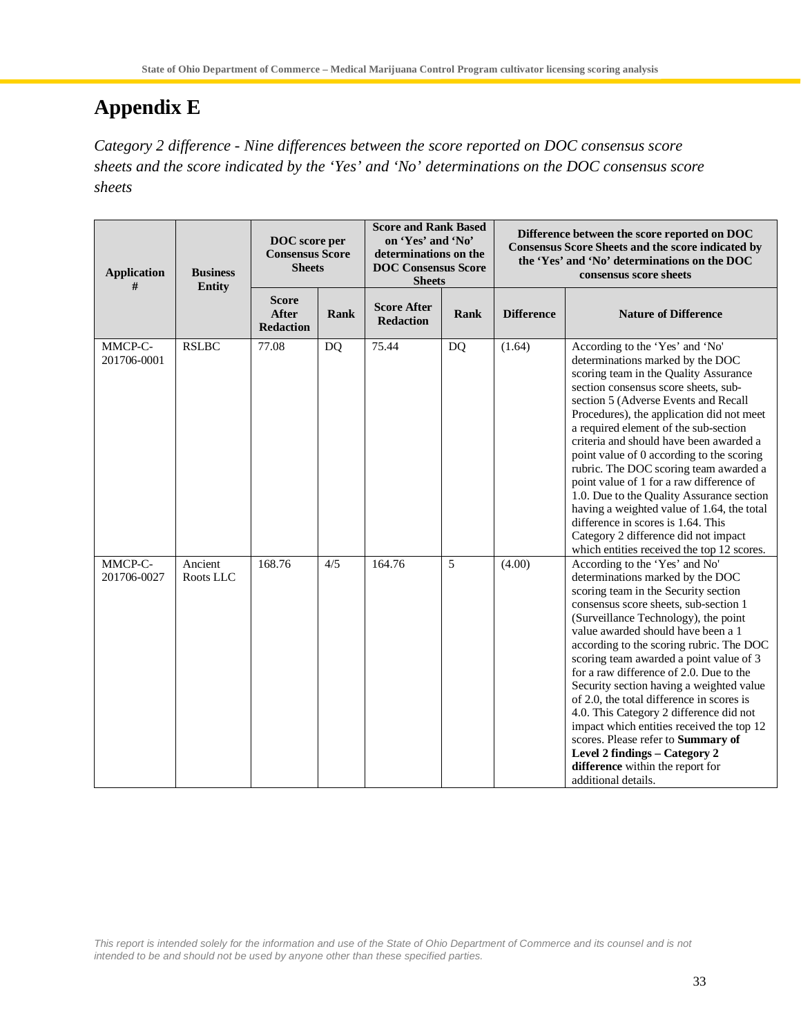# Appendix E

*Category 2 difference - Nine differences between the score reported on DOC consensus score sheets and the score indicated by the 'Yes' and 'No' determinations on the DOC consensus score sheets*

| Application # | Business Entity | DOC score per Consensus Score Sheets | | Score and Rank Based on 'Yes' and 'No' determinations on the DOC Consensus Score Sheets | | Difference between the score reported on DOC Consensus Score Sheets and the score indicated by the 'Yes' and 'No' determinations on the DOC consensus score sheets | |
|---|---|---|---|---|---|---|---|
| | | **Score After Redaction** | **Rank** | **Score After Redaction** | **Rank** | **Difference** | **Nature of Difference** |
| MMCP-C-201706-0001 | RSLBC | 77.08 | DQ | 75.44 | DQ | (1.64) | According to the 'Yes' and 'No' determinations marked by the DOC scoring team in the Quality Assurance section consensus score sheets, sub-section 5 (Adverse Events and Recall Procedures), the application did not meet a required element of the sub-section criteria and should have been awarded a point value of 0 according to the scoring rubric. The DOC scoring team awarded a point value of 1 for a raw difference of 1.0. Due to the Quality Assurance section having a weighted value of 1.64, the total difference in scores is 1.64. This Category 2 difference did not impact which entities received the top 12 scores. |
| MMCP-C-201706-0027 | Ancient Roots LLC | 168.76 | 4/5 | 164.76 | 5 | (4.00) | According to the 'Yes' and No' determinations marked by the DOC scoring team in the Security section consensus score sheets, sub-section 1 (Surveillance Technology), the point value awarded should have been a 1 according to the scoring rubric. The DOC scoring team awarded a point value of 3 for a raw difference of 2.0. Due to the Security section having a weighted value of 2.0, the total difference in scores is 4.0. This Category 2 difference did not impact which entities received the top 12 scores. Please refer to **Summary of Level 2 findings – Category 2 difference** within the report for additional details. |

*This report is intended solely for the information and use of the State of Ohio Department of Commerce and its counsel and is not intended to be and should not be used by anyone other than these specified parties.*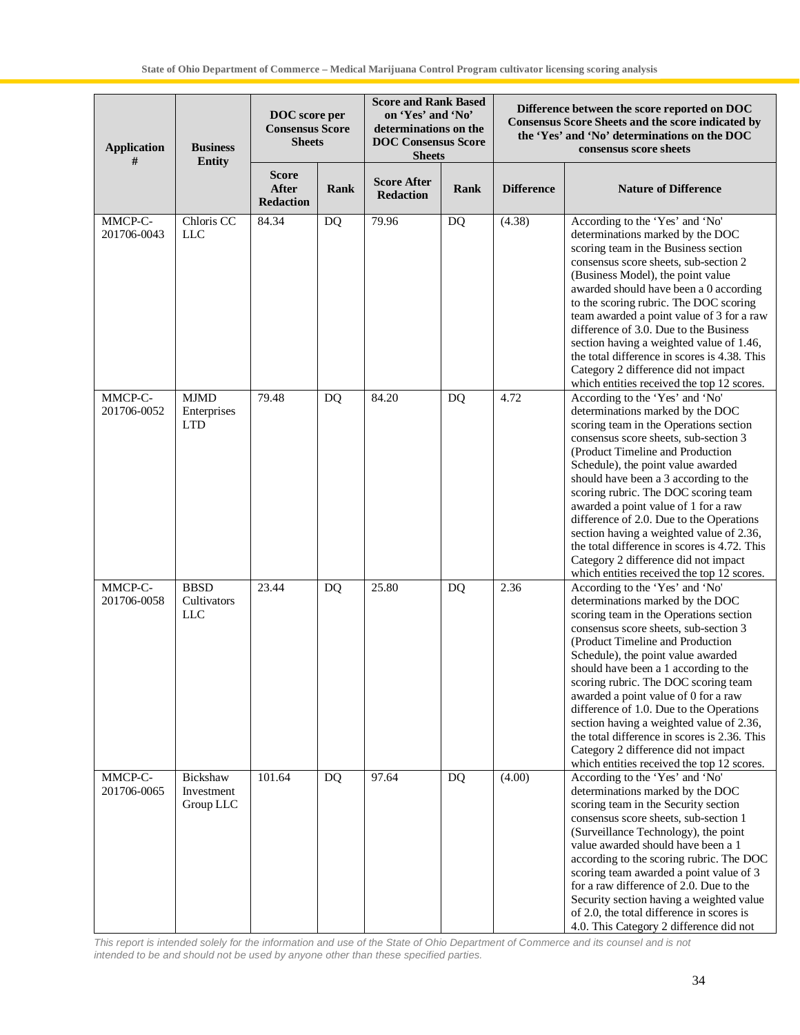| Application # | Business Entity | DOC score per Consensus Score Sheets | | Score and Rank Based on 'Yes' and 'No' determinations on the DOC Consensus Score Sheets | | Difference between the score reported on DOC Consensus Score Sheets and the score indicated by the 'Yes' and 'No' determinations on the DOC consensus score sheets | |
|---|---|---|---|---|---|---|---|
| | | Score After Redaction | Rank | Score After Redaction | Rank | Difference | Nature of Difference |
| MMCP-C-201706-0043 | Chloris CC LLC | 84.34 | DQ | 79.96 | DQ | (4.38) | According to the 'Yes' and 'No' determinations marked by the DOC scoring team in the Business section consensus score sheets, sub-section 2 (Business Model), the point value awarded should have been a 0 according to the scoring rubric. The DOC scoring team awarded a point value of 3 for a raw difference of 3.0. Due to the Business section having a weighted value of 1.46, the total difference in scores is 4.38. This Category 2 difference did not impact which entities received the top 12 scores. |
| MMCP-C-201706-0052 | MJMD Enterprises LTD | 79.48 | DQ | 84.20 | DQ | 4.72 | According to the 'Yes' and 'No' determinations marked by the DOC scoring team in the Operations section consensus score sheets, sub-section 3 (Product Timeline and Production Schedule), the point value awarded should have been a 3 according to the scoring rubric. The DOC scoring team awarded a point value of 1 for a raw difference of 2.0. Due to the Operations section having a weighted value of 2.36, the total difference in scores is 4.72. This Category 2 difference did not impact which entities received the top 12 scores. |
| MMCP-C-201706-0058 | BBSD Cultivators LLC | 23.44 | DQ | 25.80 | DQ | 2.36 | According to the 'Yes' and 'No' determinations marked by the DOC scoring team in the Operations section consensus score sheets, sub-section 3 (Product Timeline and Production Schedule), the point value awarded should have been a 1 according to the scoring rubric. The DOC scoring team awarded a point value of 0 for a raw difference of 1.0. Due to the Operations section having a weighted value of 2.36, the total difference in scores is 2.36. This Category 2 difference did not impact which entities received the top 12 scores. |
| MMCP-C-201706-0065 | Bickshaw Investment Group LLC | 101.64 | DQ | 97.64 | DQ | (4.00) | According to the 'Yes' and 'No' determinations marked by the DOC scoring team in the Security section consensus score sheets, sub-section 1 (Surveillance Technology), the point value awarded should have been a 1 according to the scoring rubric. The DOC scoring team awarded a point value of 3 for a raw difference of 2.0. Due to the Security section having a weighted value of 2.0, the total difference in scores is 4.0. This Category 2 difference did not |

*This report is intended solely for the information and use of the State of Ohio Department of Commerce and its counsel and is not intended to be and should not be used by anyone other than these specified parties.*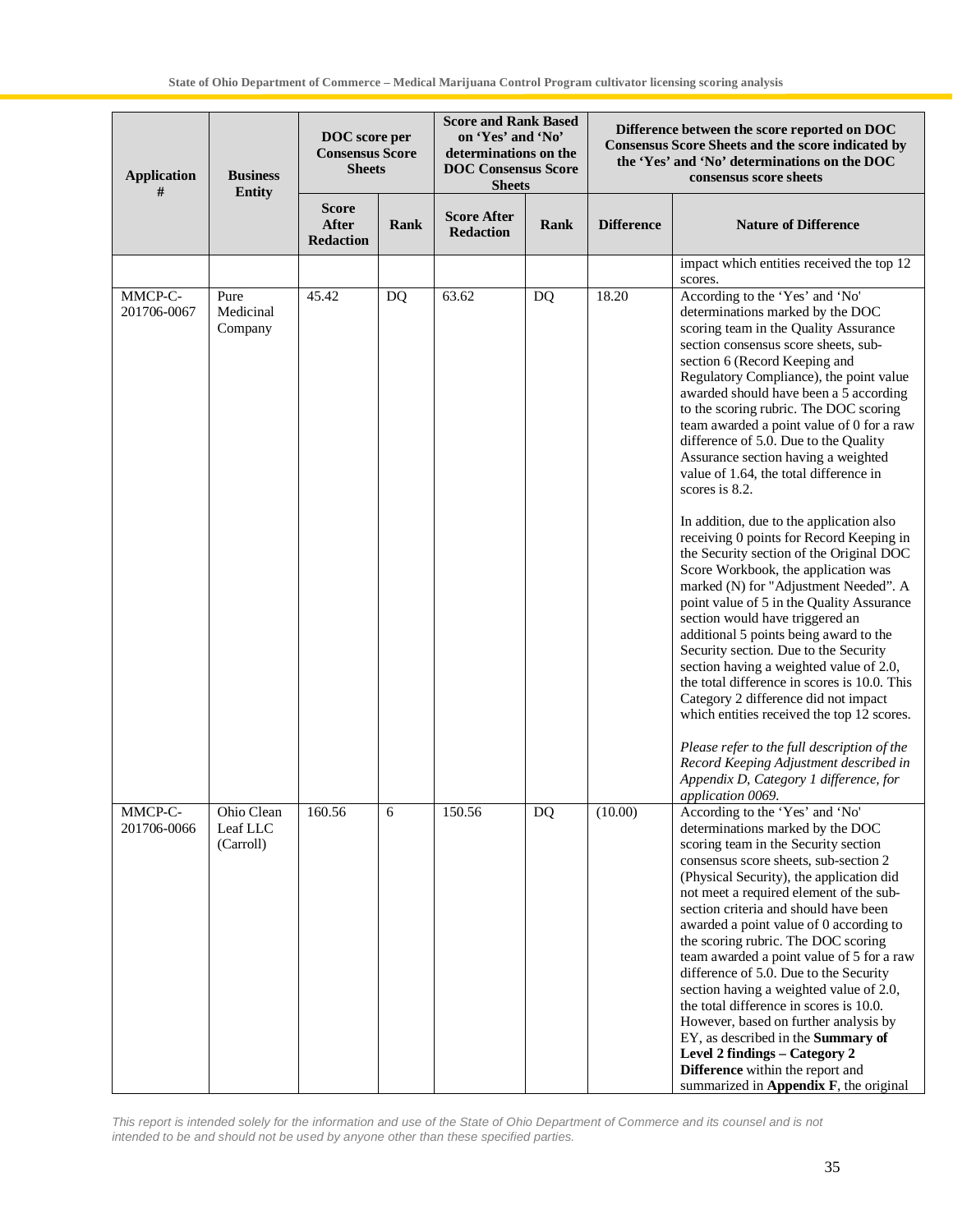| Application # | Business Entity | DOC score per Consensus Score Sheets | | Score and Rank Based on 'Yes' and 'No' determinations on the DOC Consensus Score Sheets | | Difference between the score reported on DOC Consensus Score Sheets and the score indicated by the 'Yes' and 'No' determinations on the DOC consensus score sheets | |
|---|---|---|---|---|---|---|---|
| | | Score After Redaction | Rank | Score After Redaction | Rank | Difference | Nature of Difference |
| | | | | | | | impact which entities received the top 12 scores. |
| MMCP-C-201706-0067 | Pure Medicinal Company | 45.42 | DQ | 63.62 | DQ | 18.20 | According to the 'Yes' and 'No' determinations marked by the DOC scoring team in the Quality Assurance section consensus score sheets, sub-section 6 (Record Keeping and Regulatory Compliance), the point value awarded should have been a 5 according to the scoring rubric. The DOC scoring team awarded a point value of 0 for a raw difference of 5.0. Due to the Quality Assurance section having a weighted value of 1.64, the total difference in scores is 8.2.<br><br>In addition, due to the application also receiving 0 points for Record Keeping in the Security section of the Original DOC Score Workbook, the application was marked (N) for "Adjustment Needed". A point value of 5 in the Quality Assurance section would have triggered an additional 5 points being award to the Security section. Due to the Security section having a weighted value of 2.0, the total difference in scores is 10.0. This Category 2 difference did not impact which entities received the top 12 scores.<br><br>*Please refer to the full description of the Record Keeping Adjustment described in Appendix D, Category 1 difference, for application 0069.* |
| MMCP-C-201706-0066 | Ohio Clean Leaf LLC (Carroll) | 160.56 | 6 | 150.56 | DQ | (10.00) | According to the 'Yes' and 'No' determinations marked by the DOC scoring team in the Security section consensus score sheets, sub-section 2 (Physical Security), the application did not meet a required element of the sub-section criteria and should have been awarded a point value of 0 according to the scoring rubric. The DOC scoring team awarded a point value of 5 for a raw difference of 5.0. Due to the Security section having a weighted value of 2.0, the total difference in scores is 10.0. However, based on further analysis by EY, as described in the **Summary of Level 2 findings – Category 2 Difference** within the report and summarized in **Appendix F**, the original |

This report is intended solely for the information and use of the State of Ohio Department of Commerce and its counsel and is not intended to be and should not be used by anyone other than these specified parties.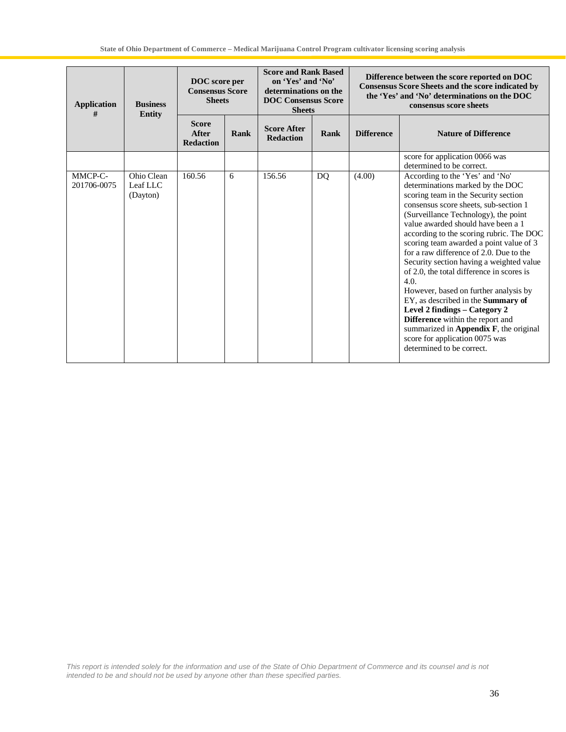| Application # | Business Entity | DOC score per Consensus Score Sheets | | Score and Rank Based on 'Yes' and 'No' determinations on the DOC Consensus Score Sheets | | Difference between the score reported on DOC Consensus Score Sheets and the score indicated by the 'Yes' and 'No' determinations on the DOC consensus score sheets | |
|---|---|---|---|---|---|---|---|
| | | **Score After Redaction** | **Rank** | **Score After Redaction** | **Rank** | **Difference** | **Nature of Difference** |
| | | | | | | | score for application 0066 was determined to be correct. |
| MMCP-C-201706-0075 | Ohio Clean Leaf LLC (Dayton) | 160.56 | 6 | 156.56 | DQ | (4.00) | According to the 'Yes' and 'No' determinations marked by the DOC scoring team in the Security section consensus score sheets, sub-section 1 (Surveillance Technology), the point value awarded should have been a 1 according to the scoring rubric. The DOC scoring team awarded a point value of 3 for a raw difference of 2.0. Due to the Security section having a weighted value of 2.0, the total difference in scores is 4.0. However, based on further analysis by EY, as described in the **Summary of Level 2 findings – Category 2 Difference** within the report and summarized in **Appendix F**, the original score for application 0075 was determined to be correct. |

*This report is intended solely for the information and use of the State of Ohio Department of Commerce and its counsel and is not intended to be and should not be used by anyone other than these specified parties.*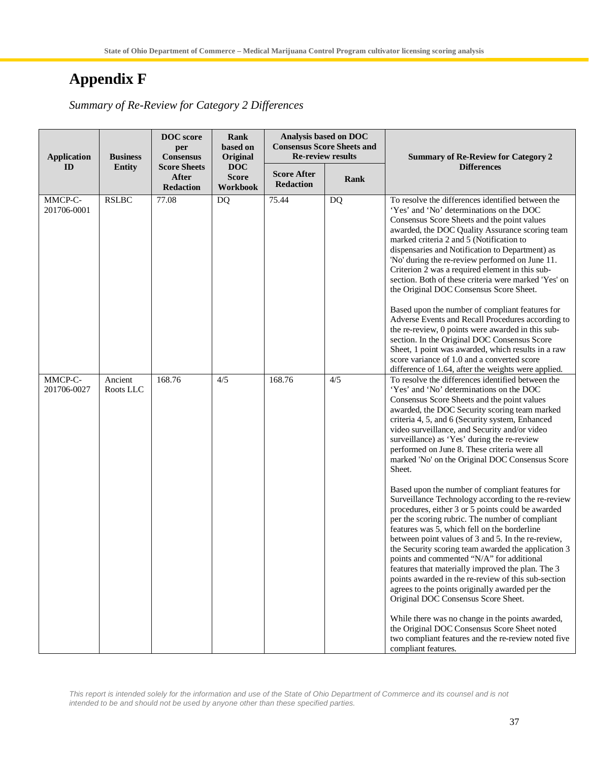# Appendix F

*Summary of Re-Review for Category 2 Differences*

| Application ID | Business Entity | DOC score per Consensus Score Sheets After Redaction | Rank based on Original DOC Score Workbook | Analysis based on DOC Consensus Score Sheets and Re-review results | | Summary of Re-Review for Category 2 Differences |
|---|---|---|---|---|---|---|
| | | | | Score After Redaction | Rank | |
| MMCP-C-201706-0001 | RSLBC | 77.08 | DQ | 75.44 | DQ | To resolve the differences identified between the 'Yes' and 'No' determinations on the DOC Consensus Score Sheets and the point values awarded, the DOC Quality Assurance scoring team marked criteria 2 and 5 (Notification to dispensaries and Notification to Department) as 'No' during the re-review performed on June 11. Criterion 2 was a required element in this sub-section. Both of these criteria were marked 'Yes' on the Original DOC Consensus Score Sheet.<br><br>Based upon the number of compliant features for Adverse Events and Recall Procedures according to the re-review, 0 points were awarded in this sub-section. In the Original DOC Consensus Score Sheet, 1 point was awarded, which results in a raw score variance of 1.0 and a converted score difference of 1.64, after the weights were applied. |
| MMCP-C-201706-0027 | Ancient Roots LLC | 168.76 | 4/5 | 168.76 | 4/5 | To resolve the differences identified between the 'Yes' and 'No' determinations on the DOC Consensus Score Sheets and the point values awarded, the DOC Security scoring team marked criteria 4, 5, and 6 (Security system, Enhanced video surveillance, and Security and/or video surveillance) as 'Yes' during the re-review performed on June 8. These criteria were all marked 'No' on the Original DOC Consensus Score Sheet.<br><br>Based upon the number of compliant features for Surveillance Technology according to the re-review procedures, either 3 or 5 points could be awarded per the scoring rubric. The number of compliant features was 5, which fell on the borderline between point values of 3 and 5. In the re-review, the Security scoring team awarded the application 3 points and commented "N/A" for additional features that materially improved the plan. The 3 points awarded in the re-review of this sub-section agrees to the points originally awarded per the Original DOC Consensus Score Sheet.<br><br>While there was no change in the points awarded, the Original DOC Consensus Score Sheet noted two compliant features and the re-review noted five compliant features. |

*This report is intended solely for the information and use of the State of Ohio Department of Commerce and its counsel and is not intended to be and should not be used by anyone other than these specified parties.*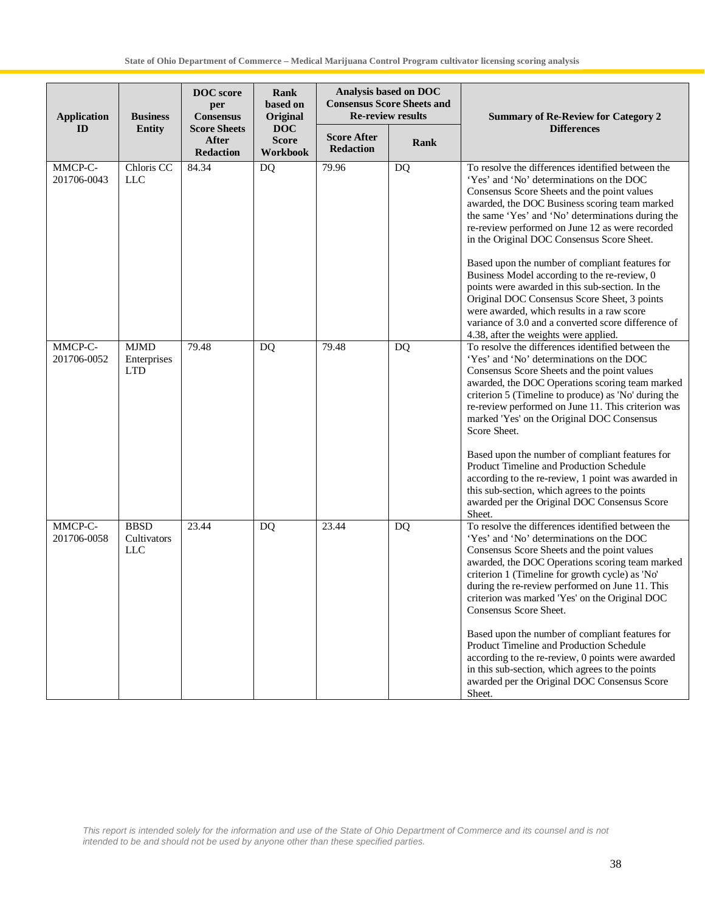| Application ID | Business Entity | DOC score per Consensus Score Sheets After Redaction | Rank based on Original DOC Score Workbook | Analysis based on DOC Consensus Score Sheets and Re-review results | | Summary of Re-Review for Category 2 Differences |
|---|---|---|---|---|---|---|
| | | | | Score After Redaction | Rank | |
| MMCP-C-201706-0043 | Chloris CC LLC | 84.34 | DQ | 79.96 | DQ | To resolve the differences identified between the 'Yes' and 'No' determinations on the DOC Consensus Score Sheets and the point values awarded, the DOC Business scoring team marked the same 'Yes' and 'No' determinations during the re-review performed on June 12 as were recorded in the Original DOC Consensus Score Sheet.<br><br>Based upon the number of compliant features for Business Model according to the re-review, 0 points were awarded in this sub-section. In the Original DOC Consensus Score Sheet, 3 points were awarded, which results in a raw score variance of 3.0 and a converted score difference of 4.38, after the weights were applied. |
| MMCP-C-201706-0052 | MJMD Enterprises LTD | 79.48 | DQ | 79.48 | DQ | To resolve the differences identified between the 'Yes' and 'No' determinations on the DOC Consensus Score Sheets and the point values awarded, the DOC Operations scoring team marked criterion 5 (Timeline to produce) as 'No' during the re-review performed on June 11. This criterion was marked 'Yes' on the Original DOC Consensus Score Sheet.<br><br>Based upon the number of compliant features for Product Timeline and Production Schedule according to the re-review, 1 point was awarded in this sub-section, which agrees to the points awarded per the Original DOC Consensus Score Sheet. |
| MMCP-C-201706-0058 | BBSD Cultivators LLC | 23.44 | DQ | 23.44 | DQ | To resolve the differences identified between the 'Yes' and 'No' determinations on the DOC Consensus Score Sheets and the point values awarded, the DOC Operations scoring team marked criterion 1 (Timeline for growth cycle) as 'No' during the re-review performed on June 11. This criterion was marked 'Yes' on the Original DOC Consensus Score Sheet.<br><br>Based upon the number of compliant features for Product Timeline and Production Schedule according to the re-review, 0 points were awarded in this sub-section, which agrees to the points awarded per the Original DOC Consensus Score Sheet. |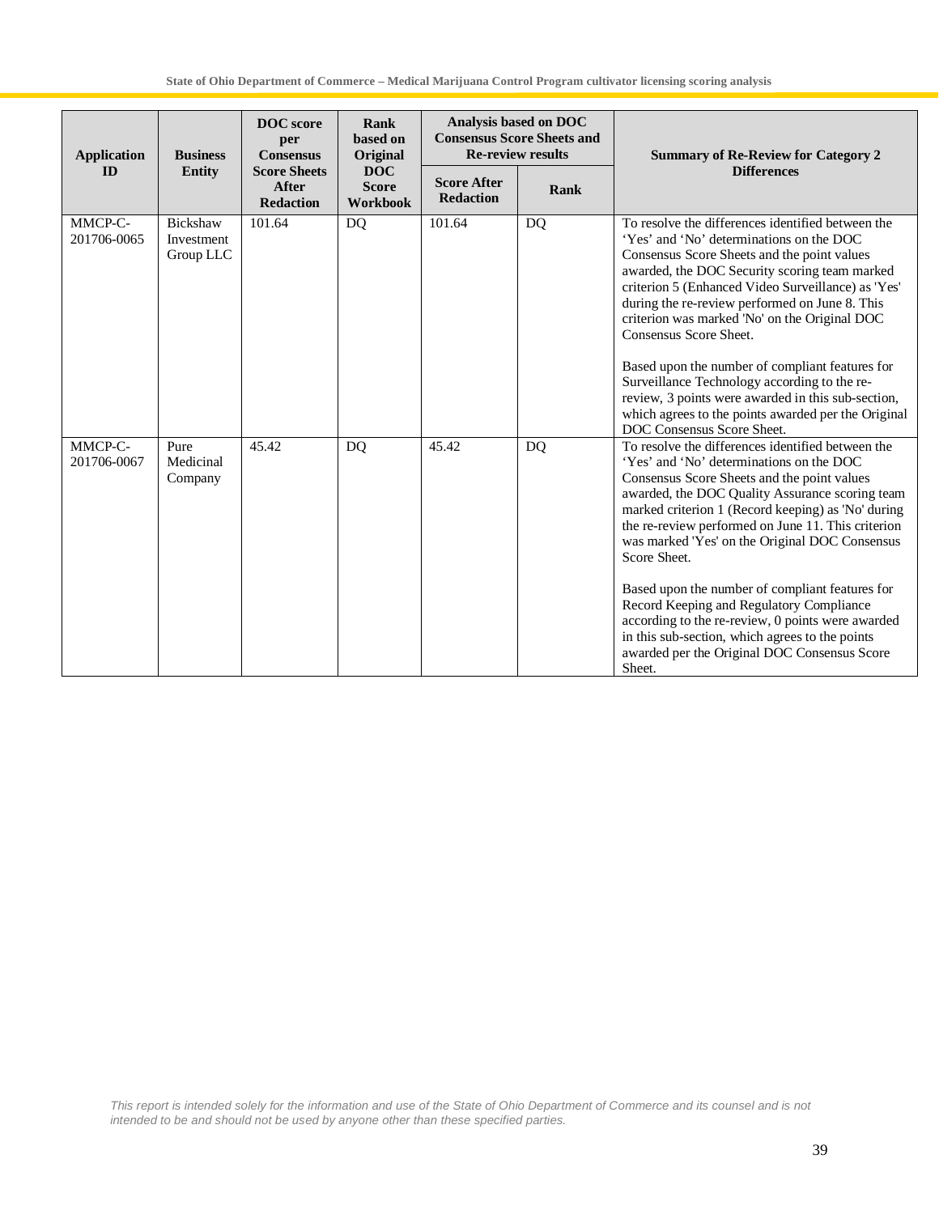| Application ID | Business Entity | DOC score per Consensus Score Sheets After Redaction | Rank based on Original DOC Score Workbook | Analysis based on DOC Consensus Score Sheets and Re-review results | | Summary of Re-Review for Category 2 Differences |
|---|---|---|---|---|---|---|
| | | | | Score After Redaction | Rank | |
| MMCP-C-201706-0065 | Bickshaw Investment Group LLC | 101.64 | DQ | 101.64 | DQ | To resolve the differences identified between the 'Yes' and 'No' determinations on the DOC Consensus Score Sheets and the point values awarded, the DOC Security scoring team marked criterion 5 (Enhanced Video Surveillance) as 'Yes' during the re-review performed on June 8. This criterion was marked 'No' on the Original DOC Consensus Score Sheet.<br><br>Based upon the number of compliant features for Surveillance Technology according to the re-review, 3 points were awarded in this sub-section, which agrees to the points awarded per the Original DOC Consensus Score Sheet. |
| MMCP-C-201706-0067 | Pure Medicinal Company | 45.42 | DQ | 45.42 | DQ | To resolve the differences identified between the 'Yes' and 'No' determinations on the DOC Consensus Score Sheets and the point values awarded, the DOC Quality Assurance scoring team marked criterion 1 (Record keeping) as 'No' during the re-review performed on June 11. This criterion was marked 'Yes' on the Original DOC Consensus Score Sheet.<br><br>Based upon the number of compliant features for Record Keeping and Regulatory Compliance according to the re-review, 0 points were awarded in this sub-section, which agrees to the points awarded per the Original DOC Consensus Score Sheet. |

*This report is intended solely for the information and use of the State of Ohio Department of Commerce and its counsel and is not intended to be and should not be used by anyone other than these specified parties.*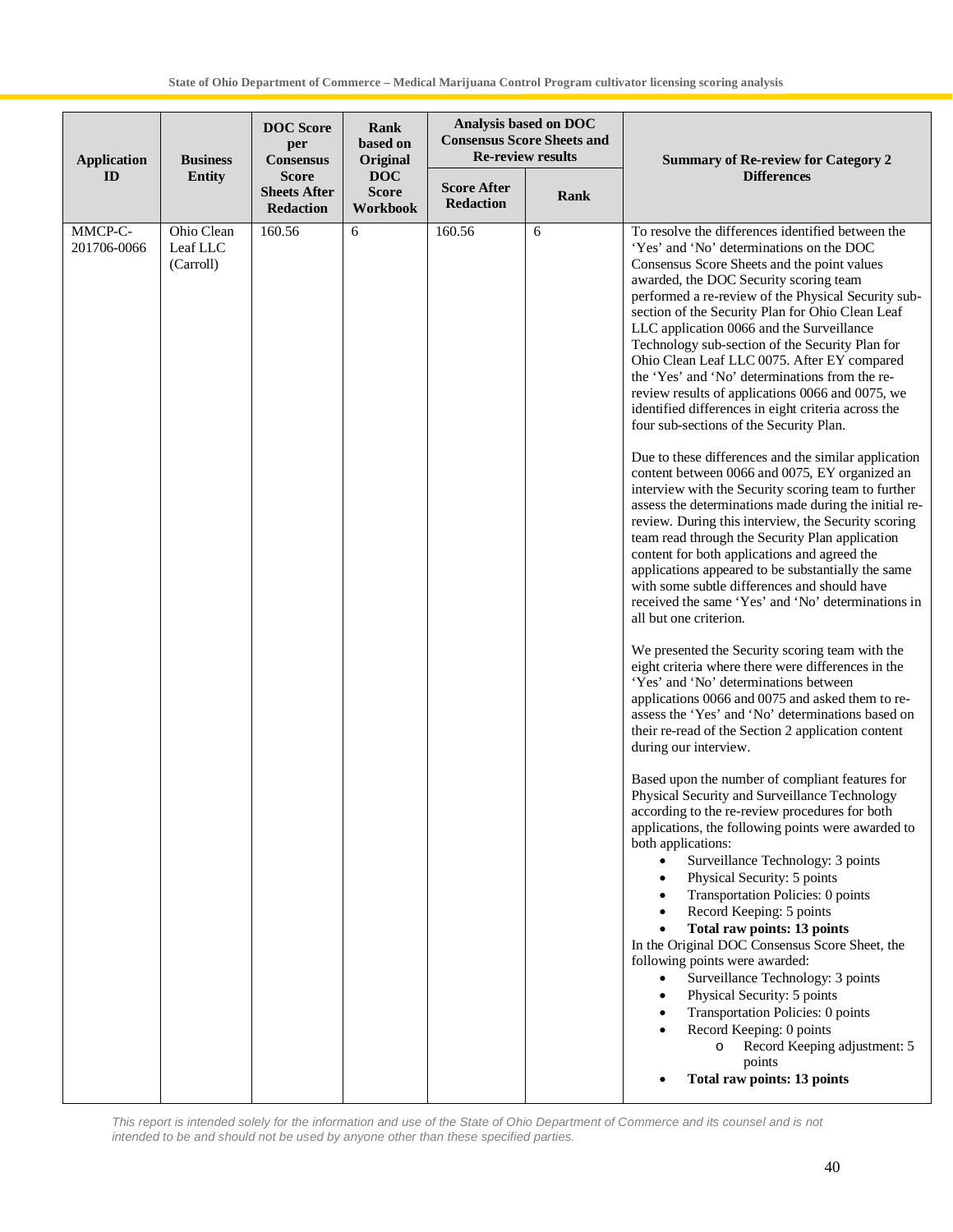| Application ID | Business Entity | DOC Score per Consensus Score Sheets After Redaction | Rank based on Original DOC Score Workbook | Analysis based on DOC Consensus Score Sheets and Re-review results | | Summary of Re-review for Category 2 Differences |
|---|---|---|---|---|---|---|
| | | | | Score After Redaction | Rank | |
| MMCP-C-201706-0066 | Ohio Clean Leaf LLC (Carroll) | 160.56 | 6 | 160.56 | 6 | To resolve the differences identified between the 'Yes' and 'No' determinations on the DOC Consensus Score Sheets and the point values awarded, the DOC Security scoring team performed a re-review of the Physical Security sub-section of the Security Plan for Ohio Clean Leaf LLC application 0066 and the Surveillance Technology sub-section of the Security Plan for Ohio Clean Leaf LLC 0075. After EY compared the 'Yes' and 'No' determinations from the re-review results of applications 0066 and 0075, we identified differences in eight criteria across the four sub-sections of the Security Plan.<br><br>Due to these differences and the similar application content between 0066 and 0075, EY organized an interview with the Security scoring team to further assess the determinations made during the initial re-review. During this interview, the Security scoring team read through the Security Plan application content for both applications and agreed the applications appeared to be substantially the same with some subtle differences and should have received the same 'Yes' and 'No' determinations in all but one criterion.<br><br>We presented the Security scoring team with the eight criteria where there were differences in the 'Yes' and 'No' determinations between applications 0066 and 0075 and asked them to re-assess the 'Yes' and 'No' determinations based on their re-read of the Section 2 application content during our interview.<br><br>Based upon the number of compliant features for Physical Security and Surveillance Technology according to the re-review procedures for both applications, the following points were awarded to both applications:<br>• Surveillance Technology: 3 points<br>• Physical Security: 5 points<br>• Transportation Policies: 0 points<br>• Record Keeping: 5 points<br>• **Total raw points: 13 points**<br>In the Original DOC Consensus Score Sheet, the following points were awarded:<br>• Surveillance Technology: 3 points<br>• Physical Security: 5 points<br>• Transportation Policies: 0 points<br>• Record Keeping: 0 points<br>  o Record Keeping adjustment: 5 points<br>• **Total raw points: 13 points** |

*This report is intended solely for the information and use of the State of Ohio Department of Commerce and its counsel and is not intended to be and should not be used by anyone other than these specified parties.*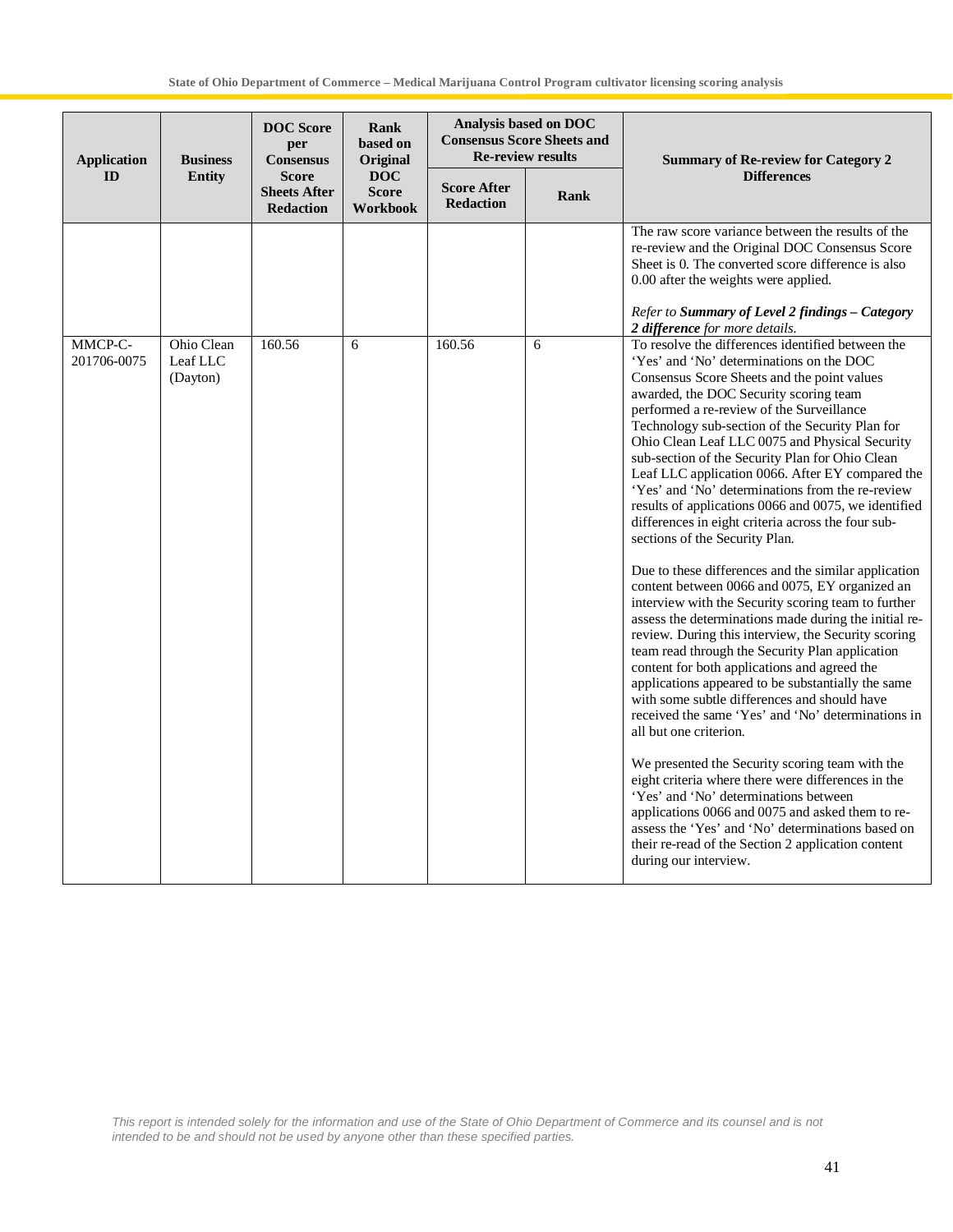| Application ID | Business Entity | DOC Score per Consensus Score Sheets After Redaction | Rank based on Original DOC Score Workbook | Analysis based on DOC Consensus Score Sheets and Re-review results | | Summary of Re-review for Category 2 Differences |
|---|---|---|---|---|---|---|
| | | | | Score After Redaction | Rank | |
| | | | | | | The raw score variance between the results of the re-review and the Original DOC Consensus Score Sheet is 0. The converted score difference is also 0.00 after the weights were applied.<br><br>*Refer to **Summary of Level 2 findings – Category 2 difference** for more details.* |
| MMCP-C-201706-0075 | Ohio Clean Leaf LLC (Dayton) | 160.56 | 6 | 160.56 | 6 | To resolve the differences identified between the 'Yes' and 'No' determinations on the DOC Consensus Score Sheets and the point values awarded, the DOC Security scoring team performed a re-review of the Surveillance Technology sub-section of the Security Plan for Ohio Clean Leaf LLC 0075 and Physical Security sub-section of the Security Plan for Ohio Clean Leaf LLC application 0066. After EY compared the 'Yes' and 'No' determinations from the re-review results of applications 0066 and 0075, we identified differences in eight criteria across the four sub-sections of the Security Plan.<br><br>Due to these differences and the similar application content between 0066 and 0075, EY organized an interview with the Security scoring team to further assess the determinations made during the initial re-review. During this interview, the Security scoring team read through the Security Plan application content for both applications and agreed the applications appeared to be substantially the same with some subtle differences and should have received the same 'Yes' and 'No' determinations in all but one criterion.<br><br>We presented the Security scoring team with the eight criteria where there were differences in the 'Yes' and 'No' determinations between applications 0066 and 0075 and asked them to re-assess the 'Yes' and 'No' determinations based on their re-read of the Section 2 application content during our interview. |

*This report is intended solely for the information and use of the State of Ohio Department of Commerce and its counsel and is not intended to be and should not be used by anyone other than these specified parties.*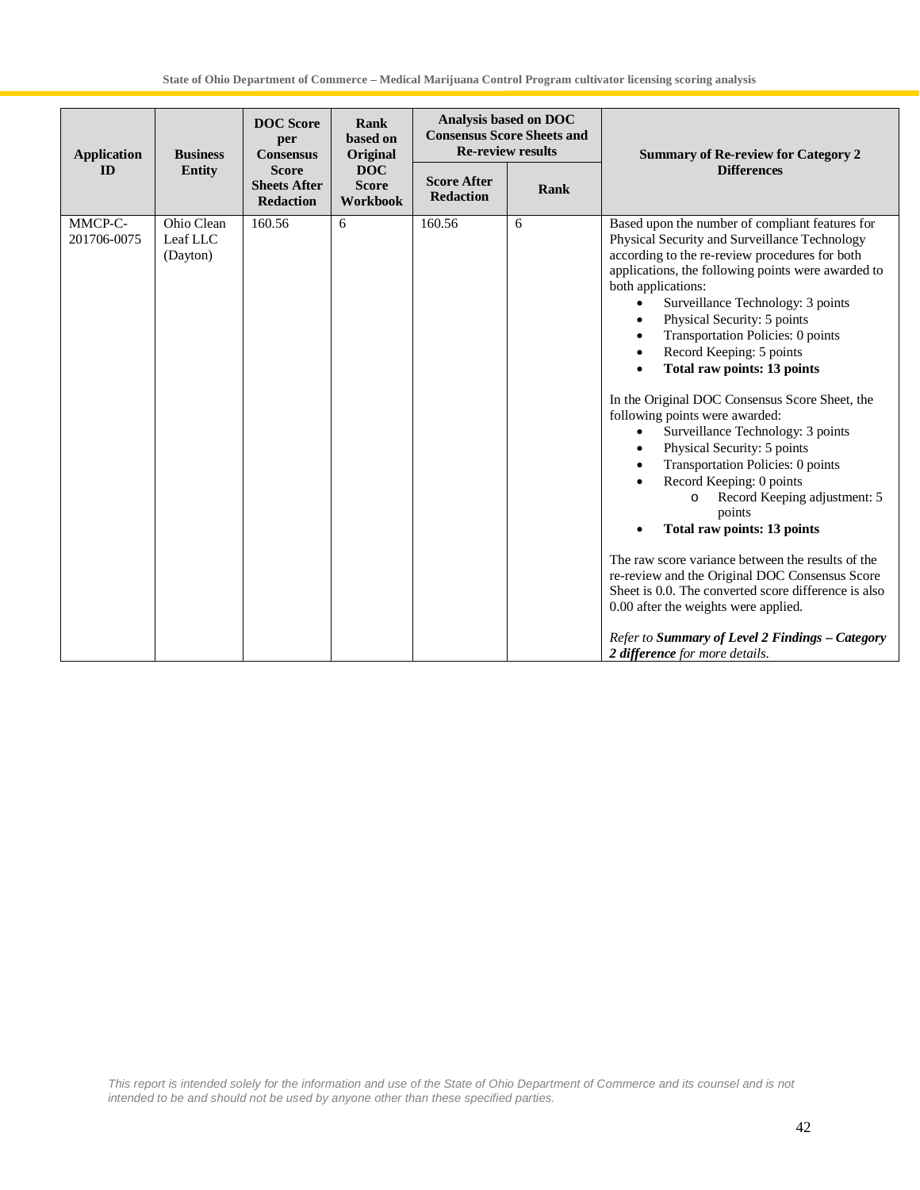| Application ID | Business Entity | DOC Score per Consensus Score Sheets After Redaction | Rank based on Original DOC Score Workbook | Analysis based on DOC Consensus Score Sheets and Re-review results | | Summary of Re-review for Category 2 Differences |
|---|---|---|---|---|---|---|
| | | | | Score After Redaction | Rank | |
| MMCP-C-201706-0075 | Ohio Clean Leaf LLC (Dayton) | 160.56 | 6 | 160.56 | 6 | Based upon the number of compliant features for Physical Security and Surveillance Technology according to the re-review procedures for both applications, the following points were awarded to both applications:<br>• Surveillance Technology: 3 points<br>• Physical Security: 5 points<br>• Transportation Policies: 0 points<br>• Record Keeping: 5 points<br>• **Total raw points: 13 points**<br><br>In the Original DOC Consensus Score Sheet, the following points were awarded:<br>• Surveillance Technology: 3 points<br>• Physical Security: 5 points<br>• Transportation Policies: 0 points<br>• Record Keeping: 0 points<br>  o Record Keeping adjustment: 5 points<br>• **Total raw points: 13 points**<br><br>The raw score variance between the results of the re-review and the Original DOC Consensus Score Sheet is 0.0. The converted score difference is also 0.00 after the weights were applied.<br><br>*Refer to **Summary of Level 2 Findings – Category 2 difference** for more details.* |

*This report is intended solely for the information and use of the State of Ohio Department of Commerce and its counsel and is not intended to be and should not be used by anyone other than these specified parties.*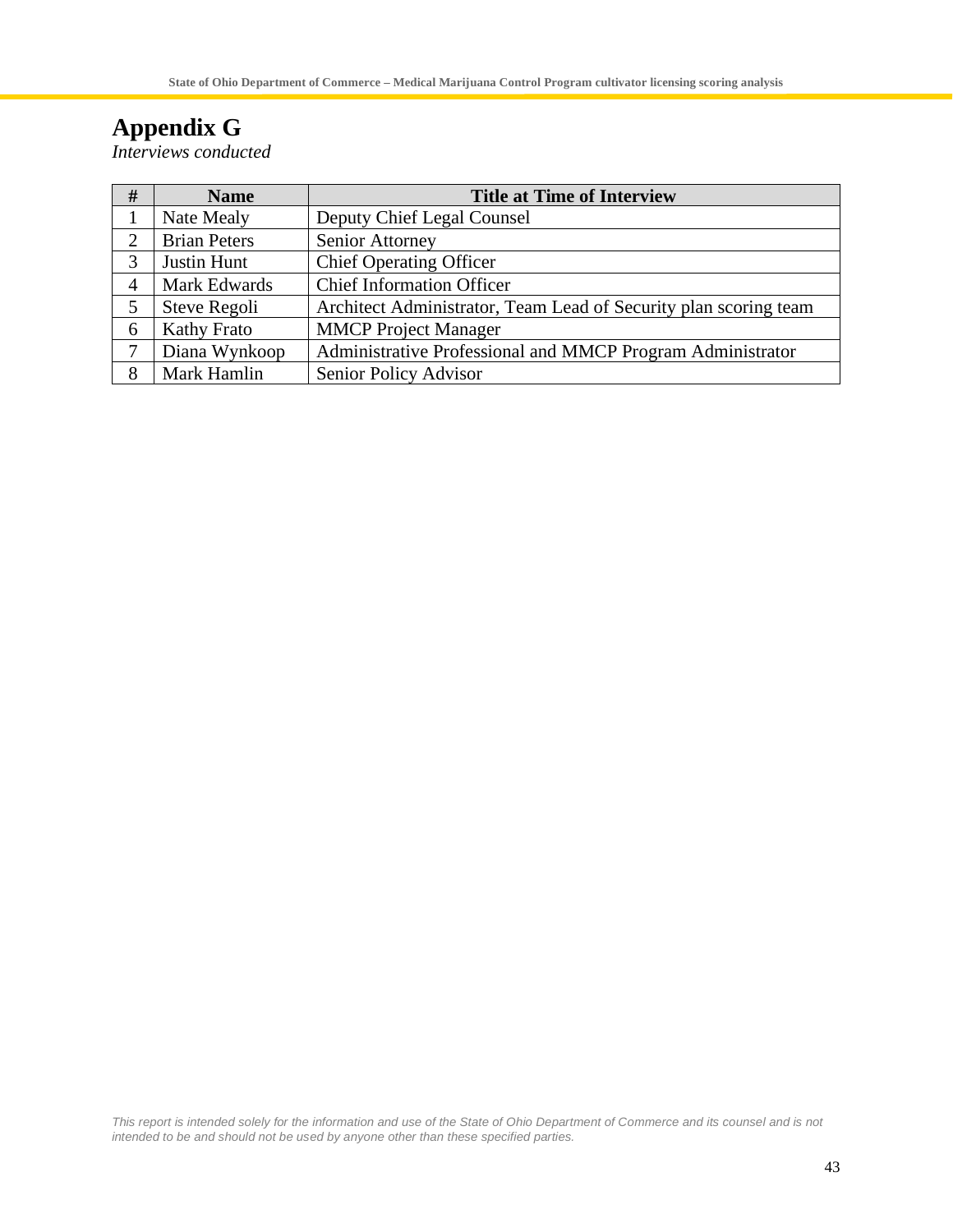# Appendix G

*Interviews conducted*

| # | Name | Title at Time of Interview |
|---|---|---|
| 1 | Nate Mealy | Deputy Chief Legal Counsel |
| 2 | Brian Peters | Senior Attorney |
| 3 | Justin Hunt | Chief Operating Officer |
| 4 | Mark Edwards | Chief Information Officer |
| 5 | Steve Regoli | Architect Administrator, Team Lead of Security plan scoring team |
| 6 | Kathy Frato | MMCP Project Manager |
| 7 | Diana Wynkoop | Administrative Professional and MMCP Program Administrator |
| 8 | Mark Hamlin | Senior Policy Advisor |

*This report is intended solely for the information and use of the State of Ohio Department of Commerce and its counsel and is not intended to be and should not be used by anyone other than these specified parties.*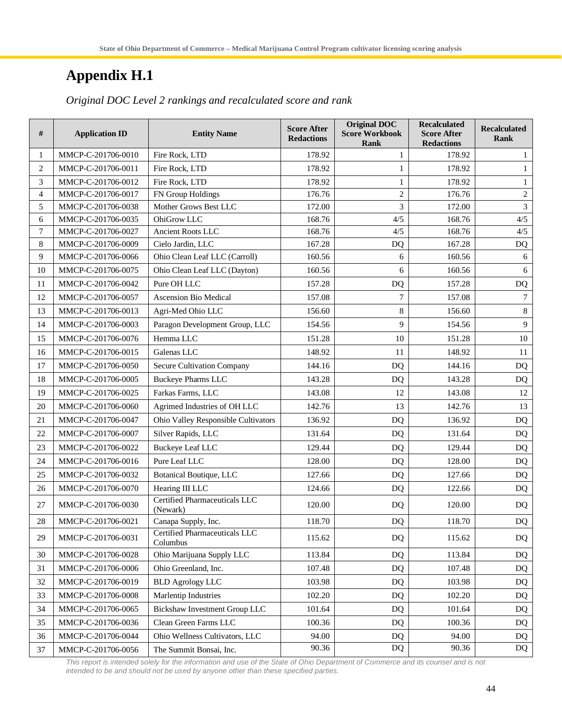## Appendix H.1

*Original DOC Level 2 rankings and recalculated score and rank*

| # | Application ID | Entity Name | Score After Redactions | Original DOC Score Workbook Rank | Recalculated Score After Redactions | Recalculated Rank |
|---|---|---|---|---|---|---|
| 1 | MMCP-C-201706-0010 | Fire Rock, LTD | 178.92 | 1 | 178.92 | 1 |
| 2 | MMCP-C-201706-0011 | Fire Rock, LTD | 178.92 | 1 | 178.92 | 1 |
| 3 | MMCP-C-201706-0012 | Fire Rock, LTD | 178.92 | 1 | 178.92 | 1 |
| 4 | MMCP-C-201706-0017 | FN Group Holdings | 176.76 | 2 | 176.76 | 2 |
| 5 | MMCP-C-201706-0038 | Mother Grows Best LLC | 172.00 | 3 | 172.00 | 3 |
| 6 | MMCP-C-201706-0035 | OhiGrow LLC | 168.76 | 4/5 | 168.76 | 4/5 |
| 7 | MMCP-C-201706-0027 | Ancient Roots LLC | 168.76 | 4/5 | 168.76 | 4/5 |
| 8 | MMCP-C-201706-0009 | Cielo Jardin, LLC | 167.28 | DQ | 167.28 | DQ |
| 9 | MMCP-C-201706-0066 | Ohio Clean Leaf LLC (Carroll) | 160.56 | 6 | 160.56 | 6 |
| 10 | MMCP-C-201706-0075 | Ohio Clean Leaf LLC (Dayton) | 160.56 | 6 | 160.56 | 6 |
| 11 | MMCP-C-201706-0042 | Pure OH LLC | 157.28 | DQ | 157.28 | DQ |
| 12 | MMCP-C-201706-0057 | Ascension Bio Medical | 157.08 | 7 | 157.08 | 7 |
| 13 | MMCP-C-201706-0013 | Agri-Med Ohio LLC | 156.60 | 8 | 156.60 | 8 |
| 14 | MMCP-C-201706-0003 | Paragon Development Group, LLC | 154.56 | 9 | 154.56 | 9 |
| 15 | MMCP-C-201706-0076 | Hemma LLC | 151.28 | 10 | 151.28 | 10 |
| 16 | MMCP-C-201706-0015 | Galenas LLC | 148.92 | 11 | 148.92 | 11 |
| 17 | MMCP-C-201706-0050 | Secure Cultivation Company | 144.16 | DQ | 144.16 | DQ |
| 18 | MMCP-C-201706-0005 | Buckeye Pharms LLC | 143.28 | DQ | 143.28 | DQ |
| 19 | MMCP-C-201706-0025 | Farkas Farms, LLC | 143.08 | 12 | 143.08 | 12 |
| 20 | MMCP-C-201706-0060 | Agrimed Industries of OH LLC | 142.76 | 13 | 142.76 | 13 |
| 21 | MMCP-C-201706-0047 | Ohio Valley Responsible Cultivators | 136.92 | DQ | 136.92 | DQ |
| 22 | MMCP-C-201706-0007 | Silver Rapids, LLC | 131.64 | DQ | 131.64 | DQ |
| 23 | MMCP-C-201706-0022 | Buckeye Leaf LLC | 129.44 | DQ | 129.44 | DQ |
| 24 | MMCP-C-201706-0016 | Pure Leaf LLC | 128.00 | DQ | 128.00 | DQ |
| 25 | MMCP-C-201706-0032 | Botanical Boutique, LLC | 127.66 | DQ | 127.66 | DQ |
| 26 | MMCP-C-201706-0070 | Hearing III LLC | 124.66 | DQ | 122.66 | DQ |
| 27 | MMCP-C-201706-0030 | Certified Pharmaceuticals LLC (Newark) | 120.00 | DQ | 120.00 | DQ |
| 28 | MMCP-C-201706-0021 | Canapa Supply, Inc. | 118.70 | DQ | 118.70 | DQ |
| 29 | MMCP-C-201706-0031 | Certified Pharmaceuticals LLC Columbus | 115.62 | DQ | 115.62 | DQ |
| 30 | MMCP-C-201706-0028 | Ohio Marijuana Supply LLC | 113.84 | DQ | 113.84 | DQ |
| 31 | MMCP-C-201706-0006 | Ohio Greenland, Inc. | 107.48 | DQ | 107.48 | DQ |
| 32 | MMCP-C-201706-0019 | BLD Agrology LLC | 103.98 | DQ | 103.98 | DQ |
| 33 | MMCP-C-201706-0008 | Marlentip Industries | 102.20 | DQ | 102.20 | DQ |
| 34 | MMCP-C-201706-0065 | Bickshaw Investment Group LLC | 101.64 | DQ | 101.64 | DQ |
| 35 | MMCP-C-201706-0036 | Clean Green Farms LLC | 100.36 | DQ | 100.36 | DQ |
| 36 | MMCP-C-201706-0044 | Ohio Wellness Cultivators, LLC | 94.00 | DQ | 94.00 | DQ |
| 37 | MMCP-C-201706-0056 | The Summit Bonsai, Inc. | 90.36 | DQ | 90.36 | DQ |

*This report is intended solely for the information and use of the State of Ohio Department of Commerce and its counsel and is not intended to be and should not be used by anyone other than these specified parties.*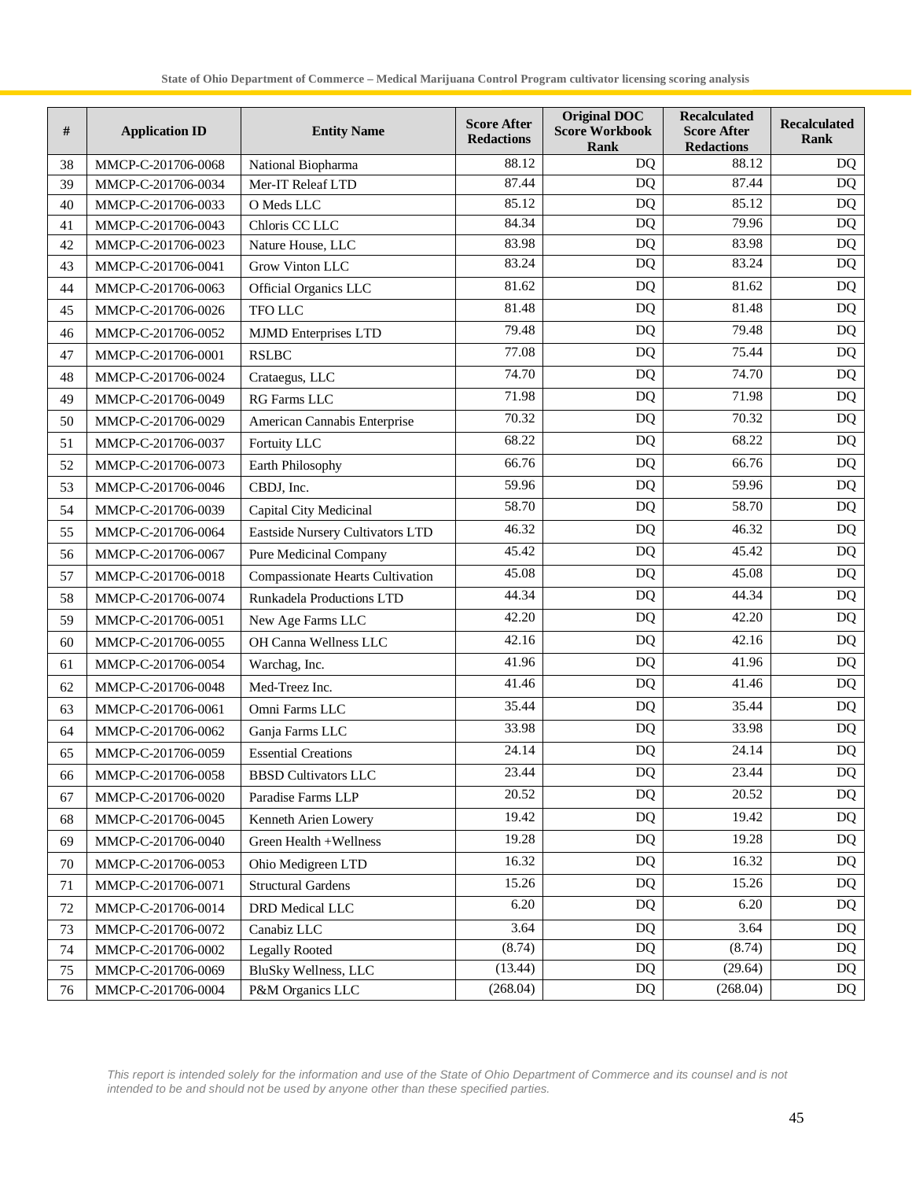| # | Application ID | Entity Name | Score After Redactions | Original DOC Score Workbook Rank | Recalculated Score After Redactions | Recalculated Rank |
|---|---|---|---|---|---|---|
| 38 | MMCP-C-201706-0068 | National Biopharma | 88.12 | DQ | 88.12 | DQ |
| 39 | MMCP-C-201706-0034 | Mer-IT Releaf LTD | 87.44 | DQ | 87.44 | DQ |
| 40 | MMCP-C-201706-0033 | O Meds LLC | 85.12 | DQ | 85.12 | DQ |
| 41 | MMCP-C-201706-0043 | Chloris CC LLC | 84.34 | DQ | 79.96 | DQ |
| 42 | MMCP-C-201706-0023 | Nature House, LLC | 83.98 | DQ | 83.98 | DQ |
| 43 | MMCP-C-201706-0041 | Grow Vinton LLC | 83.24 | DQ | 83.24 | DQ |
| 44 | MMCP-C-201706-0063 | Official Organics LLC | 81.62 | DQ | 81.62 | DQ |
| 45 | MMCP-C-201706-0026 | TFO LLC | 81.48 | DQ | 81.48 | DQ |
| 46 | MMCP-C-201706-0052 | MJMD Enterprises LTD | 79.48 | DQ | 79.48 | DQ |
| 47 | MMCP-C-201706-0001 | RSLBC | 77.08 | DQ | 75.44 | DQ |
| 48 | MMCP-C-201706-0024 | Crataegus, LLC | 74.70 | DQ | 74.70 | DQ |
| 49 | MMCP-C-201706-0049 | RG Farms LLC | 71.98 | DQ | 71.98 | DQ |
| 50 | MMCP-C-201706-0029 | American Cannabis Enterprise | 70.32 | DQ | 70.32 | DQ |
| 51 | MMCP-C-201706-0037 | Fortuity LLC | 68.22 | DQ | 68.22 | DQ |
| 52 | MMCP-C-201706-0073 | Earth Philosophy | 66.76 | DQ | 66.76 | DQ |
| 53 | MMCP-C-201706-0046 | CBDJ, Inc. | 59.96 | DQ | 59.96 | DQ |
| 54 | MMCP-C-201706-0039 | Capital City Medicinal | 58.70 | DQ | 58.70 | DQ |
| 55 | MMCP-C-201706-0064 | Eastside Nursery Cultivators LTD | 46.32 | DQ | 46.32 | DQ |
| 56 | MMCP-C-201706-0067 | Pure Medicinal Company | 45.42 | DQ | 45.42 | DQ |
| 57 | MMCP-C-201706-0018 | Compassionate Hearts Cultivation | 45.08 | DQ | 45.08 | DQ |
| 58 | MMCP-C-201706-0074 | Runkadela Productions LTD | 44.34 | DQ | 44.34 | DQ |
| 59 | MMCP-C-201706-0051 | New Age Farms LLC | 42.20 | DQ | 42.20 | DQ |
| 60 | MMCP-C-201706-0055 | OH Canna Wellness LLC | 42.16 | DQ | 42.16 | DQ |
| 61 | MMCP-C-201706-0054 | Warchag, Inc. | 41.96 | DQ | 41.96 | DQ |
| 62 | MMCP-C-201706-0048 | Med-Treez Inc. | 41.46 | DQ | 41.46 | DQ |
| 63 | MMCP-C-201706-0061 | Omni Farms LLC | 35.44 | DQ | 35.44 | DQ |
| 64 | MMCP-C-201706-0062 | Ganja Farms LLC | 33.98 | DQ | 33.98 | DQ |
| 65 | MMCP-C-201706-0059 | Essential Creations | 24.14 | DQ | 24.14 | DQ |
| 66 | MMCP-C-201706-0058 | BBSD Cultivators LLC | 23.44 | DQ | 23.44 | DQ |
| 67 | MMCP-C-201706-0020 | Paradise Farms LLP | 20.52 | DQ | 20.52 | DQ |
| 68 | MMCP-C-201706-0045 | Kenneth Arien Lowery | 19.42 | DQ | 19.42 | DQ |
| 69 | MMCP-C-201706-0040 | Green Health +Wellness | 19.28 | DQ | 19.28 | DQ |
| 70 | MMCP-C-201706-0053 | Ohio Medigreen LTD | 16.32 | DQ | 16.32 | DQ |
| 71 | MMCP-C-201706-0071 | Structural Gardens | 15.26 | DQ | 15.26 | DQ |
| 72 | MMCP-C-201706-0014 | DRD Medical LLC | 6.20 | DQ | 6.20 | DQ |
| 73 | MMCP-C-201706-0072 | Canabiz LLC | 3.64 | DQ | 3.64 | DQ |
| 74 | MMCP-C-201706-0002 | Legally Rooted | (8.74) | DQ | (8.74) | DQ |
| 75 | MMCP-C-201706-0069 | BluSky Wellness, LLC | (13.44) | DQ | (29.64) | DQ |
| 76 | MMCP-C-201706-0004 | P&M Organics LLC | (268.04) | DQ | (268.04) | DQ |

*This report is intended solely for the information and use of the State of Ohio Department of Commerce and its counsel and is not intended to be and should not be used by anyone other than these specified parties.*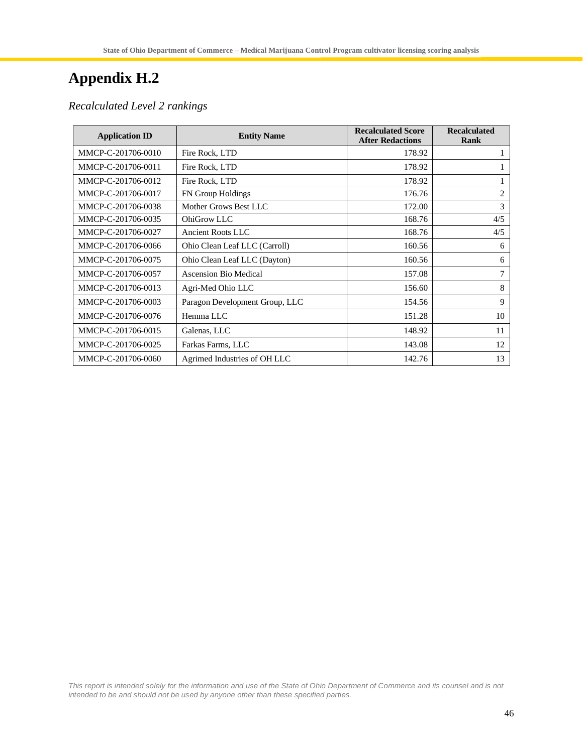# Appendix H.2

*Recalculated Level 2 rankings*

| Application ID | Entity Name | Recalculated Score After Redactions | Recalculated Rank |
|---|---|---|---|
| MMCP-C-201706-0010 | Fire Rock, LTD | 178.92 | 1 |
| MMCP-C-201706-0011 | Fire Rock, LTD | 178.92 | 1 |
| MMCP-C-201706-0012 | Fire Rock, LTD | 178.92 | 1 |
| MMCP-C-201706-0017 | FN Group Holdings | 176.76 | 2 |
| MMCP-C-201706-0038 | Mother Grows Best LLC | 172.00 | 3 |
| MMCP-C-201706-0035 | OhiGrow LLC | 168.76 | 4/5 |
| MMCP-C-201706-0027 | Ancient Roots LLC | 168.76 | 4/5 |
| MMCP-C-201706-0066 | Ohio Clean Leaf LLC (Carroll) | 160.56 | 6 |
| MMCP-C-201706-0075 | Ohio Clean Leaf LLC (Dayton) | 160.56 | 6 |
| MMCP-C-201706-0057 | Ascension Bio Medical | 157.08 | 7 |
| MMCP-C-201706-0013 | Agri-Med Ohio LLC | 156.60 | 8 |
| MMCP-C-201706-0003 | Paragon Development Group, LLC | 154.56 | 9 |
| MMCP-C-201706-0076 | Hemma LLC | 151.28 | 10 |
| MMCP-C-201706-0015 | Galenas, LLC | 148.92 | 11 |
| MMCP-C-201706-0025 | Farkas Farms, LLC | 143.08 | 12 |
| MMCP-C-201706-0060 | Agrimed Industries of OH LLC | 142.76 | 13 |

*This report is intended solely for the information and use of the State of Ohio Department of Commerce and its counsel and is not intended to be and should not be used by anyone other than these specified parties.*